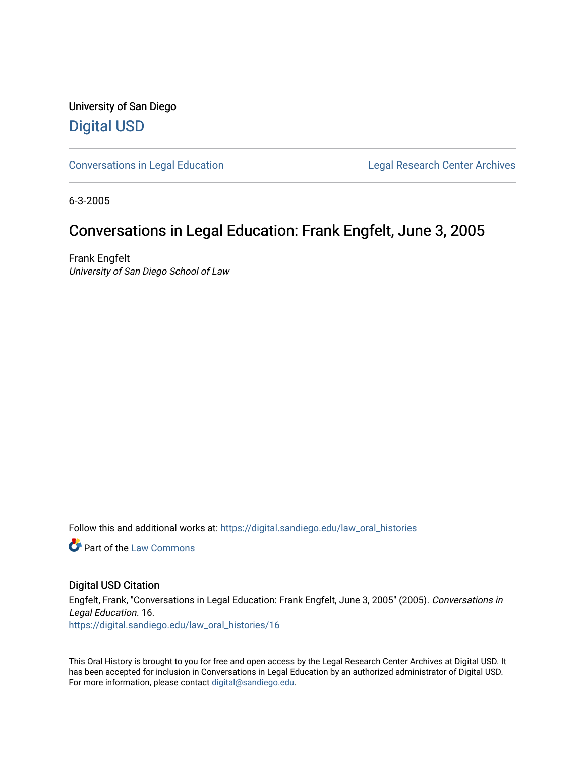University of San Diego

# Digital USD

Conversations in Legal Education

Legal Research Center Archives

6-3-2005

## Conversations in Legal Education: Frank Engfelt, June 3, 2005

Frank Engfelt

*University of San Diego School of Law*

Follow this and additional works at: https://digital.sandiego.edu/law_oral_histories

Part of the Law Commons

### Digital USD Citation

Engfelt, Frank, "Conversations in Legal Education: Frank Engfelt, June 3, 2005" (2005). *Conversations in Legal Education*. 16.
https://digital.sandiego.edu/law_oral_histories/16

This Oral History is brought to you for free and open access by the Legal Research Center Archives at Digital USD. It has been accepted for inclusion in Conversations in Legal Education by an authorized administrator of Digital USD. For more information, please contact digital@sandiego.edu.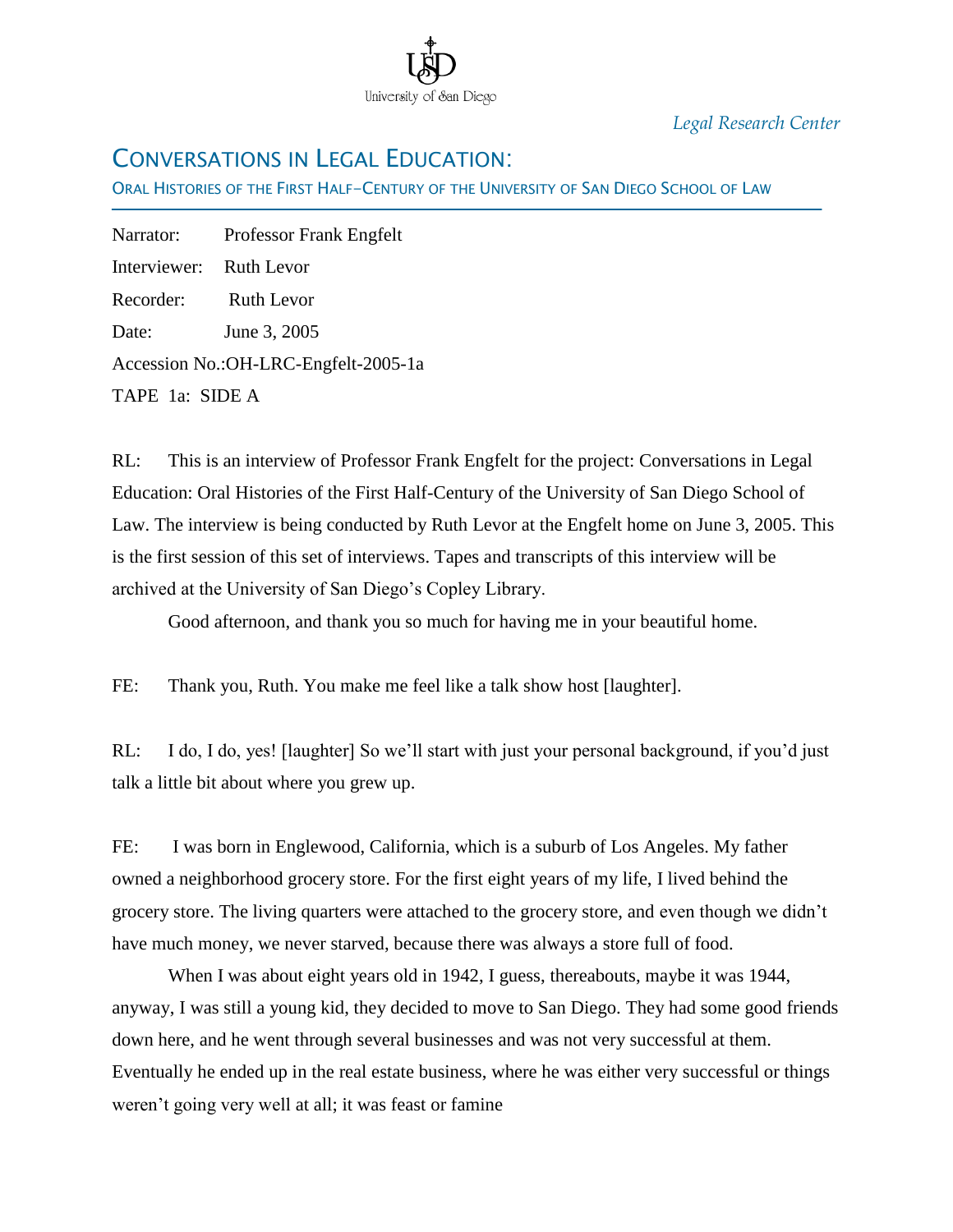*Legal Research Center*

# CONVERSATIONS IN LEGAL EDUCATION:

ORAL HISTORIES OF THE FIRST HALF–CENTURY OF THE UNIVERSITY OF SAN DIEGO SCHOOL OF LAW

Narrator: Professor Frank Engfelt

Interviewer: Ruth Levor

Recorder: Ruth Levor

Date: June 3, 2005

Accession No.:OH-LRC-Engfelt-2005-1a

TAPE 1a: SIDE A

RL: This is an interview of Professor Frank Engfelt for the project: Conversations in Legal Education: Oral Histories of the First Half-Century of the University of San Diego School of Law. The interview is being conducted by Ruth Levor at the Engfelt home on June 3, 2005. This is the first session of this set of interviews. Tapes and transcripts of this interview will be archived at the University of San Diego's Copley Library.

Good afternoon, and thank you so much for having me in your beautiful home.

FE: Thank you, Ruth. You make me feel like a talk show host [laughter].

RL: I do, I do, yes! [laughter] So we'll start with just your personal background, if you'd just talk a little bit about where you grew up.

FE: I was born in Englewood, California, which is a suburb of Los Angeles. My father owned a neighborhood grocery store. For the first eight years of my life, I lived behind the grocery store. The living quarters were attached to the grocery store, and even though we didn't have much money, we never starved, because there was always a store full of food.

When I was about eight years old in 1942, I guess, thereabouts, maybe it was 1944, anyway, I was still a young kid, they decided to move to San Diego. They had some good friends down here, and he went through several businesses and was not very successful at them. Eventually he ended up in the real estate business, where he was either very successful or things weren't going very well at all; it was feast or famine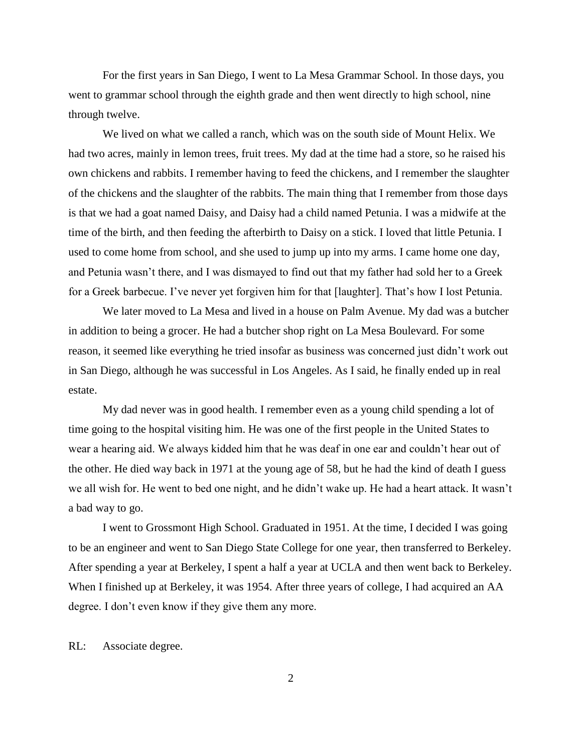For the first years in San Diego, I went to La Mesa Grammar School. In those days, you went to grammar school through the eighth grade and then went directly to high school, nine through twelve.

We lived on what we called a ranch, which was on the south side of Mount Helix. We had two acres, mainly in lemon trees, fruit trees. My dad at the time had a store, so he raised his own chickens and rabbits. I remember having to feed the chickens, and I remember the slaughter of the chickens and the slaughter of the rabbits. The main thing that I remember from those days is that we had a goat named Daisy, and Daisy had a child named Petunia. I was a midwife at the time of the birth, and then feeding the afterbirth to Daisy on a stick. I loved that little Petunia. I used to come home from school, and she used to jump up into my arms. I came home one day, and Petunia wasn't there, and I was dismayed to find out that my father had sold her to a Greek for a Greek barbecue. I've never yet forgiven him for that [laughter]. That's how I lost Petunia.

We later moved to La Mesa and lived in a house on Palm Avenue. My dad was a butcher in addition to being a grocer. He had a butcher shop right on La Mesa Boulevard. For some reason, it seemed like everything he tried insofar as business was concerned just didn't work out in San Diego, although he was successful in Los Angeles. As I said, he finally ended up in real estate.

My dad never was in good health. I remember even as a young child spending a lot of time going to the hospital visiting him. He was one of the first people in the United States to wear a hearing aid. We always kidded him that he was deaf in one ear and couldn't hear out of the other. He died way back in 1971 at the young age of 58, but he had the kind of death I guess we all wish for. He went to bed one night, and he didn't wake up. He had a heart attack. It wasn't a bad way to go.

I went to Grossmont High School. Graduated in 1951. At the time, I decided I was going to be an engineer and went to San Diego State College for one year, then transferred to Berkeley. After spending a year at Berkeley, I spent a half a year at UCLA and then went back to Berkeley. When I finished up at Berkeley, it was 1954. After three years of college, I had acquired an AA degree. I don't even know if they give them any more.

RL: Associate degree.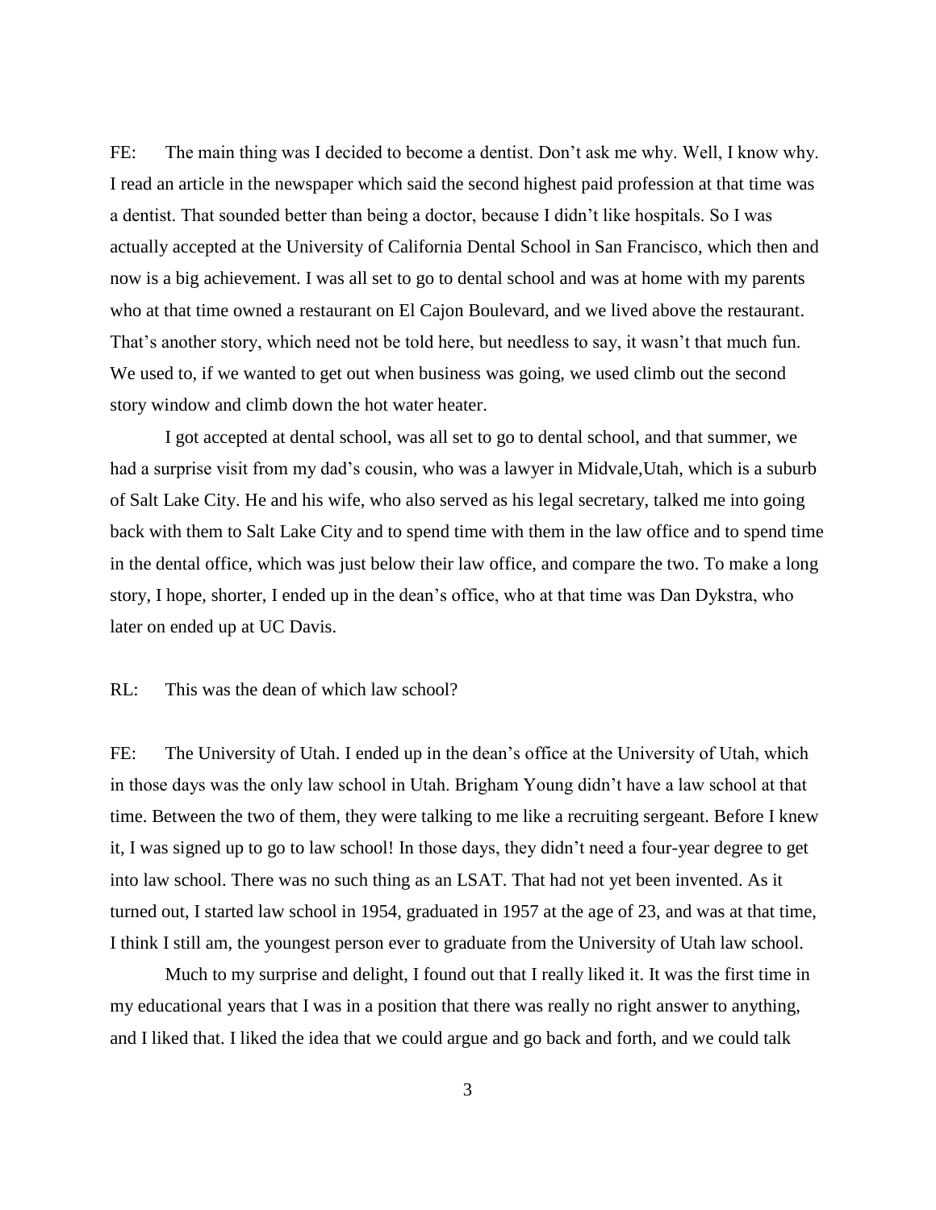FE: The main thing was I decided to become a dentist. Don't ask me why. Well, I know why. I read an article in the newspaper which said the second highest paid profession at that time was a dentist. That sounded better than being a doctor, because I didn't like hospitals. So I was actually accepted at the University of California Dental School in San Francisco, which then and now is a big achievement. I was all set to go to dental school and was at home with my parents who at that time owned a restaurant on El Cajon Boulevard, and we lived above the restaurant. That's another story, which need not be told here, but needless to say, it wasn't that much fun. We used to, if we wanted to get out when business was going, we used climb out the second story window and climb down the hot water heater.

I got accepted at dental school, was all set to go to dental school, and that summer, we had a surprise visit from my dad's cousin, who was a lawyer in Midvale,Utah, which is a suburb of Salt Lake City. He and his wife, who also served as his legal secretary, talked me into going back with them to Salt Lake City and to spend time with them in the law office and to spend time in the dental office, which was just below their law office, and compare the two. To make a long story, I hope, shorter, I ended up in the dean's office, who at that time was Dan Dykstra, who later on ended up at UC Davis.

RL: This was the dean of which law school?

FE: The University of Utah. I ended up in the dean's office at the University of Utah, which in those days was the only law school in Utah. Brigham Young didn't have a law school at that time. Between the two of them, they were talking to me like a recruiting sergeant. Before I knew it, I was signed up to go to law school! In those days, they didn't need a four-year degree to get into law school. There was no such thing as an LSAT. That had not yet been invented. As it turned out, I started law school in 1954, graduated in 1957 at the age of 23, and was at that time, I think I still am, the youngest person ever to graduate from the University of Utah law school.

Much to my surprise and delight, I found out that I really liked it. It was the first time in my educational years that I was in a position that there was really no right answer to anything, and I liked that. I liked the idea that we could argue and go back and forth, and we could talk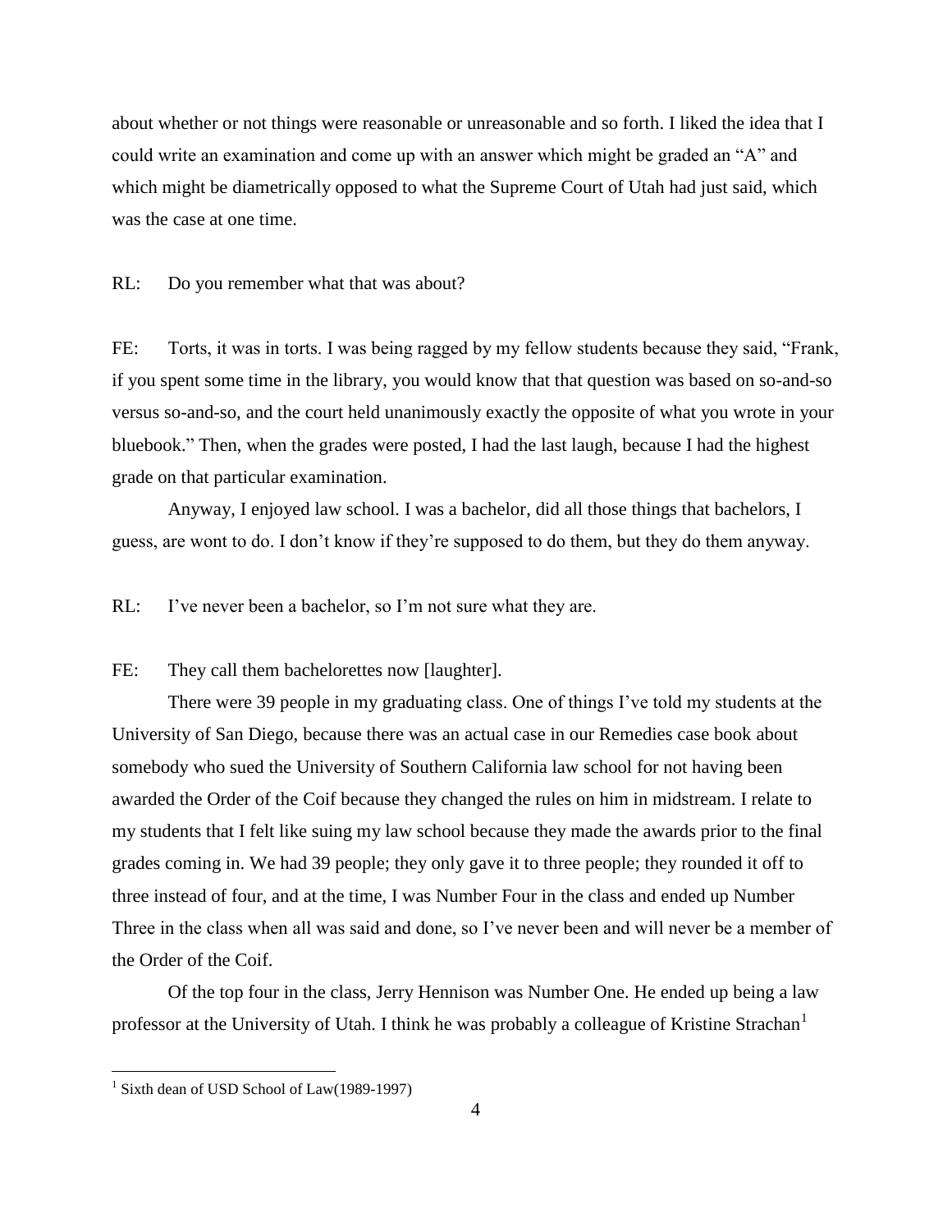about whether or not things were reasonable or unreasonable and so forth. I liked the idea that I could write an examination and come up with an answer which might be graded an "A" and which might be diametrically opposed to what the Supreme Court of Utah had just said, which was the case at one time.

RL: Do you remember what that was about?

FE: Torts, it was in torts. I was being ragged by my fellow students because they said, "Frank, if you spent some time in the library, you would know that that question was based on so-and-so versus so-and-so, and the court held unanimously exactly the opposite of what you wrote in your bluebook." Then, when the grades were posted, I had the last laugh, because I had the highest grade on that particular examination.

Anyway, I enjoyed law school. I was a bachelor, did all those things that bachelors, I guess, are wont to do. I don't know if they're supposed to do them, but they do them anyway.

RL: I've never been a bachelor, so I'm not sure what they are.

FE: They call them bachelorettes now [laughter].

There were 39 people in my graduating class. One of things I've told my students at the University of San Diego, because there was an actual case in our Remedies case book about somebody who sued the University of Southern California law school for not having been awarded the Order of the Coif because they changed the rules on him in midstream. I relate to my students that I felt like suing my law school because they made the awards prior to the final grades coming in. We had 39 people; they only gave it to three people; they rounded it off to three instead of four, and at the time, I was Number Four in the class and ended up Number Three in the class when all was said and done, so I've never been and will never be a member of the Order of the Coif.

Of the top four in the class, Jerry Hennison was Number One. He ended up being a law professor at the University of Utah. I think he was probably a colleague of Kristine Strachan[1]

---

[1] Sixth dean of USD School of Law(1989-1997)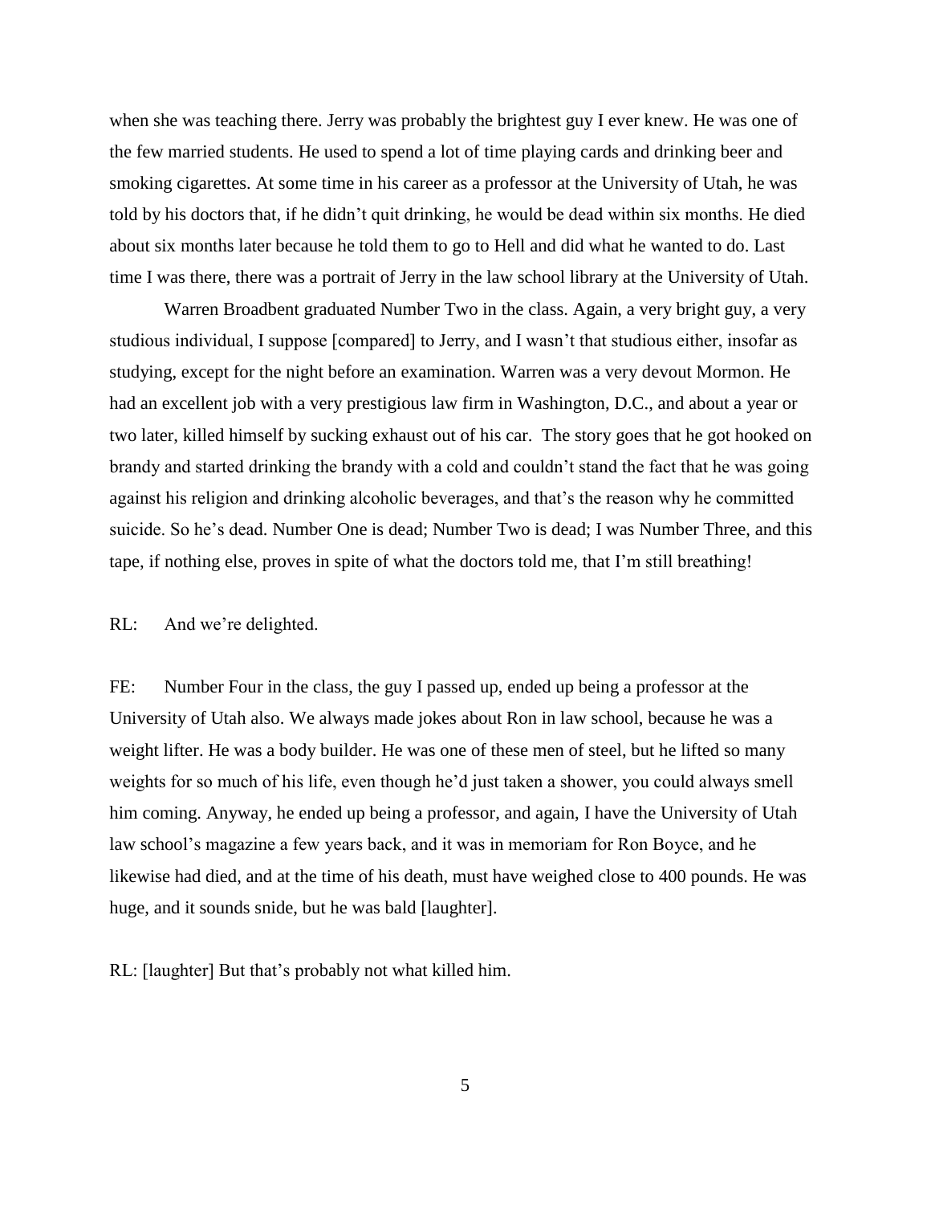when she was teaching there. Jerry was probably the brightest guy I ever knew. He was one of the few married students. He used to spend a lot of time playing cards and drinking beer and smoking cigarettes. At some time in his career as a professor at the University of Utah, he was told by his doctors that, if he didn't quit drinking, he would be dead within six months. He died about six months later because he told them to go to Hell and did what he wanted to do. Last time I was there, there was a portrait of Jerry in the law school library at the University of Utah.

Warren Broadbent graduated Number Two in the class. Again, a very bright guy, a very studious individual, I suppose [compared] to Jerry, and I wasn't that studious either, insofar as studying, except for the night before an examination. Warren was a very devout Mormon. He had an excellent job with a very prestigious law firm in Washington, D.C., and about a year or two later, killed himself by sucking exhaust out of his car. The story goes that he got hooked on brandy and started drinking the brandy with a cold and couldn't stand the fact that he was going against his religion and drinking alcoholic beverages, and that's the reason why he committed suicide. So he's dead. Number One is dead; Number Two is dead; I was Number Three, and this tape, if nothing else, proves in spite of what the doctors told me, that I'm still breathing!

RL: And we're delighted.

FE: Number Four in the class, the guy I passed up, ended up being a professor at the University of Utah also. We always made jokes about Ron in law school, because he was a weight lifter. He was a body builder. He was one of these men of steel, but he lifted so many weights for so much of his life, even though he'd just taken a shower, you could always smell him coming. Anyway, he ended up being a professor, and again, I have the University of Utah law school's magazine a few years back, and it was in memoriam for Ron Boyce, and he likewise had died, and at the time of his death, must have weighed close to 400 pounds. He was huge, and it sounds snide, but he was bald [laughter].

RL: [laughter] But that's probably not what killed him.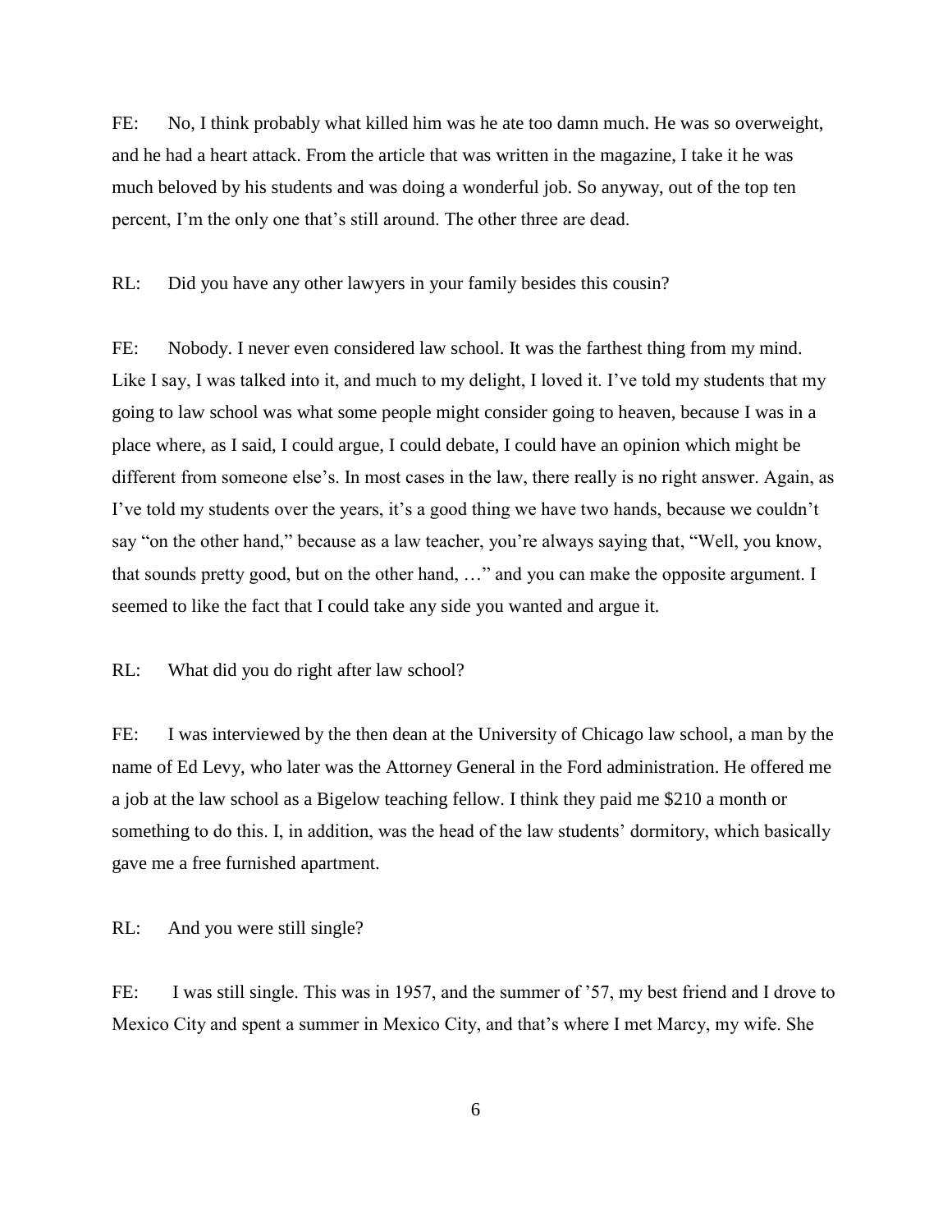FE: No, I think probably what killed him was he ate too damn much. He was so overweight, and he had a heart attack. From the article that was written in the magazine, I take it he was much beloved by his students and was doing a wonderful job. So anyway, out of the top ten percent, I'm the only one that's still around. The other three are dead.

RL: Did you have any other lawyers in your family besides this cousin?

FE: Nobody. I never even considered law school. It was the farthest thing from my mind. Like I say, I was talked into it, and much to my delight, I loved it. I've told my students that my going to law school was what some people might consider going to heaven, because I was in a place where, as I said, I could argue, I could debate, I could have an opinion which might be different from someone else's. In most cases in the law, there really is no right answer. Again, as I've told my students over the years, it's a good thing we have two hands, because we couldn't say "on the other hand," because as a law teacher, you're always saying that, "Well, you know, that sounds pretty good, but on the other hand, …" and you can make the opposite argument. I seemed to like the fact that I could take any side you wanted and argue it.

RL: What did you do right after law school?

FE: I was interviewed by the then dean at the University of Chicago law school, a man by the name of Ed Levy, who later was the Attorney General in the Ford administration. He offered me a job at the law school as a Bigelow teaching fellow. I think they paid me $210 a month or something to do this. I, in addition, was the head of the law students' dormitory, which basically gave me a free furnished apartment.

RL: And you were still single?

FE: I was still single. This was in 1957, and the summer of '57, my best friend and I drove to Mexico City and spent a summer in Mexico City, and that's where I met Marcy, my wife. She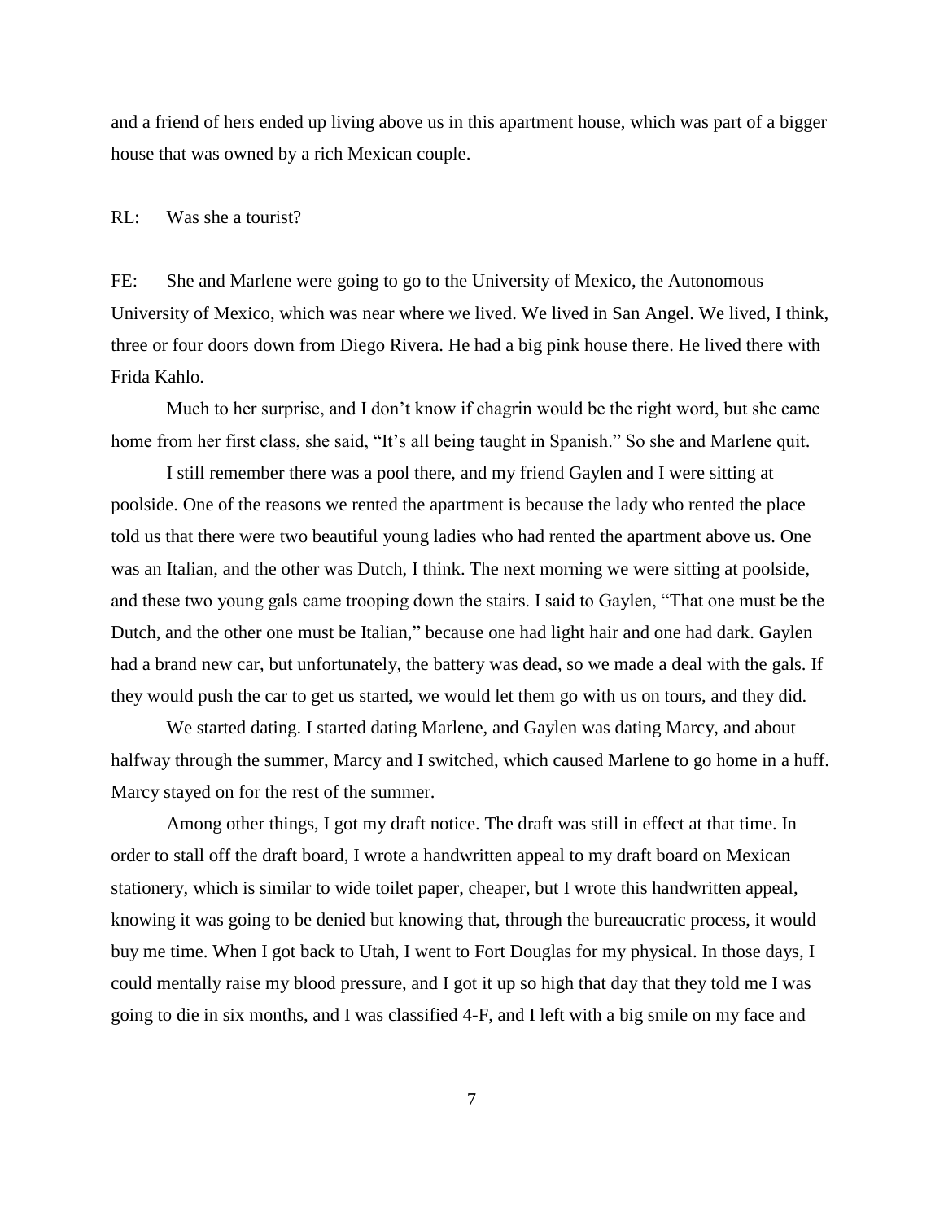and a friend of hers ended up living above us in this apartment house, which was part of a bigger house that was owned by a rich Mexican couple.

RL: Was she a tourist?

FE: She and Marlene were going to go to the University of Mexico, the Autonomous University of Mexico, which was near where we lived. We lived in San Angel. We lived, I think, three or four doors down from Diego Rivera. He had a big pink house there. He lived there with Frida Kahlo.

Much to her surprise, and I don't know if chagrin would be the right word, but she came home from her first class, she said, "It's all being taught in Spanish." So she and Marlene quit.

I still remember there was a pool there, and my friend Gaylen and I were sitting at poolside. One of the reasons we rented the apartment is because the lady who rented the place told us that there were two beautiful young ladies who had rented the apartment above us. One was an Italian, and the other was Dutch, I think. The next morning we were sitting at poolside, and these two young gals came trooping down the stairs. I said to Gaylen, "That one must be the Dutch, and the other one must be Italian," because one had light hair and one had dark. Gaylen had a brand new car, but unfortunately, the battery was dead, so we made a deal with the gals. If they would push the car to get us started, we would let them go with us on tours, and they did.

We started dating. I started dating Marlene, and Gaylen was dating Marcy, and about halfway through the summer, Marcy and I switched, which caused Marlene to go home in a huff. Marcy stayed on for the rest of the summer.

Among other things, I got my draft notice. The draft was still in effect at that time. In order to stall off the draft board, I wrote a handwritten appeal to my draft board on Mexican stationery, which is similar to wide toilet paper, cheaper, but I wrote this handwritten appeal, knowing it was going to be denied but knowing that, through the bureaucratic process, it would buy me time. When I got back to Utah, I went to Fort Douglas for my physical. In those days, I could mentally raise my blood pressure, and I got it up so high that day that they told me I was going to die in six months, and I was classified 4-F, and I left with a big smile on my face and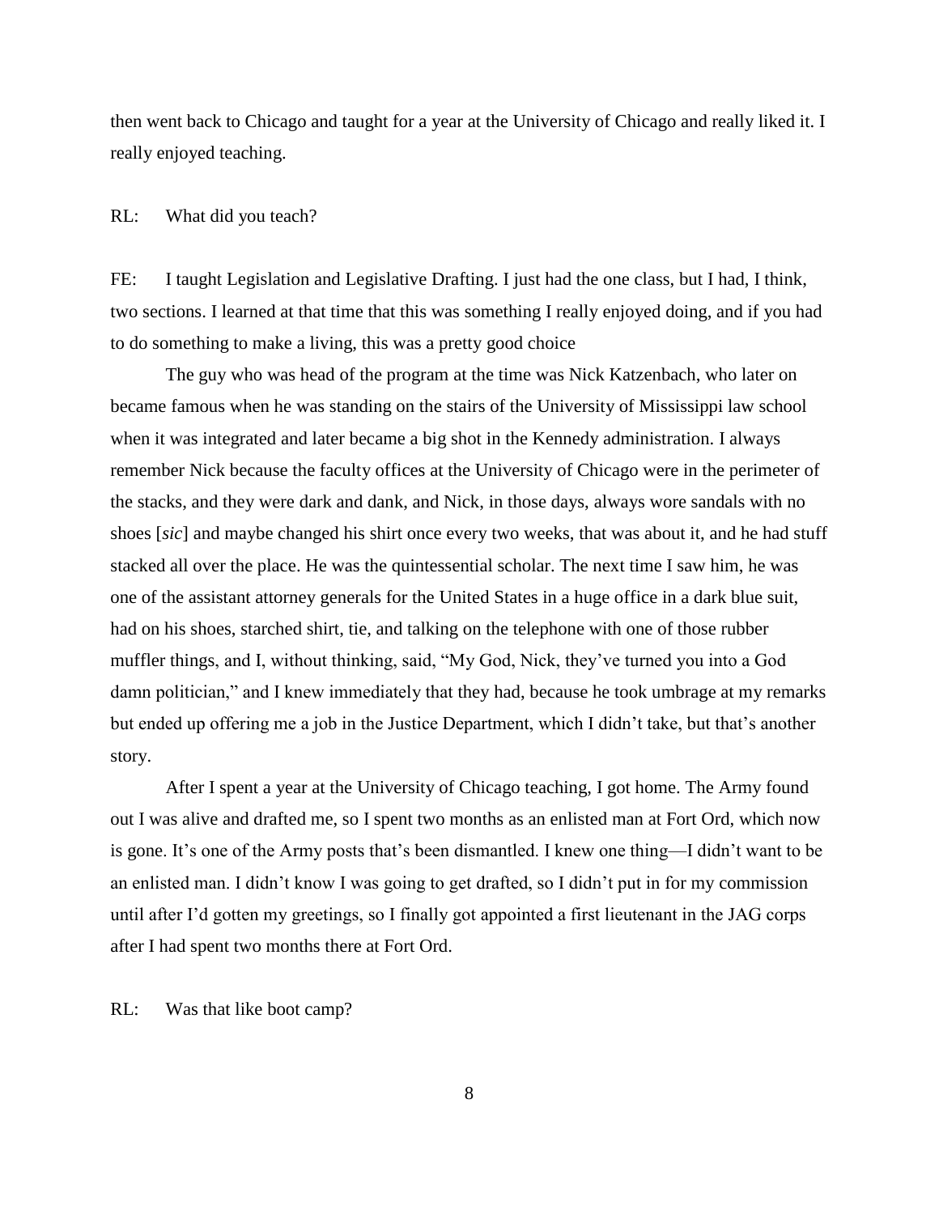then went back to Chicago and taught for a year at the University of Chicago and really liked it. I really enjoyed teaching.

RL: What did you teach?

FE: I taught Legislation and Legislative Drafting. I just had the one class, but I had, I think, two sections. I learned at that time that this was something I really enjoyed doing, and if you had to do something to make a living, this was a pretty good choice

The guy who was head of the program at the time was Nick Katzenbach, who later on became famous when he was standing on the stairs of the University of Mississippi law school when it was integrated and later became a big shot in the Kennedy administration. I always remember Nick because the faculty offices at the University of Chicago were in the perimeter of the stacks, and they were dark and dank, and Nick, in those days, always wore sandals with no shoes [*sic*] and maybe changed his shirt once every two weeks, that was about it, and he had stuff stacked all over the place. He was the quintessential scholar. The next time I saw him, he was one of the assistant attorney generals for the United States in a huge office in a dark blue suit, had on his shoes, starched shirt, tie, and talking on the telephone with one of those rubber muffler things, and I, without thinking, said, "My God, Nick, they've turned you into a God damn politician," and I knew immediately that they had, because he took umbrage at my remarks but ended up offering me a job in the Justice Department, which I didn't take, but that's another story.

After I spent a year at the University of Chicago teaching, I got home. The Army found out I was alive and drafted me, so I spent two months as an enlisted man at Fort Ord, which now is gone. It's one of the Army posts that's been dismantled. I knew one thing—I didn't want to be an enlisted man. I didn't know I was going to get drafted, so I didn't put in for my commission until after I'd gotten my greetings, so I finally got appointed a first lieutenant in the JAG corps after I had spent two months there at Fort Ord.

RL: Was that like boot camp?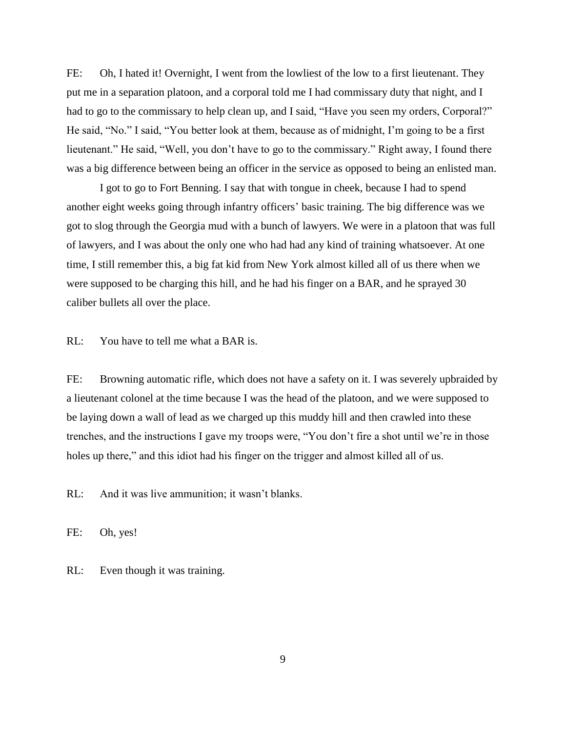FE: Oh, I hated it! Overnight, I went from the lowliest of the low to a first lieutenant. They put me in a separation platoon, and a corporal told me I had commissary duty that night, and I had to go to the commissary to help clean up, and I said, "Have you seen my orders, Corporal?" He said, "No." I said, "You better look at them, because as of midnight, I'm going to be a first lieutenant." He said, "Well, you don't have to go to the commissary." Right away, I found there was a big difference between being an officer in the service as opposed to being an enlisted man.

I got to go to Fort Benning. I say that with tongue in cheek, because I had to spend another eight weeks going through infantry officers' basic training. The big difference was we got to slog through the Georgia mud with a bunch of lawyers. We were in a platoon that was full of lawyers, and I was about the only one who had had any kind of training whatsoever. At one time, I still remember this, a big fat kid from New York almost killed all of us there when we were supposed to be charging this hill, and he had his finger on a BAR, and he sprayed 30 caliber bullets all over the place.

RL: You have to tell me what a BAR is.

FE: Browning automatic rifle, which does not have a safety on it. I was severely upbraided by a lieutenant colonel at the time because I was the head of the platoon, and we were supposed to be laying down a wall of lead as we charged up this muddy hill and then crawled into these trenches, and the instructions I gave my troops were, "You don't fire a shot until we're in those holes up there," and this idiot had his finger on the trigger and almost killed all of us.

RL: And it was live ammunition; it wasn't blanks.

FE: Oh, yes!

RL: Even though it was training.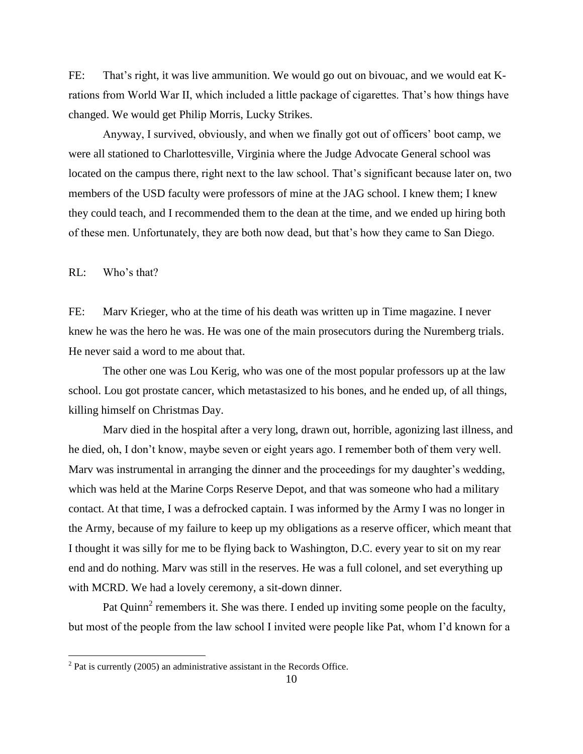FE: That's right, it was live ammunition. We would go out on bivouac, and we would eat K-rations from World War II, which included a little package of cigarettes. That's how things have changed. We would get Philip Morris, Lucky Strikes.

Anyway, I survived, obviously, and when we finally got out of officers' boot camp, we were all stationed to Charlottesville, Virginia where the Judge Advocate General school was located on the campus there, right next to the law school. That's significant because later on, two members of the USD faculty were professors of mine at the JAG school. I knew them; I knew they could teach, and I recommended them to the dean at the time, and we ended up hiring both of these men. Unfortunately, they are both now dead, but that's how they came to San Diego.

RL: Who's that?

FE: Marv Krieger, who at the time of his death was written up in Time magazine. I never knew he was the hero he was. He was one of the main prosecutors during the Nuremberg trials. He never said a word to me about that.

The other one was Lou Kerig, who was one of the most popular professors up at the law school. Lou got prostate cancer, which metastasized to his bones, and he ended up, of all things, killing himself on Christmas Day.

Marv died in the hospital after a very long, drawn out, horrible, agonizing last illness, and he died, oh, I don't know, maybe seven or eight years ago. I remember both of them very well. Marv was instrumental in arranging the dinner and the proceedings for my daughter's wedding, which was held at the Marine Corps Reserve Depot, and that was someone who had a military contact. At that time, I was a defrocked captain. I was informed by the Army I was no longer in the Army, because of my failure to keep up my obligations as a reserve officer, which meant that I thought it was silly for me to be flying back to Washington, D.C. every year to sit on my rear end and do nothing. Marv was still in the reserves. He was a full colonel, and set everything up with MCRD. We had a lovely ceremony, a sit-down dinner.

Pat Quinn[2] remembers it. She was there. I ended up inviting some people on the faculty, but most of the people from the law school I invited were people like Pat, whom I'd known for a

[2] Pat is currently (2005) an administrative assistant in the Records Office.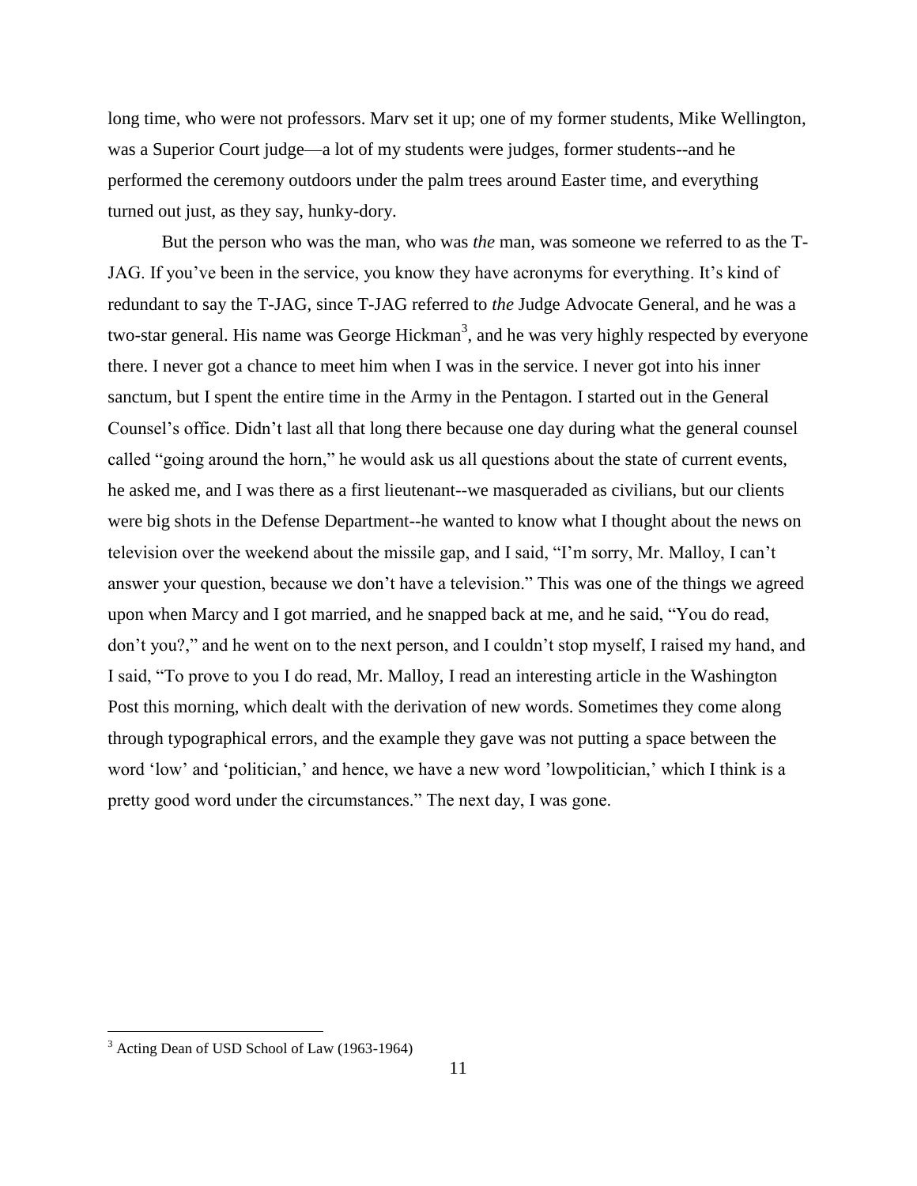long time, who were not professors. Marv set it up; one of my former students, Mike Wellington, was a Superior Court judge—a lot of my students were judges, former students--and he performed the ceremony outdoors under the palm trees around Easter time, and everything turned out just, as they say, hunky-dory.

But the person who was the man, who was *the* man, was someone we referred to as the T-JAG. If you've been in the service, you know they have acronyms for everything. It's kind of redundant to say the T-JAG, since T-JAG referred to *the* Judge Advocate General, and he was a two-star general. His name was George Hickman[3], and he was very highly respected by everyone there. I never got a chance to meet him when I was in the service. I never got into his inner sanctum, but I spent the entire time in the Army in the Pentagon. I started out in the General Counsel's office. Didn't last all that long there because one day during what the general counsel called "going around the horn," he would ask us all questions about the state of current events, he asked me, and I was there as a first lieutenant--we masqueraded as civilians, but our clients were big shots in the Defense Department--he wanted to know what I thought about the news on television over the weekend about the missile gap, and I said, "I'm sorry, Mr. Malloy, I can't answer your question, because we don't have a television." This was one of the things we agreed upon when Marcy and I got married, and he snapped back at me, and he said, "You do read, don't you?," and he went on to the next person, and I couldn't stop myself, I raised my hand, and I said, "To prove to you I do read, Mr. Malloy, I read an interesting article in the Washington Post this morning, which dealt with the derivation of new words. Sometimes they come along through typographical errors, and the example they gave was not putting a space between the word 'low' and 'politician,' and hence, we have a new word 'lowpolitician,' which I think is a pretty good word under the circumstances." The next day, I was gone.

[3] Acting Dean of USD School of Law (1963-1964)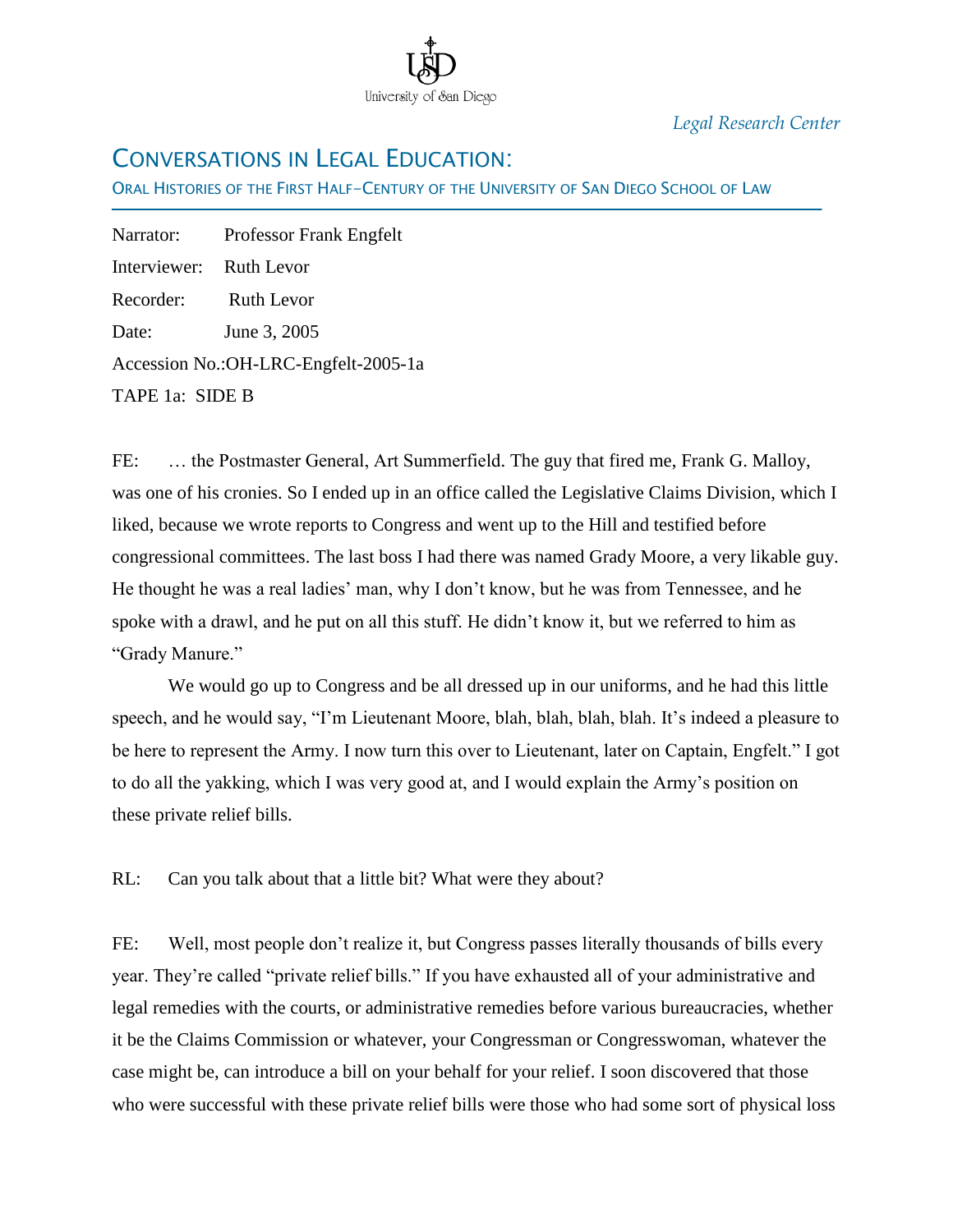*Legal Research Center*

# CONVERSATIONS IN LEGAL EDUCATION:

ORAL HISTORIES OF THE FIRST HALF-CENTURY OF THE UNIVERSITY OF SAN DIEGO SCHOOL OF LAW

Narrator: Professor Frank Engfelt
Interviewer: Ruth Levor
Recorder: Ruth Levor
Date: June 3, 2005
Accession No.:OH-LRC-Engfelt-2005-1a
TAPE 1a: SIDE B

FE: … the Postmaster General, Art Summerfield. The guy that fired me, Frank G. Malloy, was one of his cronies. So I ended up in an office called the Legislative Claims Division, which I liked, because we wrote reports to Congress and went up to the Hill and testified before congressional committees. The last boss I had there was named Grady Moore, a very likable guy. He thought he was a real ladies' man, why I don't know, but he was from Tennessee, and he spoke with a drawl, and he put on all this stuff. He didn't know it, but we referred to him as "Grady Manure."

We would go up to Congress and be all dressed up in our uniforms, and he had this little speech, and he would say, "I'm Lieutenant Moore, blah, blah, blah, blah. It's indeed a pleasure to be here to represent the Army. I now turn this over to Lieutenant, later on Captain, Engfelt." I got to do all the yakking, which I was very good at, and I would explain the Army's position on these private relief bills.

RL: Can you talk about that a little bit? What were they about?

FE: Well, most people don't realize it, but Congress passes literally thousands of bills every year. They're called "private relief bills." If you have exhausted all of your administrative and legal remedies with the courts, or administrative remedies before various bureaucracies, whether it be the Claims Commission or whatever, your Congressman or Congresswoman, whatever the case might be, can introduce a bill on your behalf for your relief. I soon discovered that those who were successful with these private relief bills were those who had some sort of physical loss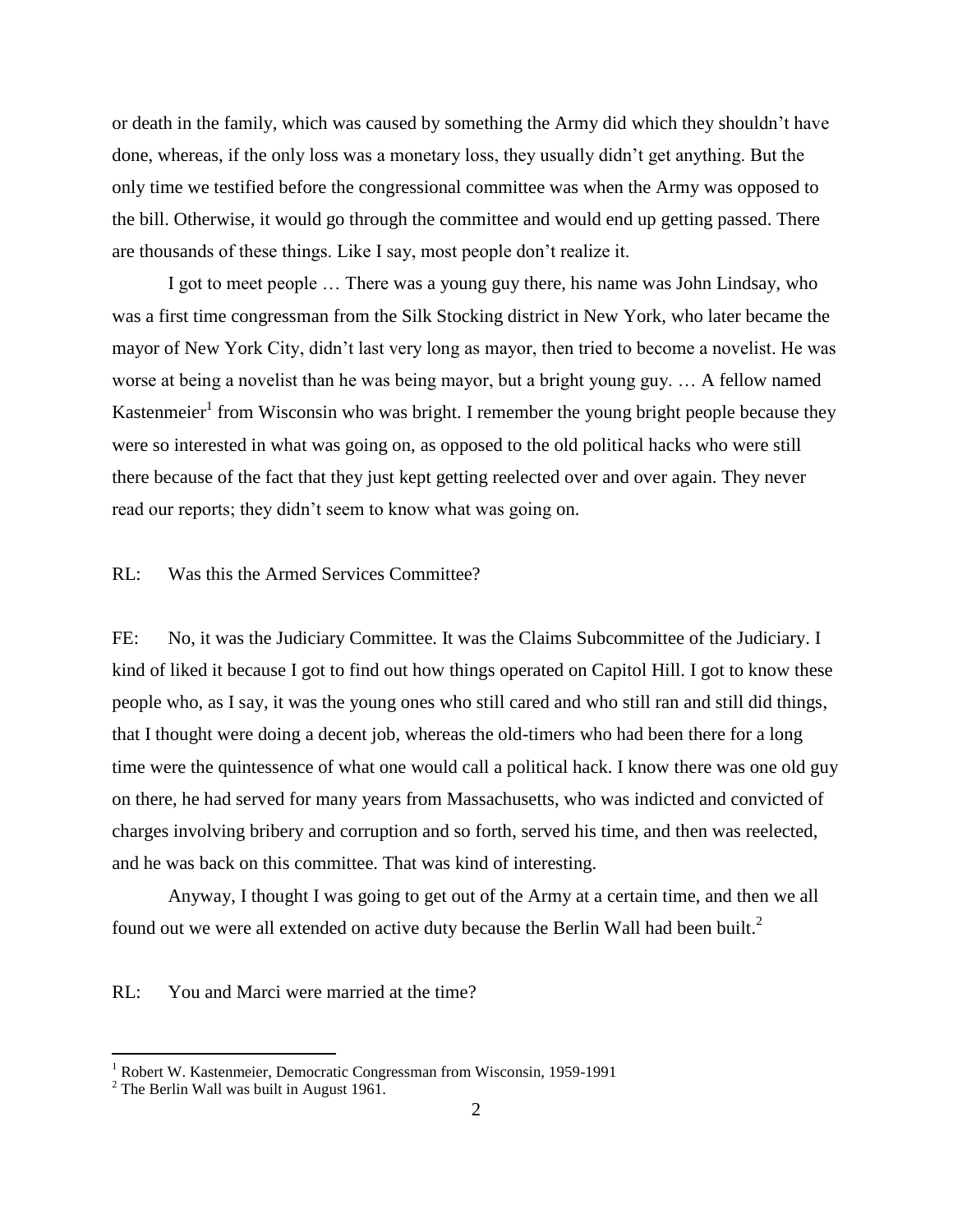or death in the family, which was caused by something the Army did which they shouldn't have done, whereas, if the only loss was a monetary loss, they usually didn't get anything. But the only time we testified before the congressional committee was when the Army was opposed to the bill. Otherwise, it would go through the committee and would end up getting passed. There are thousands of these things. Like I say, most people don't realize it.

I got to meet people … There was a young guy there, his name was John Lindsay, who was a first time congressman from the Silk Stocking district in New York, who later became the mayor of New York City, didn't last very long as mayor, then tried to become a novelist. He was worse at being a novelist than he was being mayor, but a bright young guy. … A fellow named Kastenmeier[1] from Wisconsin who was bright. I remember the young bright people because they were so interested in what was going on, as opposed to the old political hacks who were still there because of the fact that they just kept getting reelected over and over again. They never read our reports; they didn't seem to know what was going on.

RL: Was this the Armed Services Committee?

FE: No, it was the Judiciary Committee. It was the Claims Subcommittee of the Judiciary. I kind of liked it because I got to find out how things operated on Capitol Hill. I got to know these people who, as I say, it was the young ones who still cared and who still ran and still did things, that I thought were doing a decent job, whereas the old-timers who had been there for a long time were the quintessence of what one would call a political hack. I know there was one old guy on there, he had served for many years from Massachusetts, who was indicted and convicted of charges involving bribery and corruption and so forth, served his time, and then was reelected, and he was back on this committee. That was kind of interesting.

Anyway, I thought I was going to get out of the Army at a certain time, and then we all found out we were all extended on active duty because the Berlin Wall had been built.[2]

RL: You and Marci were married at the time?

---

[1] Robert W. Kastenmeier, Democratic Congressman from Wisconsin, 1959-1991

[2] The Berlin Wall was built in August 1961.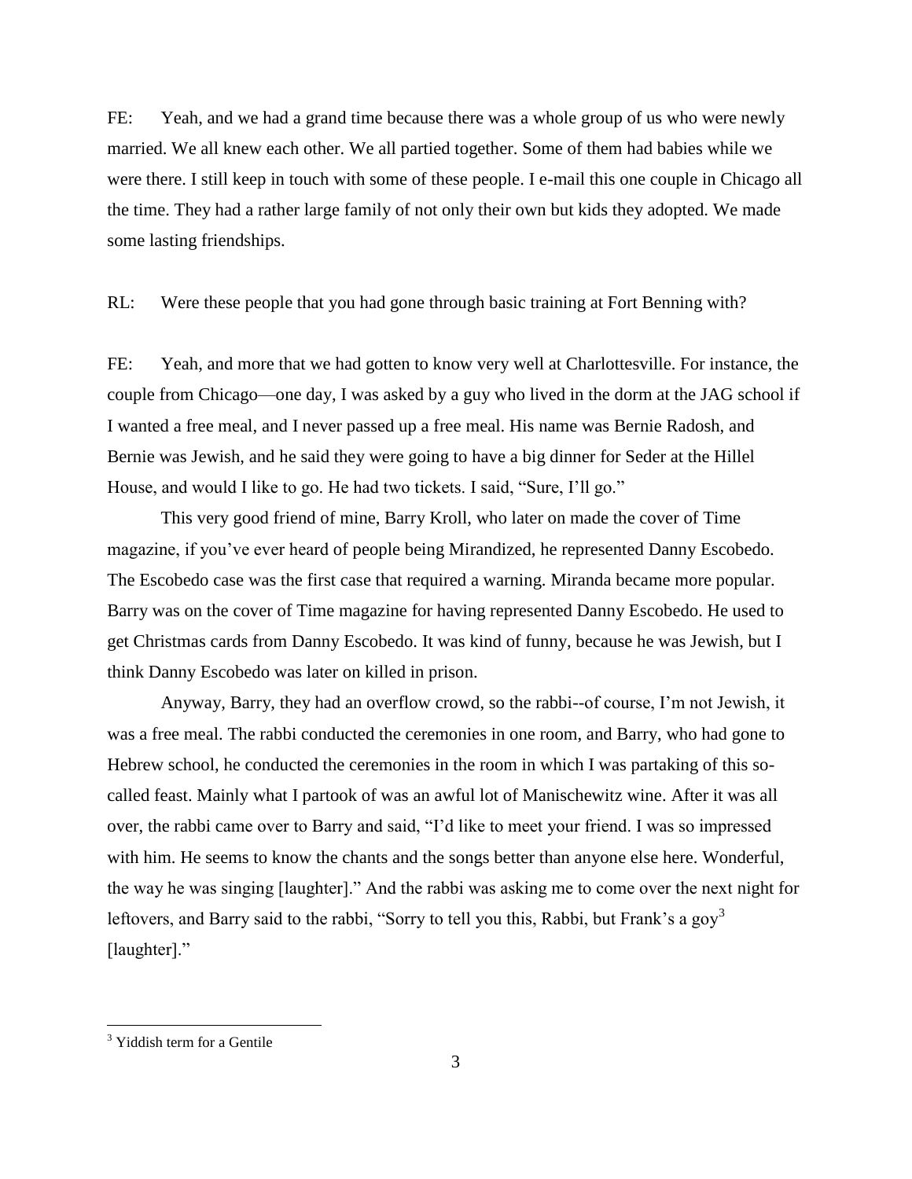FE: Yeah, and we had a grand time because there was a whole group of us who were newly married. We all knew each other. We all partied together. Some of them had babies while we were there. I still keep in touch with some of these people. I e-mail this one couple in Chicago all the time. They had a rather large family of not only their own but kids they adopted. We made some lasting friendships.

RL: Were these people that you had gone through basic training at Fort Benning with?

FE: Yeah, and more that we had gotten to know very well at Charlottesville. For instance, the couple from Chicago—one day, I was asked by a guy who lived in the dorm at the JAG school if I wanted a free meal, and I never passed up a free meal. His name was Bernie Radosh, and Bernie was Jewish, and he said they were going to have a big dinner for Seder at the Hillel House, and would I like to go. He had two tickets. I said, "Sure, I'll go."

This very good friend of mine, Barry Kroll, who later on made the cover of Time magazine, if you've ever heard of people being Mirandized, he represented Danny Escobedo. The Escobedo case was the first case that required a warning. Miranda became more popular. Barry was on the cover of Time magazine for having represented Danny Escobedo. He used to get Christmas cards from Danny Escobedo. It was kind of funny, because he was Jewish, but I think Danny Escobedo was later on killed in prison.

Anyway, Barry, they had an overflow crowd, so the rabbi--of course, I'm not Jewish, it was a free meal. The rabbi conducted the ceremonies in one room, and Barry, who had gone to Hebrew school, he conducted the ceremonies in the room in which I was partaking of this so-called feast. Mainly what I partook of was an awful lot of Manischewitz wine. After it was all over, the rabbi came over to Barry and said, "I'd like to meet your friend. I was so impressed with him. He seems to know the chants and the songs better than anyone else here. Wonderful, the way he was singing [laughter]." And the rabbi was asking me to come over the next night for leftovers, and Barry said to the rabbi, "Sorry to tell you this, Rabbi, but Frank's a goy[3] [laughter]."

---

[3] Yiddish term for a Gentile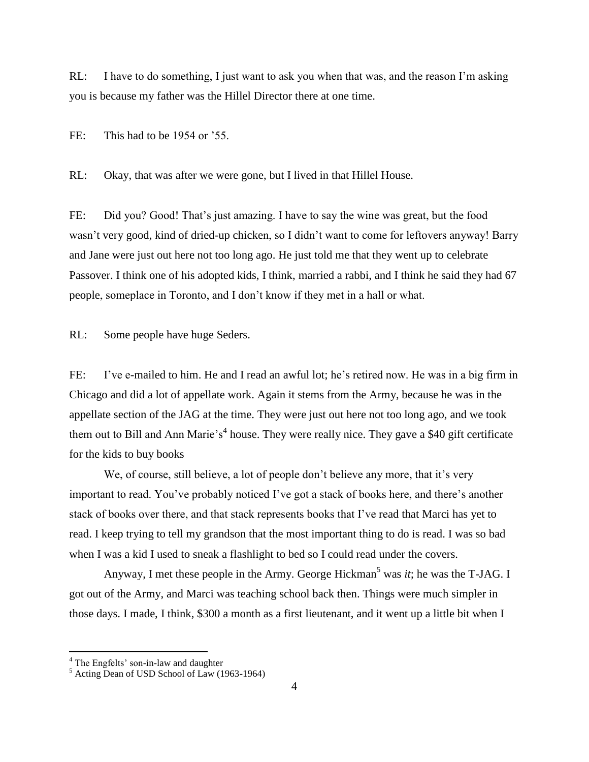RL: I have to do something, I just want to ask you when that was, and the reason I'm asking you is because my father was the Hillel Director there at one time.

FE: This had to be 1954 or '55.

RL: Okay, that was after we were gone, but I lived in that Hillel House.

FE: Did you? Good! That's just amazing. I have to say the wine was great, but the food wasn't very good, kind of dried-up chicken, so I didn't want to come for leftovers anyway! Barry and Jane were just out here not too long ago. He just told me that they went up to celebrate Passover. I think one of his adopted kids, I think, married a rabbi, and I think he said they had 67 people, someplace in Toronto, and I don't know if they met in a hall or what.

RL: Some people have huge Seders.

FE: I've e-mailed to him. He and I read an awful lot; he's retired now. He was in a big firm in Chicago and did a lot of appellate work. Again it stems from the Army, because he was in the appellate section of the JAG at the time. They were just out here not too long ago, and we took them out to Bill and Ann Marie's[4] house. They were really nice. They gave a $40 gift certificate for the kids to buy books

We, of course, still believe, a lot of people don't believe any more, that it's very important to read. You've probably noticed I've got a stack of books here, and there's another stack of books over there, and that stack represents books that I've read that Marci has yet to read. I keep trying to tell my grandson that the most important thing to do is read. I was so bad when I was a kid I used to sneak a flashlight to bed so I could read under the covers.

Anyway, I met these people in the Army. George Hickman[5] was *it*; he was the T-JAG. I got out of the Army, and Marci was teaching school back then. Things were much simpler in those days. I made, I think, $300 a month as a first lieutenant, and it went up a little bit when I

---

[4] The Engfelts' son-in-law and daughter

[5] Acting Dean of USD School of Law (1963-1964)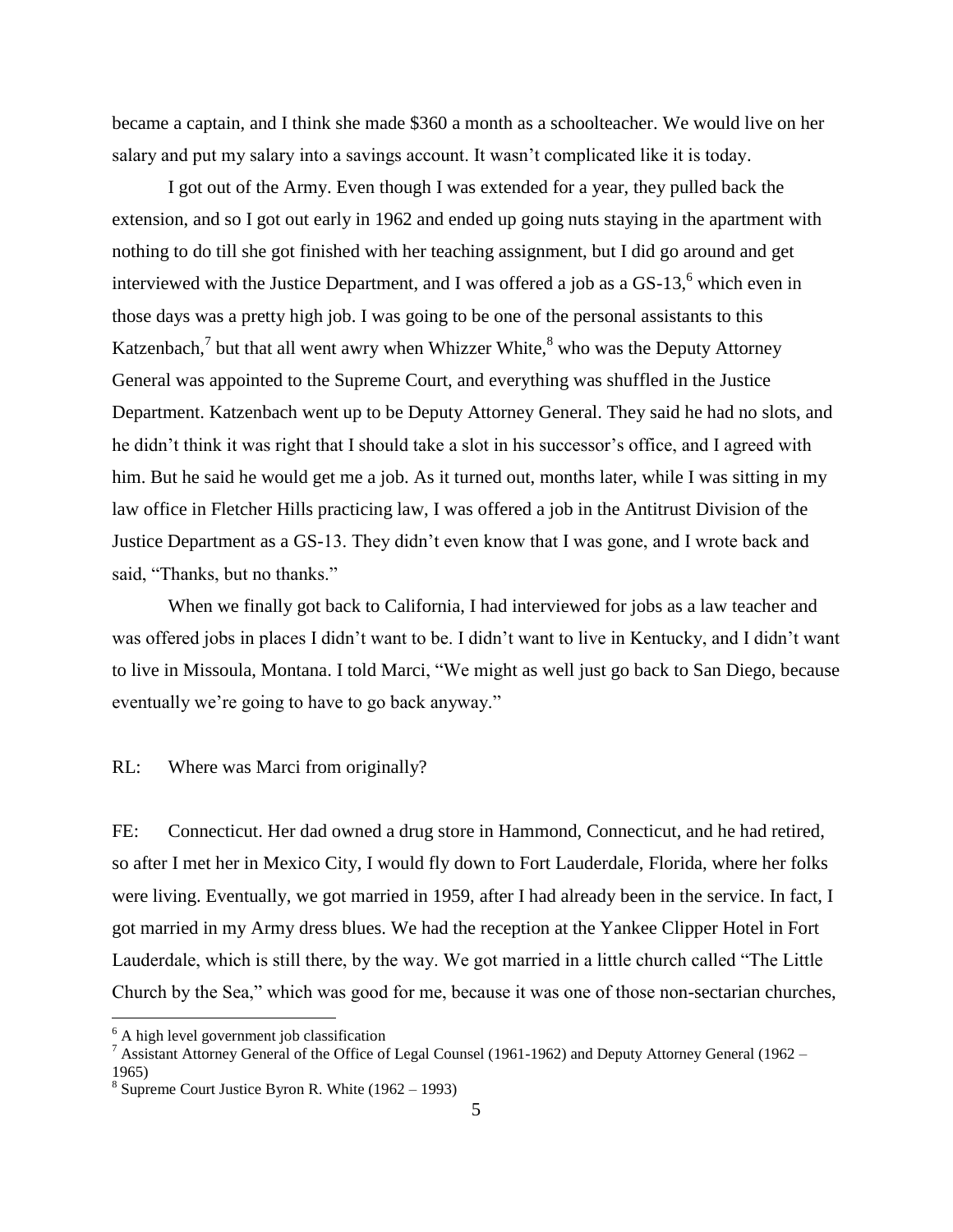became a captain, and I think she made $360 a month as a schoolteacher. We would live on her salary and put my salary into a savings account. It wasn't complicated like it is today.

I got out of the Army. Even though I was extended for a year, they pulled back the extension, and so I got out early in 1962 and ended up going nuts staying in the apartment with nothing to do till she got finished with her teaching assignment, but I did go around and get interviewed with the Justice Department, and I was offered a job as a GS-13,[6] which even in those days was a pretty high job. I was going to be one of the personal assistants to this Katzenbach,[7] but that all went awry when Whizzer White,[8] who was the Deputy Attorney General was appointed to the Supreme Court, and everything was shuffled in the Justice Department. Katzenbach went up to be Deputy Attorney General. They said he had no slots, and he didn't think it was right that I should take a slot in his successor's office, and I agreed with him. But he said he would get me a job. As it turned out, months later, while I was sitting in my law office in Fletcher Hills practicing law, I was offered a job in the Antitrust Division of the Justice Department as a GS-13. They didn't even know that I was gone, and I wrote back and said, "Thanks, but no thanks."

When we finally got back to California, I had interviewed for jobs as a law teacher and was offered jobs in places I didn't want to be. I didn't want to live in Kentucky, and I didn't want to live in Missoula, Montana. I told Marci, "We might as well just go back to San Diego, because eventually we're going to have to go back anyway."

RL: Where was Marci from originally?

FE: Connecticut. Her dad owned a drug store in Hammond, Connecticut, and he had retired, so after I met her in Mexico City, I would fly down to Fort Lauderdale, Florida, where her folks were living. Eventually, we got married in 1959, after I had already been in the service. In fact, I got married in my Army dress blues. We had the reception at the Yankee Clipper Hotel in Fort Lauderdale, which is still there, by the way. We got married in a little church called "The Little Church by the Sea," which was good for me, because it was one of those non-sectarian churches,

---

[6] A high level government job classification

[7] Assistant Attorney General of the Office of Legal Counsel (1961-1962) and Deputy Attorney General (1962 – 1965)

[8] Supreme Court Justice Byron R. White (1962 – 1993)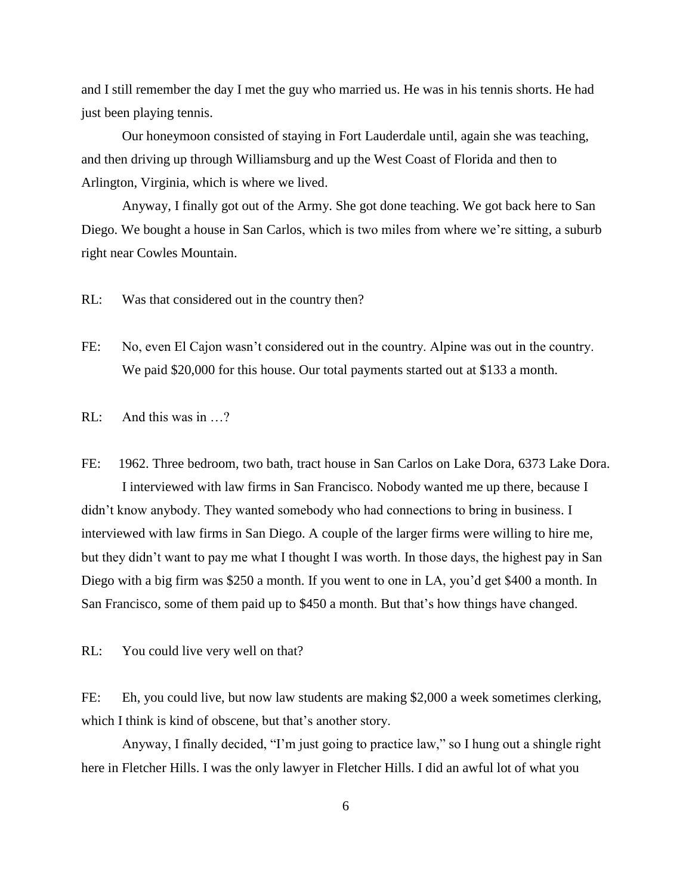and I still remember the day I met the guy who married us. He was in his tennis shorts. He had just been playing tennis.

Our honeymoon consisted of staying in Fort Lauderdale until, again she was teaching, and then driving up through Williamsburg and up the West Coast of Florida and then to Arlington, Virginia, which is where we lived.

Anyway, I finally got out of the Army. She got done teaching. We got back here to San Diego. We bought a house in San Carlos, which is two miles from where we're sitting, a suburb right near Cowles Mountain.

RL: Was that considered out in the country then?

FE: No, even El Cajon wasn't considered out in the country. Alpine was out in the country. We paid $20,000 for this house. Our total payments started out at $133 a month.

RL: And this was in …?

FE: 1962. Three bedroom, two bath, tract house in San Carlos on Lake Dora, 6373 Lake Dora.

I interviewed with law firms in San Francisco. Nobody wanted me up there, because I didn't know anybody. They wanted somebody who had connections to bring in business. I interviewed with law firms in San Diego. A couple of the larger firms were willing to hire me, but they didn't want to pay me what I thought I was worth. In those days, the highest pay in San Diego with a big firm was $250 a month. If you went to one in LA, you'd get $400 a month. In San Francisco, some of them paid up to $450 a month. But that's how things have changed.

RL: You could live very well on that?

FE: Eh, you could live, but now law students are making $2,000 a week sometimes clerking, which I think is kind of obscene, but that's another story.

Anyway, I finally decided, "I'm just going to practice law," so I hung out a shingle right here in Fletcher Hills. I was the only lawyer in Fletcher Hills. I did an awful lot of what you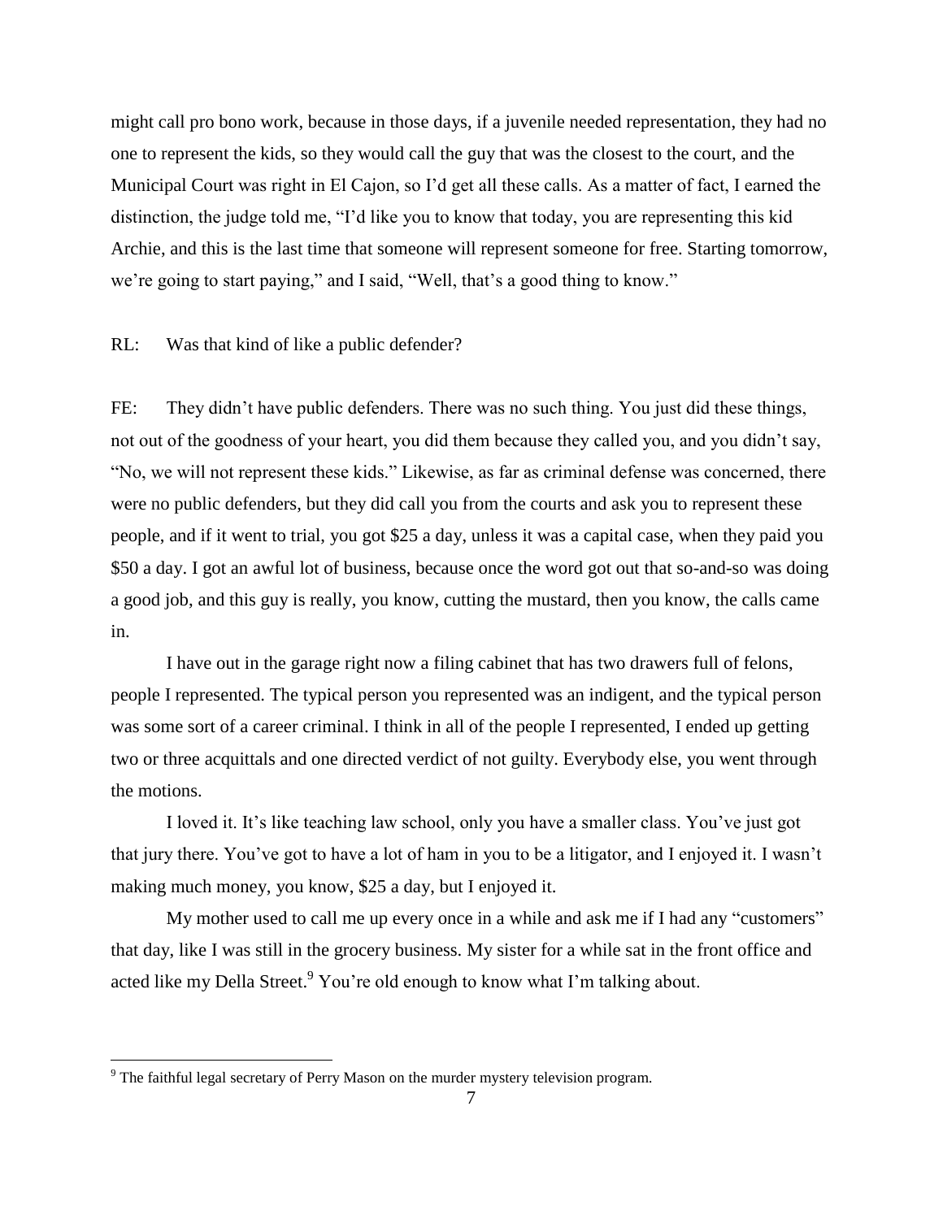might call pro bono work, because in those days, if a juvenile needed representation, they had no one to represent the kids, so they would call the guy that was the closest to the court, and the Municipal Court was right in El Cajon, so I'd get all these calls. As a matter of fact, I earned the distinction, the judge told me, "I'd like you to know that today, you are representing this kid Archie, and this is the last time that someone will represent someone for free. Starting tomorrow, we're going to start paying," and I said, "Well, that's a good thing to know."

RL: Was that kind of like a public defender?

FE: They didn't have public defenders. There was no such thing. You just did these things, not out of the goodness of your heart, you did them because they called you, and you didn't say, "No, we will not represent these kids." Likewise, as far as criminal defense was concerned, there were no public defenders, but they did call you from the courts and ask you to represent these people, and if it went to trial, you got $25 a day, unless it was a capital case, when they paid you $50 a day. I got an awful lot of business, because once the word got out that so-and-so was doing a good job, and this guy is really, you know, cutting the mustard, then you know, the calls came in.

I have out in the garage right now a filing cabinet that has two drawers full of felons, people I represented. The typical person you represented was an indigent, and the typical person was some sort of a career criminal. I think in all of the people I represented, I ended up getting two or three acquittals and one directed verdict of not guilty. Everybody else, you went through the motions.

I loved it. It's like teaching law school, only you have a smaller class. You've just got that jury there. You've got to have a lot of ham in you to be a litigator, and I enjoyed it. I wasn't making much money, you know, $25 a day, but I enjoyed it.

My mother used to call me up every once in a while and ask me if I had any "customers" that day, like I was still in the grocery business. My sister for a while sat in the front office and acted like my Della Street.[9] You're old enough to know what I'm talking about.

---

[9] The faithful legal secretary of Perry Mason on the murder mystery television program.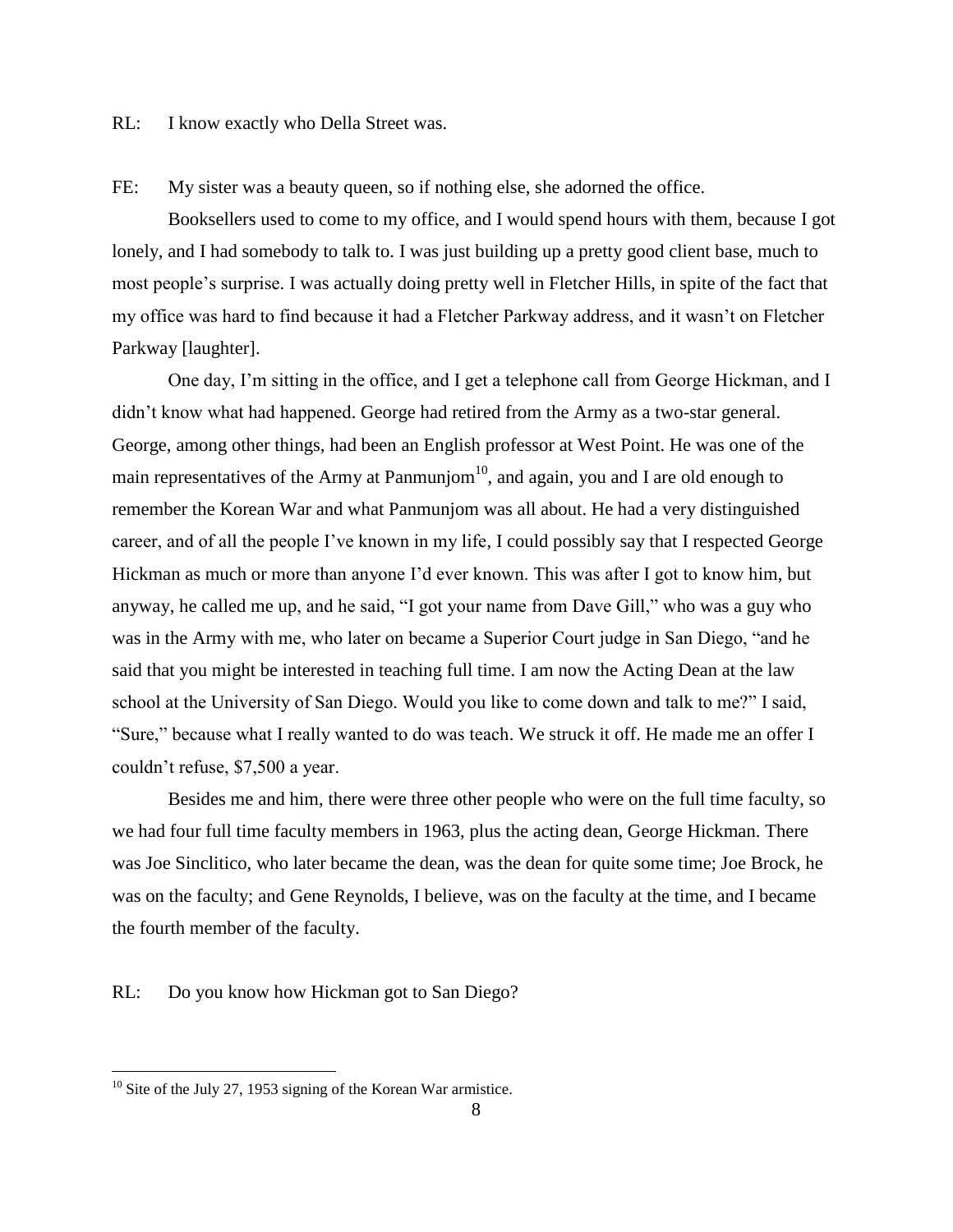RL: I know exactly who Della Street was.

FE: My sister was a beauty queen, so if nothing else, she adorned the office.

Booksellers used to come to my office, and I would spend hours with them, because I got lonely, and I had somebody to talk to. I was just building up a pretty good client base, much to most people's surprise. I was actually doing pretty well in Fletcher Hills, in spite of the fact that my office was hard to find because it had a Fletcher Parkway address, and it wasn't on Fletcher Parkway [laughter].

One day, I'm sitting in the office, and I get a telephone call from George Hickman, and I didn't know what had happened. George had retired from the Army as a two-star general. George, among other things, had been an English professor at West Point. He was one of the main representatives of the Army at Panmunjom[10], and again, you and I are old enough to remember the Korean War and what Panmunjom was all about. He had a very distinguished career, and of all the people I've known in my life, I could possibly say that I respected George Hickman as much or more than anyone I'd ever known. This was after I got to know him, but anyway, he called me up, and he said, "I got your name from Dave Gill," who was a guy who was in the Army with me, who later on became a Superior Court judge in San Diego, "and he said that you might be interested in teaching full time. I am now the Acting Dean at the law school at the University of San Diego. Would you like to come down and talk to me?" I said, "Sure," because what I really wanted to do was teach. We struck it off. He made me an offer I couldn't refuse, $7,500 a year.

Besides me and him, there were three other people who were on the full time faculty, so we had four full time faculty members in 1963, plus the acting dean, George Hickman. There was Joe Sinclitico, who later became the dean, was the dean for quite some time; Joe Brock, he was on the faculty; and Gene Reynolds, I believe, was on the faculty at the time, and I became the fourth member of the faculty.

RL: Do you know how Hickman got to San Diego?

---

[10] Site of the July 27, 1953 signing of the Korean War armistice.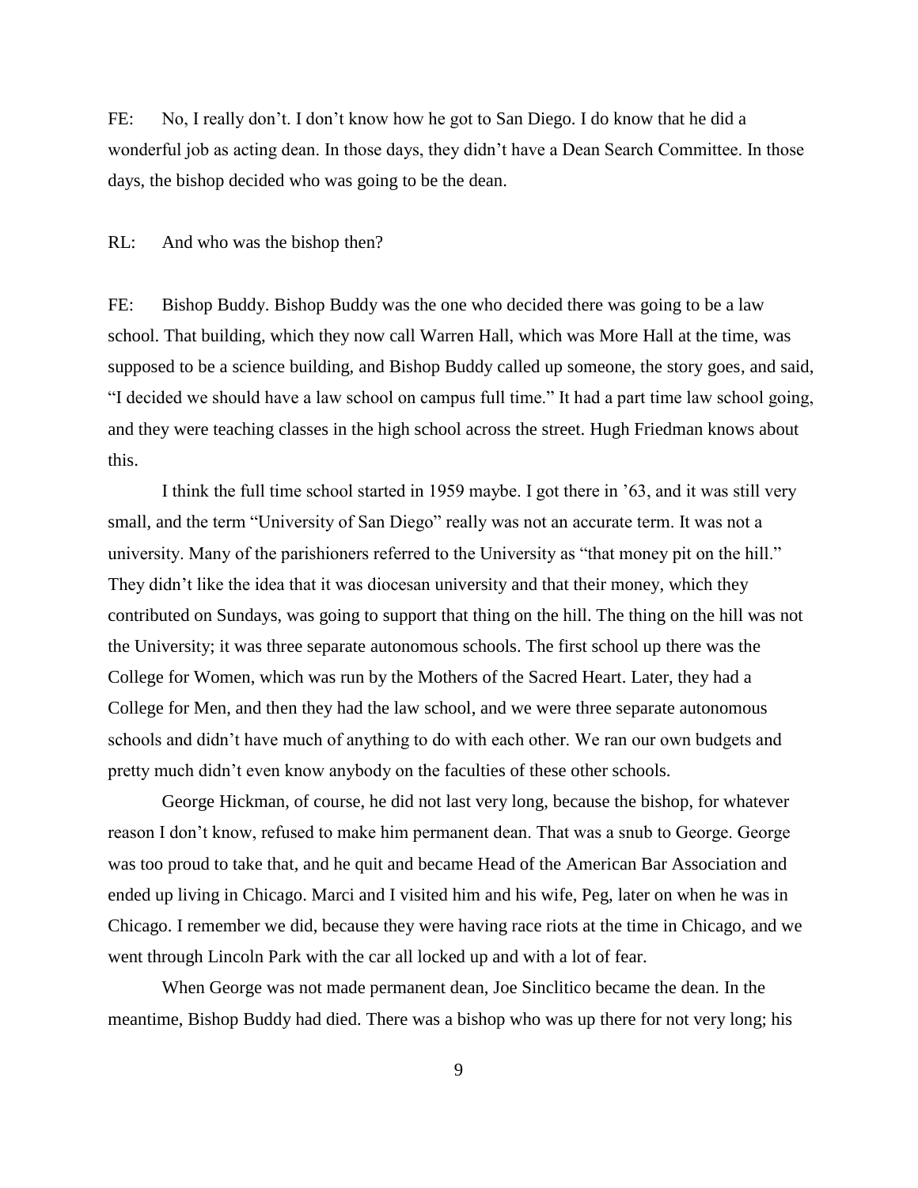FE: No, I really don't. I don't know how he got to San Diego. I do know that he did a wonderful job as acting dean. In those days, they didn't have a Dean Search Committee. In those days, the bishop decided who was going to be the dean.

RL: And who was the bishop then?

FE: Bishop Buddy. Bishop Buddy was the one who decided there was going to be a law school. That building, which they now call Warren Hall, which was More Hall at the time, was supposed to be a science building, and Bishop Buddy called up someone, the story goes, and said, "I decided we should have a law school on campus full time." It had a part time law school going, and they were teaching classes in the high school across the street. Hugh Friedman knows about this.

I think the full time school started in 1959 maybe. I got there in '63, and it was still very small, and the term "University of San Diego" really was not an accurate term. It was not a university. Many of the parishioners referred to the University as "that money pit on the hill." They didn't like the idea that it was diocesan university and that their money, which they contributed on Sundays, was going to support that thing on the hill. The thing on the hill was not the University; it was three separate autonomous schools. The first school up there was the College for Women, which was run by the Mothers of the Sacred Heart. Later, they had a College for Men, and then they had the law school, and we were three separate autonomous schools and didn't have much of anything to do with each other. We ran our own budgets and pretty much didn't even know anybody on the faculties of these other schools.

George Hickman, of course, he did not last very long, because the bishop, for whatever reason I don't know, refused to make him permanent dean. That was a snub to George. George was too proud to take that, and he quit and became Head of the American Bar Association and ended up living in Chicago. Marci and I visited him and his wife, Peg, later on when he was in Chicago. I remember we did, because they were having race riots at the time in Chicago, and we went through Lincoln Park with the car all locked up and with a lot of fear.

When George was not made permanent dean, Joe Sinclitico became the dean. In the meantime, Bishop Buddy had died. There was a bishop who was up there for not very long; his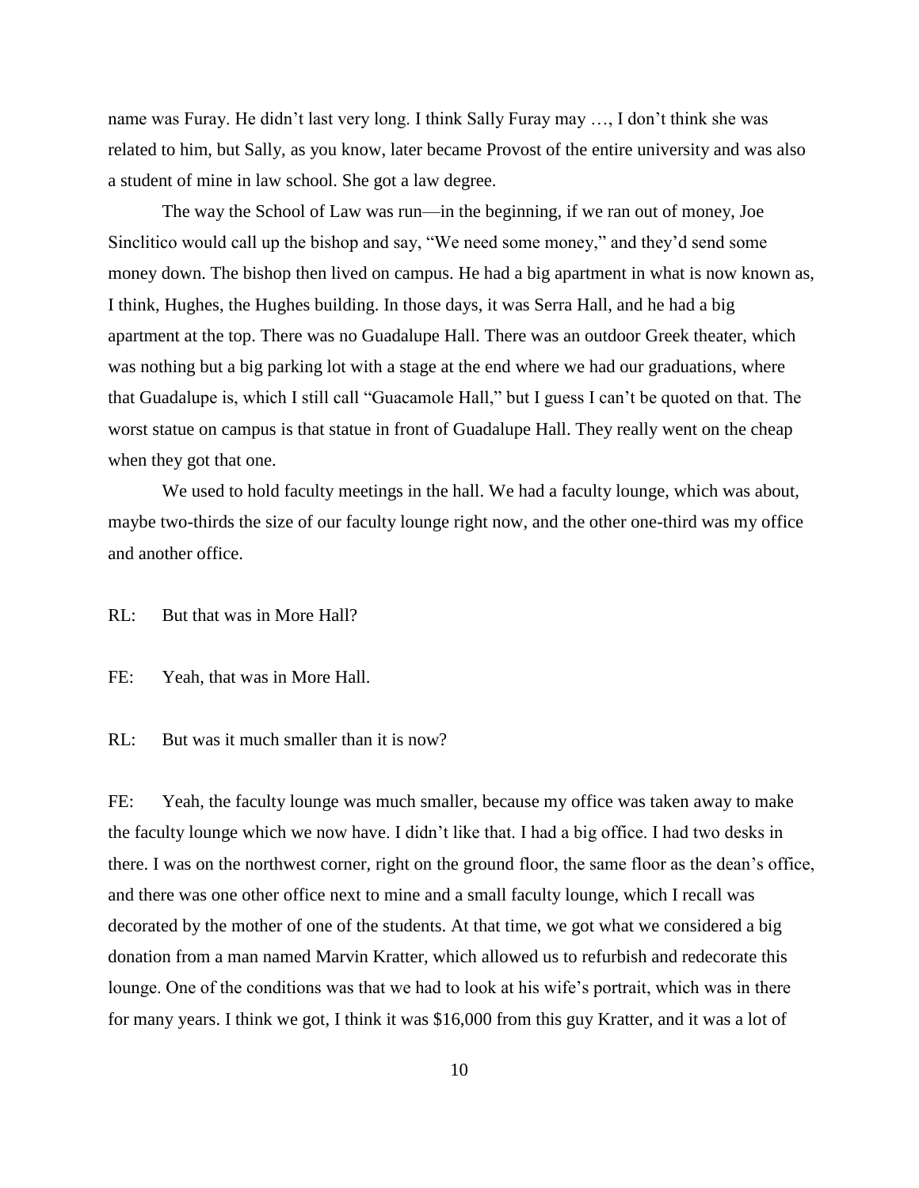name was Furay. He didn't last very long. I think Sally Furay may …, I don't think she was related to him, but Sally, as you know, later became Provost of the entire university and was also a student of mine in law school. She got a law degree.

The way the School of Law was run—in the beginning, if we ran out of money, Joe Sinclitico would call up the bishop and say, "We need some money," and they'd send some money down. The bishop then lived on campus. He had a big apartment in what is now known as, I think, Hughes, the Hughes building. In those days, it was Serra Hall, and he had a big apartment at the top. There was no Guadalupe Hall. There was an outdoor Greek theater, which was nothing but a big parking lot with a stage at the end where we had our graduations, where that Guadalupe is, which I still call "Guacamole Hall," but I guess I can't be quoted on that. The worst statue on campus is that statue in front of Guadalupe Hall. They really went on the cheap when they got that one.

We used to hold faculty meetings in the hall. We had a faculty lounge, which was about, maybe two-thirds the size of our faculty lounge right now, and the other one-third was my office and another office.

RL: But that was in More Hall?

FE: Yeah, that was in More Hall.

RL: But was it much smaller than it is now?

FE: Yeah, the faculty lounge was much smaller, because my office was taken away to make the faculty lounge which we now have. I didn't like that. I had a big office. I had two desks in there. I was on the northwest corner, right on the ground floor, the same floor as the dean's office, and there was one other office next to mine and a small faculty lounge, which I recall was decorated by the mother of one of the students. At that time, we got what we considered a big donation from a man named Marvin Kratter, which allowed us to refurbish and redecorate this lounge. One of the conditions was that we had to look at his wife's portrait, which was in there for many years. I think we got, I think it was $16,000 from this guy Kratter, and it was a lot of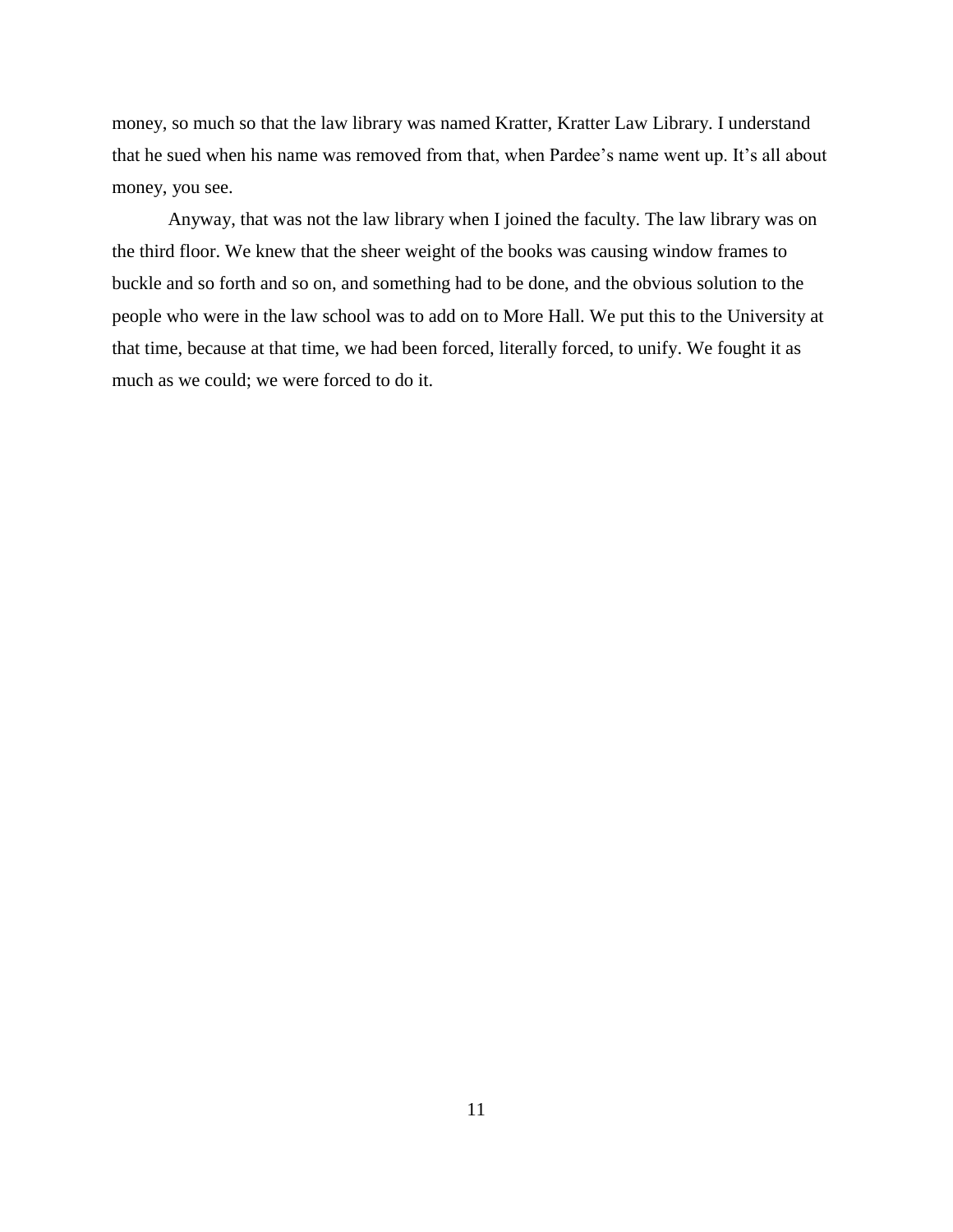money, so much so that the law library was named Kratter, Kratter Law Library. I understand that he sued when his name was removed from that, when Pardee's name went up. It's all about money, you see.

Anyway, that was not the law library when I joined the faculty. The law library was on the third floor. We knew that the sheer weight of the books was causing window frames to buckle and so forth and so on, and something had to be done, and the obvious solution to the people who were in the law school was to add on to More Hall. We put this to the University at that time, because at that time, we had been forced, literally forced, to unify. We fought it as much as we could; we were forced to do it.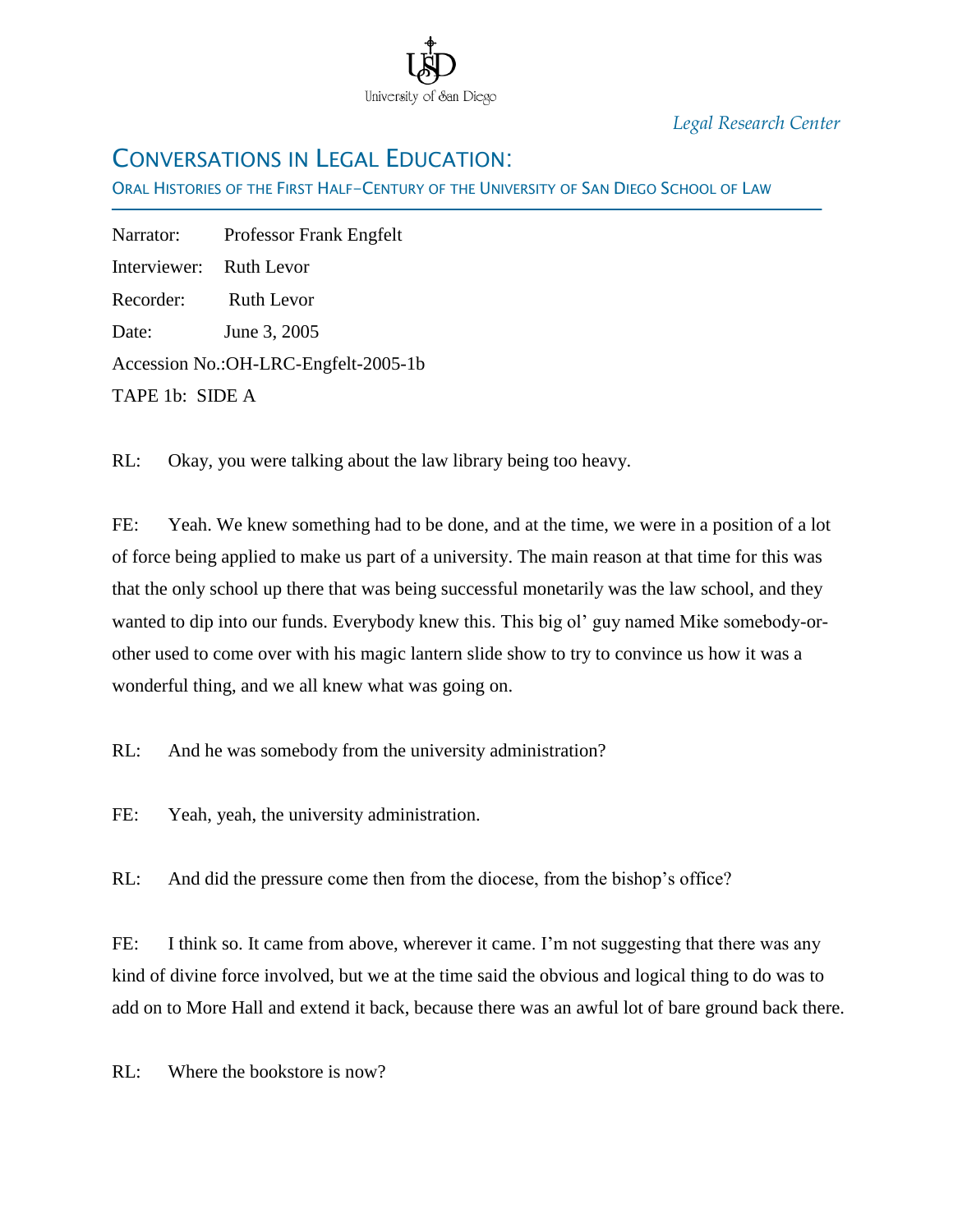*Legal Research Center*

# CONVERSATIONS IN LEGAL EDUCATION:

ORAL HISTORIES OF THE FIRST HALF–CENTURY OF THE UNIVERSITY OF SAN DIEGO SCHOOL OF LAW

Narrator: Professor Frank Engfelt

Interviewer: Ruth Levor

Recorder: Ruth Levor

Date: June 3, 2005

Accession No.:OH-LRC-Engfelt-2005-1b

TAPE 1b: SIDE A

RL: Okay, you were talking about the law library being too heavy.

FE: Yeah. We knew something had to be done, and at the time, we were in a position of a lot of force being applied to make us part of a university. The main reason at that time for this was that the only school up there that was being successful monetarily was the law school, and they wanted to dip into our funds. Everybody knew this. This big ol' guy named Mike somebody-or-other used to come over with his magic lantern slide show to try to convince us how it was a wonderful thing, and we all knew what was going on.

RL: And he was somebody from the university administration?

FE: Yeah, yeah, the university administration.

RL: And did the pressure come then from the diocese, from the bishop's office?

FE: I think so. It came from above, wherever it came. I'm not suggesting that there was any kind of divine force involved, but we at the time said the obvious and logical thing to do was to add on to More Hall and extend it back, because there was an awful lot of bare ground back there.

RL: Where the bookstore is now?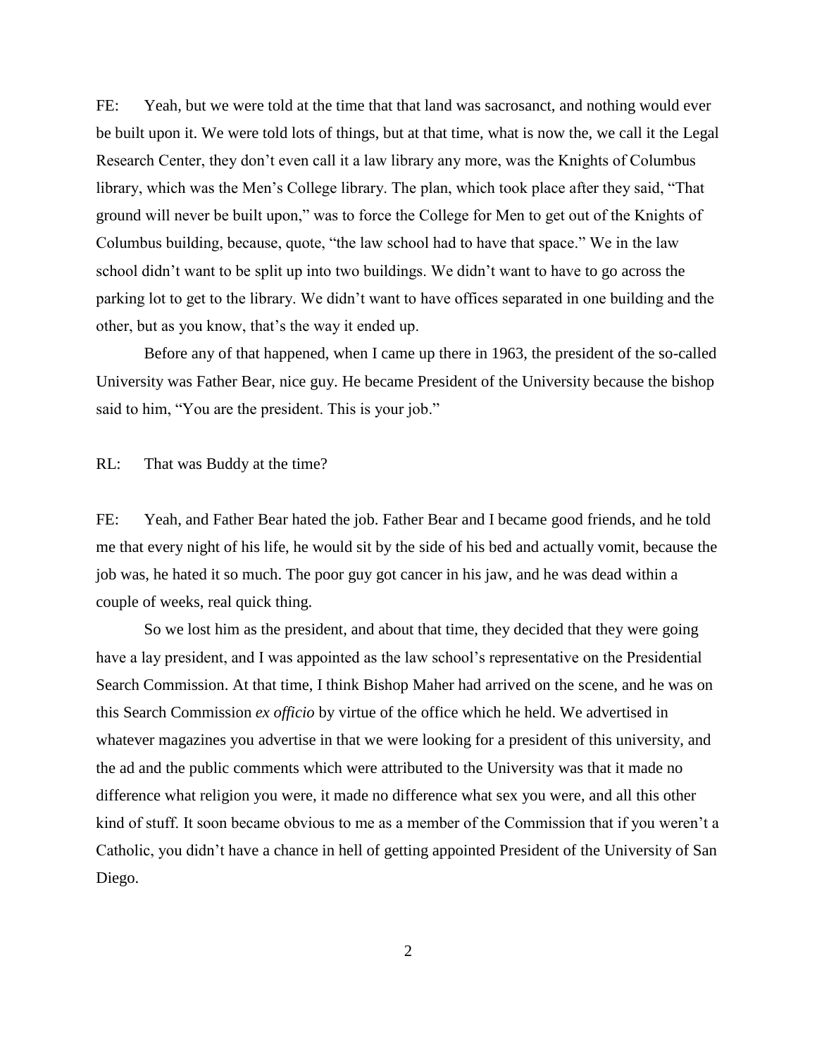FE: Yeah, but we were told at the time that that land was sacrosanct, and nothing would ever be built upon it. We were told lots of things, but at that time, what is now the, we call it the Legal Research Center, they don't even call it a law library any more, was the Knights of Columbus library, which was the Men's College library. The plan, which took place after they said, "That ground will never be built upon," was to force the College for Men to get out of the Knights of Columbus building, because, quote, "the law school had to have that space." We in the law school didn't want to be split up into two buildings. We didn't want to have to go across the parking lot to get to the library. We didn't want to have offices separated in one building and the other, but as you know, that's the way it ended up.

Before any of that happened, when I came up there in 1963, the president of the so-called University was Father Bear, nice guy. He became President of the University because the bishop said to him, "You are the president. This is your job."

RL: That was Buddy at the time?

FE: Yeah, and Father Bear hated the job. Father Bear and I became good friends, and he told me that every night of his life, he would sit by the side of his bed and actually vomit, because the job was, he hated it so much. The poor guy got cancer in his jaw, and he was dead within a couple of weeks, real quick thing.

So we lost him as the president, and about that time, they decided that they were going have a lay president, and I was appointed as the law school's representative on the Presidential Search Commission. At that time, I think Bishop Maher had arrived on the scene, and he was on this Search Commission *ex officio* by virtue of the office which he held. We advertised in whatever magazines you advertise in that we were looking for a president of this university, and the ad and the public comments which were attributed to the University was that it made no difference what religion you were, it made no difference what sex you were, and all this other kind of stuff. It soon became obvious to me as a member of the Commission that if you weren't a Catholic, you didn't have a chance in hell of getting appointed President of the University of San Diego.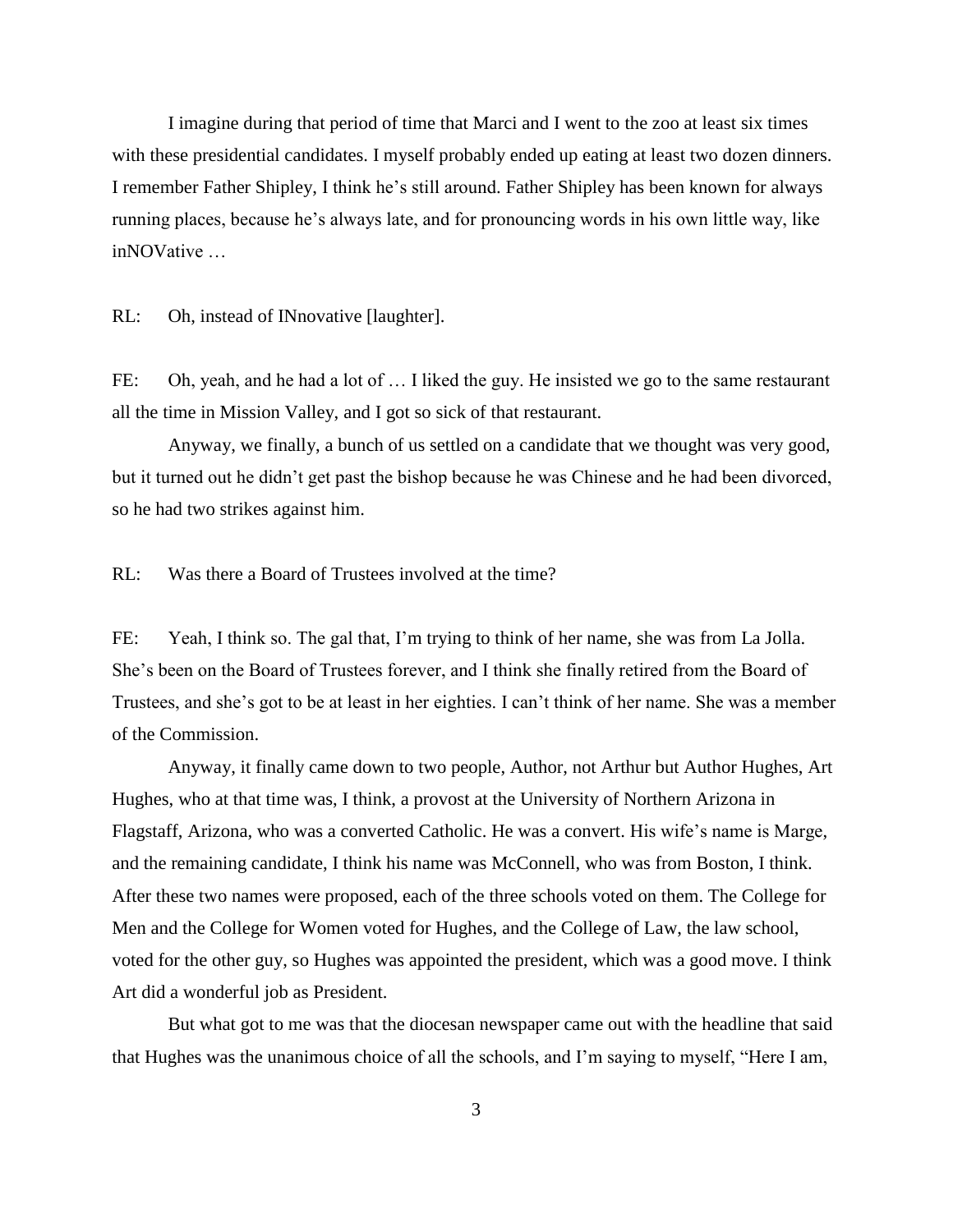I imagine during that period of time that Marci and I went to the zoo at least six times with these presidential candidates. I myself probably ended up eating at least two dozen dinners. I remember Father Shipley, I think he's still around. Father Shipley has been known for always running places, because he's always late, and for pronouncing words in his own little way, like inNOVative …

RL: Oh, instead of INnovative [laughter].

FE: Oh, yeah, and he had a lot of … I liked the guy. He insisted we go to the same restaurant all the time in Mission Valley, and I got so sick of that restaurant.

Anyway, we finally, a bunch of us settled on a candidate that we thought was very good, but it turned out he didn't get past the bishop because he was Chinese and he had been divorced, so he had two strikes against him.

RL: Was there a Board of Trustees involved at the time?

FE: Yeah, I think so. The gal that, I'm trying to think of her name, she was from La Jolla. She's been on the Board of Trustees forever, and I think she finally retired from the Board of Trustees, and she's got to be at least in her eighties. I can't think of her name. She was a member of the Commission.

Anyway, it finally came down to two people, Author, not Arthur but Author Hughes, Art Hughes, who at that time was, I think, a provost at the University of Northern Arizona in Flagstaff, Arizona, who was a converted Catholic. He was a convert. His wife's name is Marge, and the remaining candidate, I think his name was McConnell, who was from Boston, I think. After these two names were proposed, each of the three schools voted on them. The College for Men and the College for Women voted for Hughes, and the College of Law, the law school, voted for the other guy, so Hughes was appointed the president, which was a good move. I think Art did a wonderful job as President.

But what got to me was that the diocesan newspaper came out with the headline that said that Hughes was the unanimous choice of all the schools, and I'm saying to myself, "Here I am,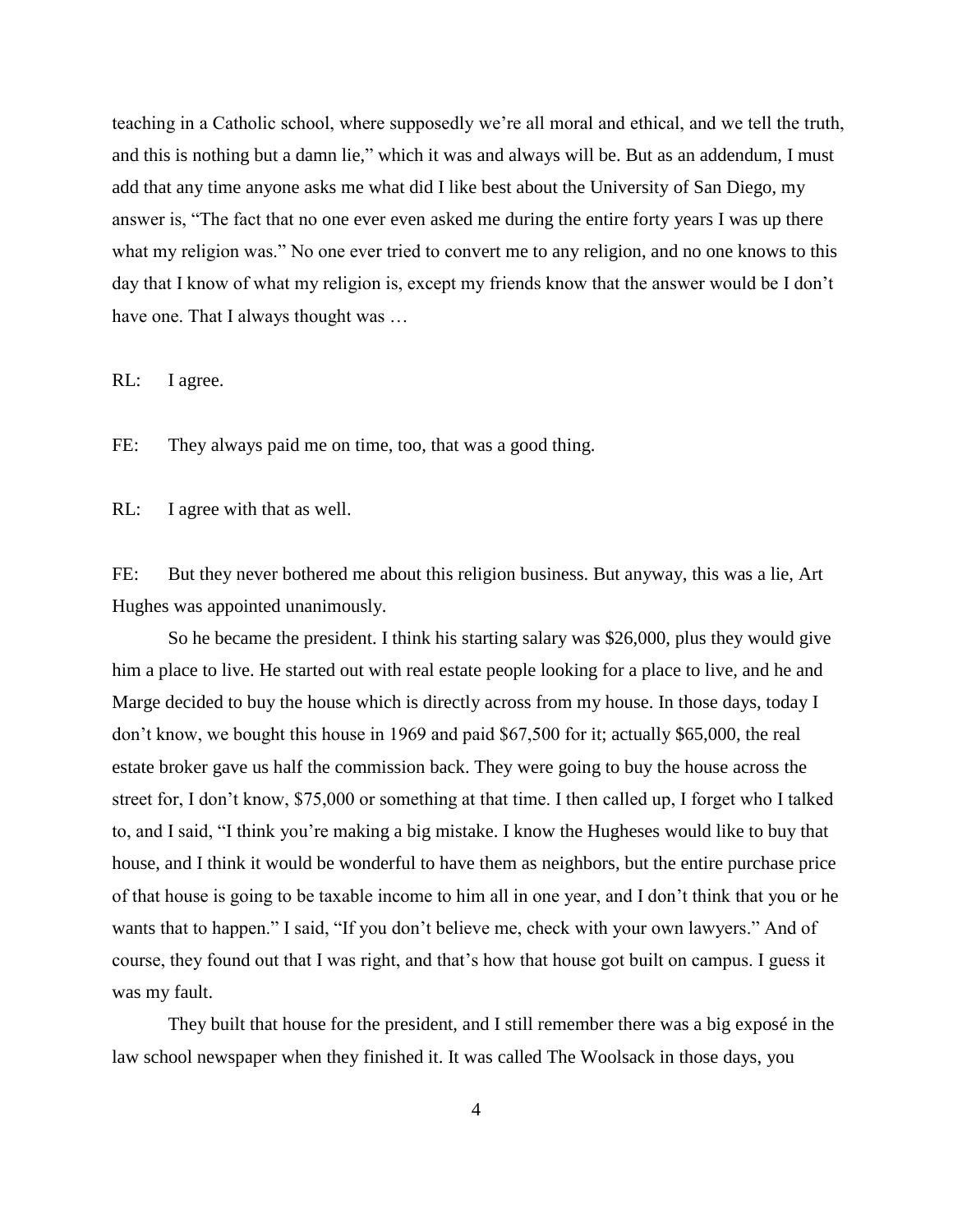teaching in a Catholic school, where supposedly we're all moral and ethical, and we tell the truth, and this is nothing but a damn lie," which it was and always will be. But as an addendum, I must add that any time anyone asks me what did I like best about the University of San Diego, my answer is, "The fact that no one ever even asked me during the entire forty years I was up there what my religion was." No one ever tried to convert me to any religion, and no one knows to this day that I know of what my religion is, except my friends know that the answer would be I don't have one. That I always thought was …

RL: I agree.

FE: They always paid me on time, too, that was a good thing.

RL: I agree with that as well.

FE: But they never bothered me about this religion business. But anyway, this was a lie, Art Hughes was appointed unanimously.

So he became the president. I think his starting salary was $26,000, plus they would give him a place to live. He started out with real estate people looking for a place to live, and he and Marge decided to buy the house which is directly across from my house. In those days, today I don't know, we bought this house in 1969 and paid $67,500 for it; actually $65,000, the real estate broker gave us half the commission back. They were going to buy the house across the street for, I don't know, $75,000 or something at that time. I then called up, I forget who I talked to, and I said, "I think you're making a big mistake. I know the Hugheses would like to buy that house, and I think it would be wonderful to have them as neighbors, but the entire purchase price of that house is going to be taxable income to him all in one year, and I don't think that you or he wants that to happen." I said, "If you don't believe me, check with your own lawyers." And of course, they found out that I was right, and that's how that house got built on campus. I guess it was my fault.

They built that house for the president, and I still remember there was a big exposé in the law school newspaper when they finished it. It was called The Woolsack in those days, you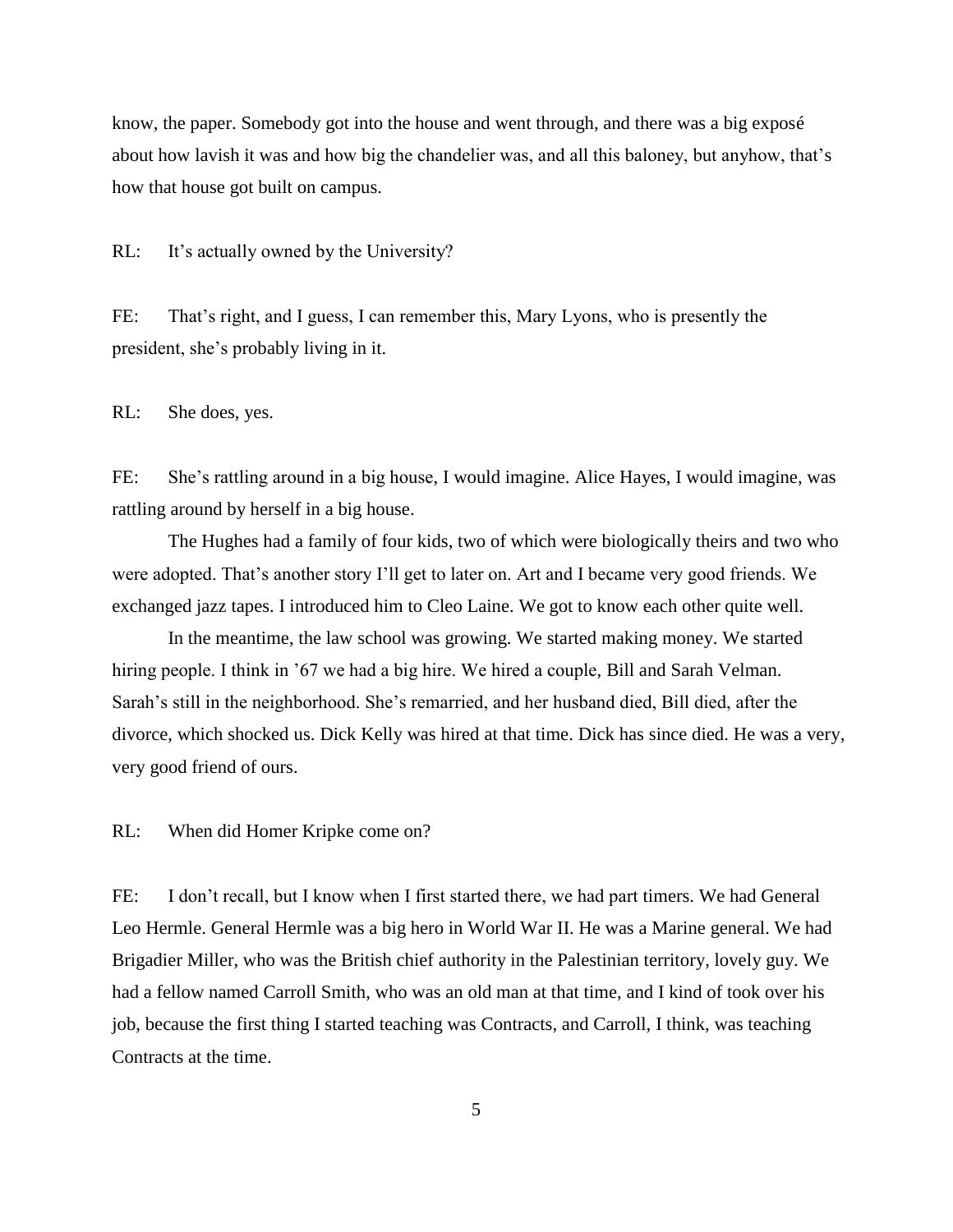know, the paper. Somebody got into the house and went through, and there was a big exposé about how lavish it was and how big the chandelier was, and all this baloney, but anyhow, that's how that house got built on campus.

RL: It's actually owned by the University?

FE: That's right, and I guess, I can remember this, Mary Lyons, who is presently the president, she's probably living in it.

RL: She does, yes.

FE: She's rattling around in a big house, I would imagine. Alice Hayes, I would imagine, was rattling around by herself in a big house.

The Hughes had a family of four kids, two of which were biologically theirs and two who were adopted. That's another story I'll get to later on. Art and I became very good friends. We exchanged jazz tapes. I introduced him to Cleo Laine. We got to know each other quite well.

In the meantime, the law school was growing. We started making money. We started hiring people. I think in '67 we had a big hire. We hired a couple, Bill and Sarah Velman. Sarah's still in the neighborhood. She's remarried, and her husband died, Bill died, after the divorce, which shocked us. Dick Kelly was hired at that time. Dick has since died. He was a very, very good friend of ours.

RL: When did Homer Kripke come on?

FE: I don't recall, but I know when I first started there, we had part timers. We had General Leo Hermle. General Hermle was a big hero in World War II. He was a Marine general. We had Brigadier Miller, who was the British chief authority in the Palestinian territory, lovely guy. We had a fellow named Carroll Smith, who was an old man at that time, and I kind of took over his job, because the first thing I started teaching was Contracts, and Carroll, I think, was teaching Contracts at the time.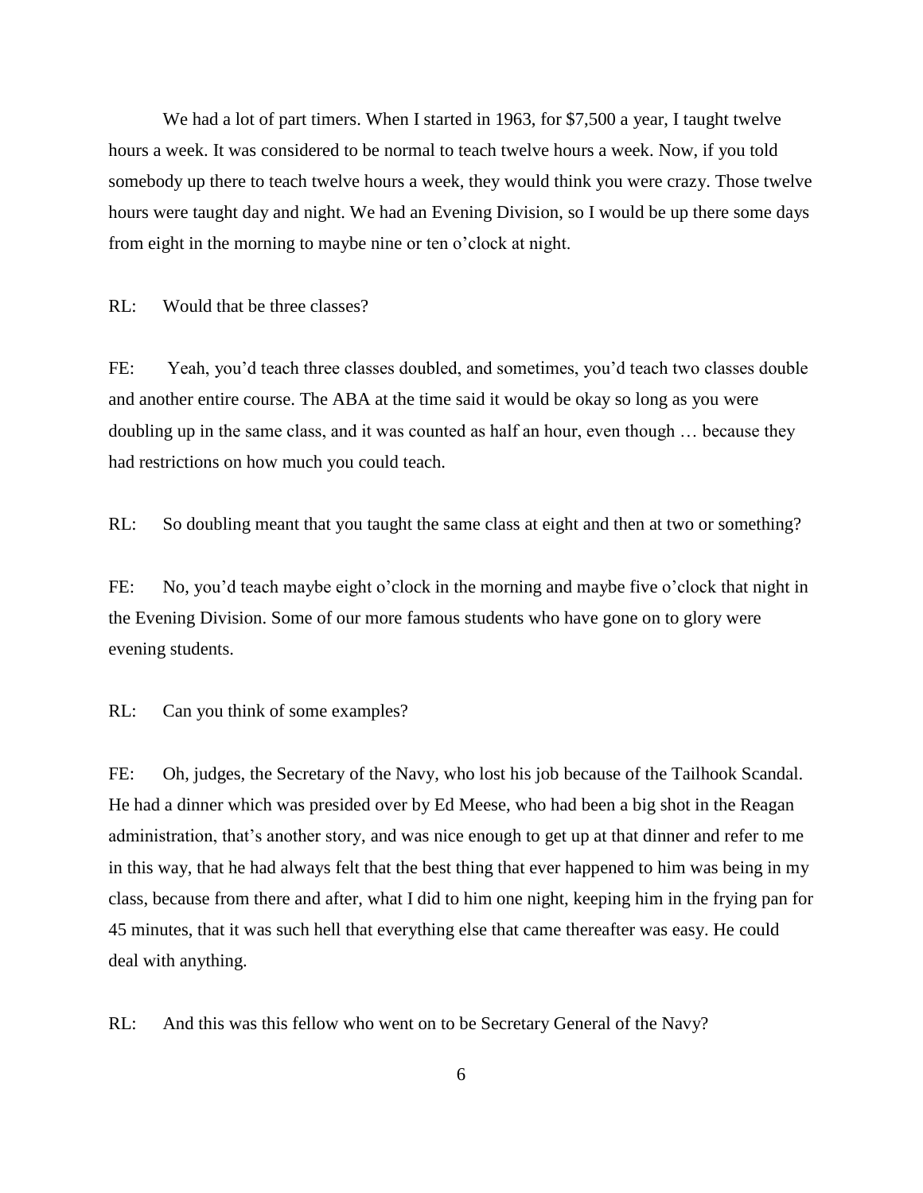We had a lot of part timers. When I started in 1963, for $7,500 a year, I taught twelve hours a week. It was considered to be normal to teach twelve hours a week. Now, if you told somebody up there to teach twelve hours a week, they would think you were crazy. Those twelve hours were taught day and night. We had an Evening Division, so I would be up there some days from eight in the morning to maybe nine or ten o'clock at night.

RL: Would that be three classes?

FE: Yeah, you'd teach three classes doubled, and sometimes, you'd teach two classes double and another entire course. The ABA at the time said it would be okay so long as you were doubling up in the same class, and it was counted as half an hour, even though … because they had restrictions on how much you could teach.

RL: So doubling meant that you taught the same class at eight and then at two or something?

FE: No, you'd teach maybe eight o'clock in the morning and maybe five o'clock that night in the Evening Division. Some of our more famous students who have gone on to glory were evening students.

RL: Can you think of some examples?

FE: Oh, judges, the Secretary of the Navy, who lost his job because of the Tailhook Scandal. He had a dinner which was presided over by Ed Meese, who had been a big shot in the Reagan administration, that's another story, and was nice enough to get up at that dinner and refer to me in this way, that he had always felt that the best thing that ever happened to him was being in my class, because from there and after, what I did to him one night, keeping him in the frying pan for 45 minutes, that it was such hell that everything else that came thereafter was easy. He could deal with anything.

RL: And this was this fellow who went on to be Secretary General of the Navy?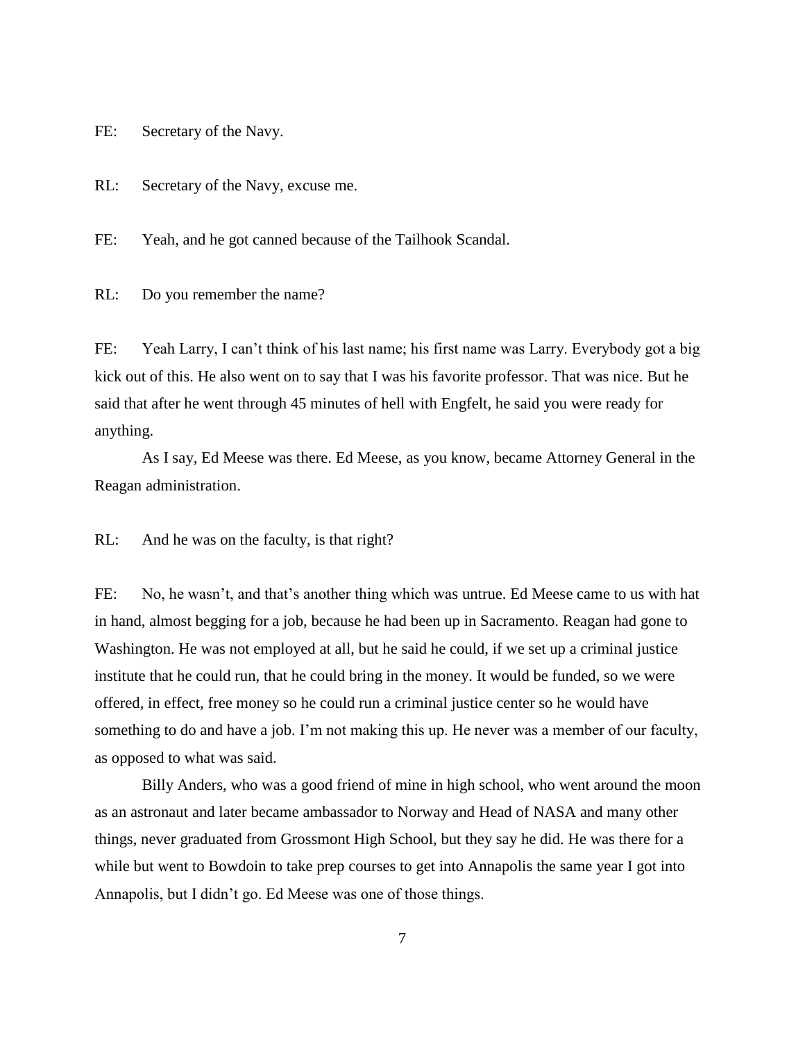FE: Secretary of the Navy.

RL: Secretary of the Navy, excuse me.

FE: Yeah, and he got canned because of the Tailhook Scandal.

RL: Do you remember the name?

FE: Yeah Larry, I can't think of his last name; his first name was Larry. Everybody got a big kick out of this. He also went on to say that I was his favorite professor. That was nice. But he said that after he went through 45 minutes of hell with Engfelt, he said you were ready for anything.

As I say, Ed Meese was there. Ed Meese, as you know, became Attorney General in the Reagan administration.

RL: And he was on the faculty, is that right?

FE: No, he wasn't, and that's another thing which was untrue. Ed Meese came to us with hat in hand, almost begging for a job, because he had been up in Sacramento. Reagan had gone to Washington. He was not employed at all, but he said he could, if we set up a criminal justice institute that he could run, that he could bring in the money. It would be funded, so we were offered, in effect, free money so he could run a criminal justice center so he would have something to do and have a job. I'm not making this up. He never was a member of our faculty, as opposed to what was said.

Billy Anders, who was a good friend of mine in high school, who went around the moon as an astronaut and later became ambassador to Norway and Head of NASA and many other things, never graduated from Grossmont High School, but they say he did. He was there for a while but went to Bowdoin to take prep courses to get into Annapolis the same year I got into Annapolis, but I didn't go. Ed Meese was one of those things.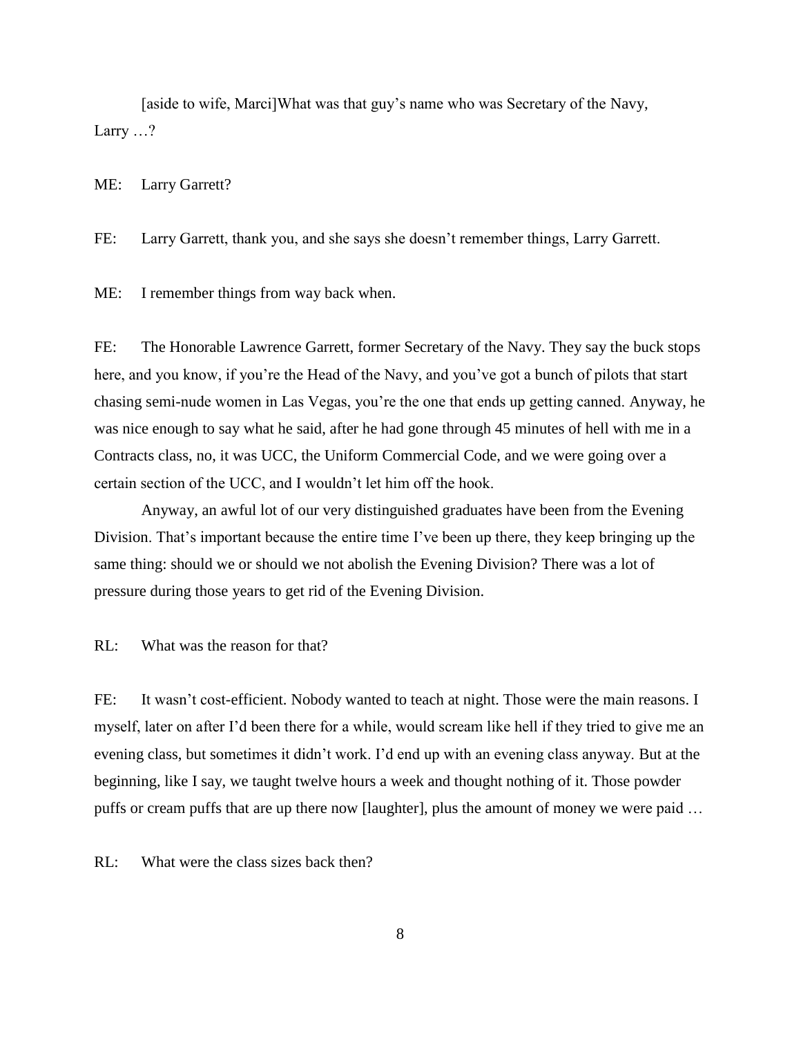[aside to wife, Marci]What was that guy's name who was Secretary of the Navy, Larry …?

ME: Larry Garrett?

FE: Larry Garrett, thank you, and she says she doesn't remember things, Larry Garrett.

ME: I remember things from way back when.

FE: The Honorable Lawrence Garrett, former Secretary of the Navy. They say the buck stops here, and you know, if you're the Head of the Navy, and you've got a bunch of pilots that start chasing semi-nude women in Las Vegas, you're the one that ends up getting canned. Anyway, he was nice enough to say what he said, after he had gone through 45 minutes of hell with me in a Contracts class, no, it was UCC, the Uniform Commercial Code, and we were going over a certain section of the UCC, and I wouldn't let him off the hook.

Anyway, an awful lot of our very distinguished graduates have been from the Evening Division. That's important because the entire time I've been up there, they keep bringing up the same thing: should we or should we not abolish the Evening Division? There was a lot of pressure during those years to get rid of the Evening Division.

RL: What was the reason for that?

FE: It wasn't cost-efficient. Nobody wanted to teach at night. Those were the main reasons. I myself, later on after I'd been there for a while, would scream like hell if they tried to give me an evening class, but sometimes it didn't work. I'd end up with an evening class anyway. But at the beginning, like I say, we taught twelve hours a week and thought nothing of it. Those powder puffs or cream puffs that are up there now [laughter], plus the amount of money we were paid …

RL: What were the class sizes back then?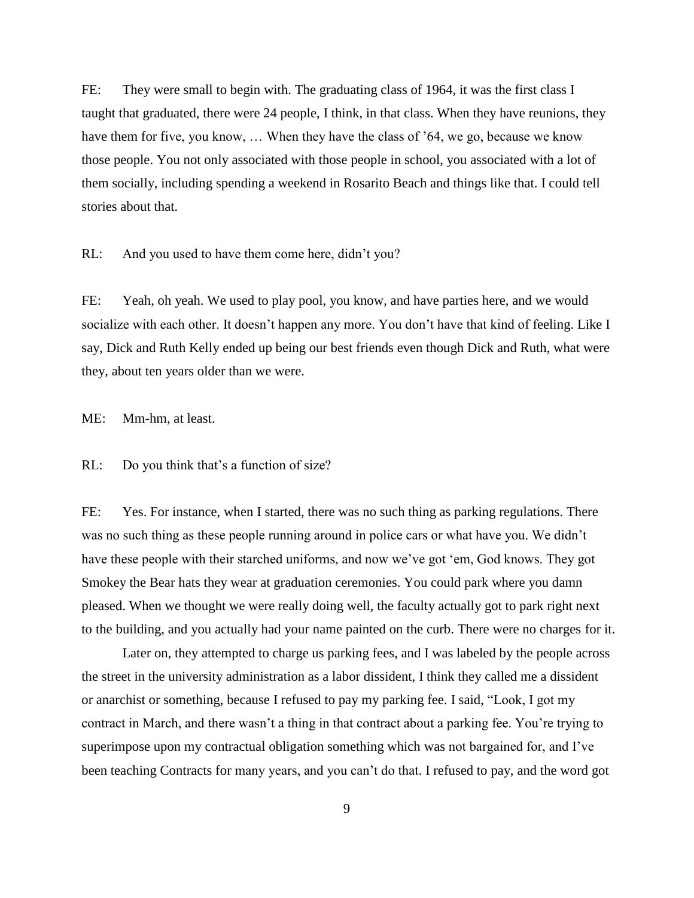FE: They were small to begin with. The graduating class of 1964, it was the first class I taught that graduated, there were 24 people, I think, in that class. When they have reunions, they have them for five, you know, … When they have the class of '64, we go, because we know those people. You not only associated with those people in school, you associated with a lot of them socially, including spending a weekend in Rosarito Beach and things like that. I could tell stories about that.

RL: And you used to have them come here, didn't you?

FE: Yeah, oh yeah. We used to play pool, you know, and have parties here, and we would socialize with each other. It doesn't happen any more. You don't have that kind of feeling. Like I say, Dick and Ruth Kelly ended up being our best friends even though Dick and Ruth, what were they, about ten years older than we were.

ME: Mm-hm, at least.

RL: Do you think that's a function of size?

FE: Yes. For instance, when I started, there was no such thing as parking regulations. There was no such thing as these people running around in police cars or what have you. We didn't have these people with their starched uniforms, and now we've got 'em, God knows. They got Smokey the Bear hats they wear at graduation ceremonies. You could park where you damn pleased. When we thought we were really doing well, the faculty actually got to park right next to the building, and you actually had your name painted on the curb. There were no charges for it.

Later on, they attempted to charge us parking fees, and I was labeled by the people across the street in the university administration as a labor dissident, I think they called me a dissident or anarchist or something, because I refused to pay my parking fee. I said, "Look, I got my contract in March, and there wasn't a thing in that contract about a parking fee. You're trying to superimpose upon my contractual obligation something which was not bargained for, and I've been teaching Contracts for many years, and you can't do that. I refused to pay, and the word got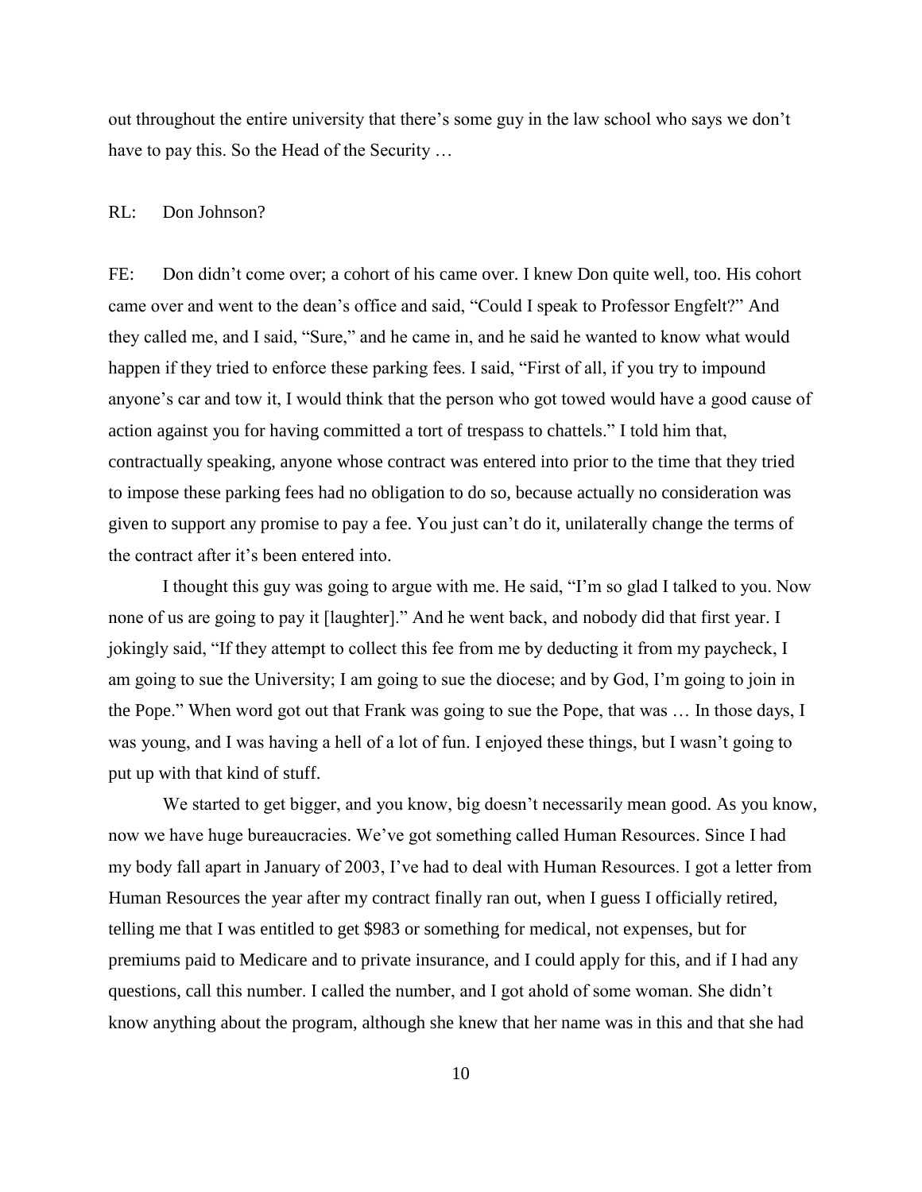out throughout the entire university that there's some guy in the law school who says we don't have to pay this. So the Head of the Security …

RL: Don Johnson?

FE: Don didn't come over; a cohort of his came over. I knew Don quite well, too. His cohort came over and went to the dean's office and said, "Could I speak to Professor Engfelt?" And they called me, and I said, "Sure," and he came in, and he said he wanted to know what would happen if they tried to enforce these parking fees. I said, "First of all, if you try to impound anyone's car and tow it, I would think that the person who got towed would have a good cause of action against you for having committed a tort of trespass to chattels." I told him that, contractually speaking, anyone whose contract was entered into prior to the time that they tried to impose these parking fees had no obligation to do so, because actually no consideration was given to support any promise to pay a fee. You just can't do it, unilaterally change the terms of the contract after it's been entered into.

I thought this guy was going to argue with me. He said, "I'm so glad I talked to you. Now none of us are going to pay it [laughter]." And he went back, and nobody did that first year. I jokingly said, "If they attempt to collect this fee from me by deducting it from my paycheck, I am going to sue the University; I am going to sue the diocese; and by God, I'm going to join in the Pope." When word got out that Frank was going to sue the Pope, that was … In those days, I was young, and I was having a hell of a lot of fun. I enjoyed these things, but I wasn't going to put up with that kind of stuff.

We started to get bigger, and you know, big doesn't necessarily mean good. As you know, now we have huge bureaucracies. We've got something called Human Resources. Since I had my body fall apart in January of 2003, I've had to deal with Human Resources. I got a letter from Human Resources the year after my contract finally ran out, when I guess I officially retired, telling me that I was entitled to get $983 or something for medical, not expenses, but for premiums paid to Medicare and to private insurance, and I could apply for this, and if I had any questions, call this number. I called the number, and I got ahold of some woman. She didn't know anything about the program, although she knew that her name was in this and that she had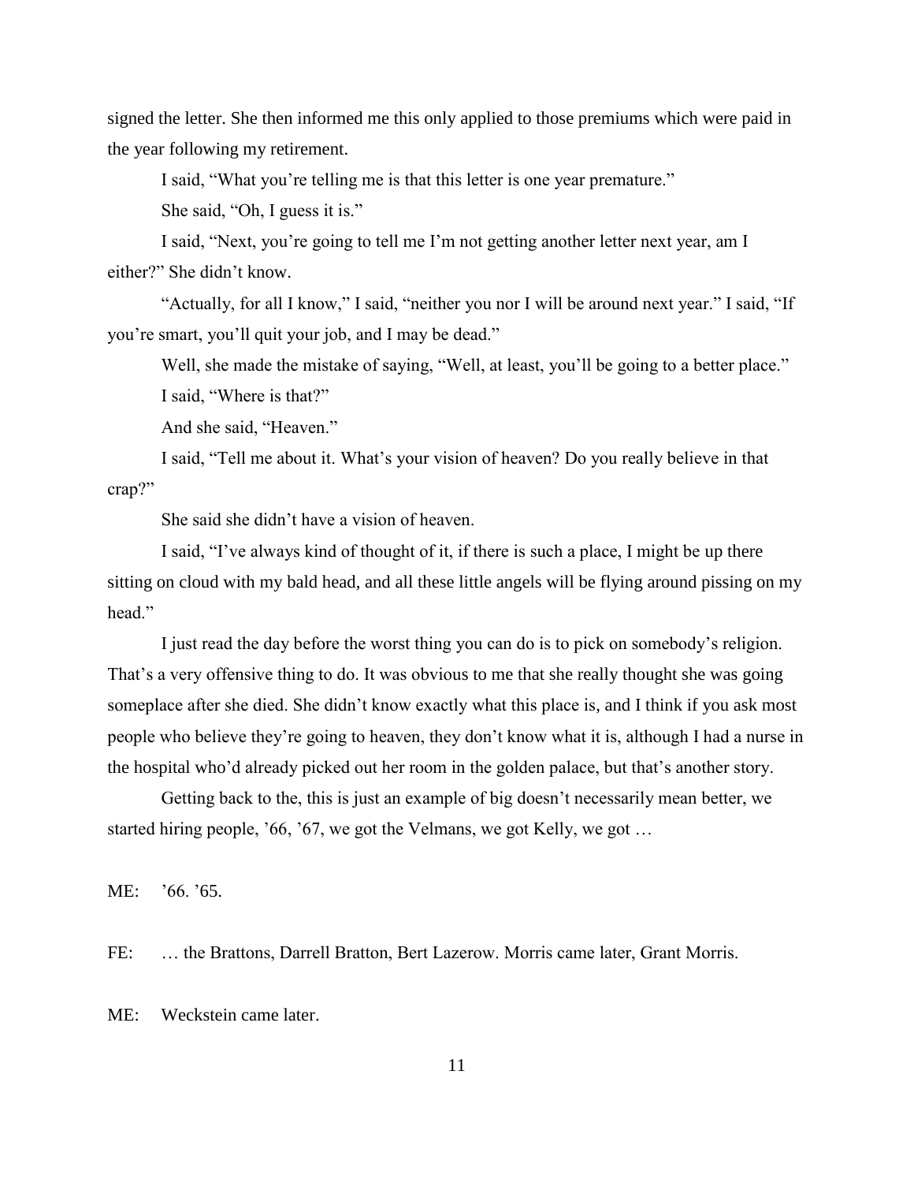signed the letter. She then informed me this only applied to those premiums which were paid in the year following my retirement.

I said, "What you're telling me is that this letter is one year premature."

She said, "Oh, I guess it is."

I said, "Next, you're going to tell me I'm not getting another letter next year, am I either?" She didn't know.

"Actually, for all I know," I said, "neither you nor I will be around next year." I said, "If you're smart, you'll quit your job, and I may be dead."

Well, she made the mistake of saying, "Well, at least, you'll be going to a better place."

I said, "Where is that?"

And she said, "Heaven."

I said, "Tell me about it. What's your vision of heaven? Do you really believe in that crap?"

She said she didn't have a vision of heaven.

I said, "I've always kind of thought of it, if there is such a place, I might be up there sitting on cloud with my bald head, and all these little angels will be flying around pissing on my head."

I just read the day before the worst thing you can do is to pick on somebody's religion. That's a very offensive thing to do. It was obvious to me that she really thought she was going someplace after she died. She didn't know exactly what this place is, and I think if you ask most people who believe they're going to heaven, they don't know what it is, although I had a nurse in the hospital who'd already picked out her room in the golden palace, but that's another story.

Getting back to the, this is just an example of big doesn't necessarily mean better, we started hiring people, '66, '67, we got the Velmans, we got Kelly, we got …

ME: '66. '65.

FE: … the Brattons, Darrell Bratton, Bert Lazerow. Morris came later, Grant Morris.

ME: Weckstein came later.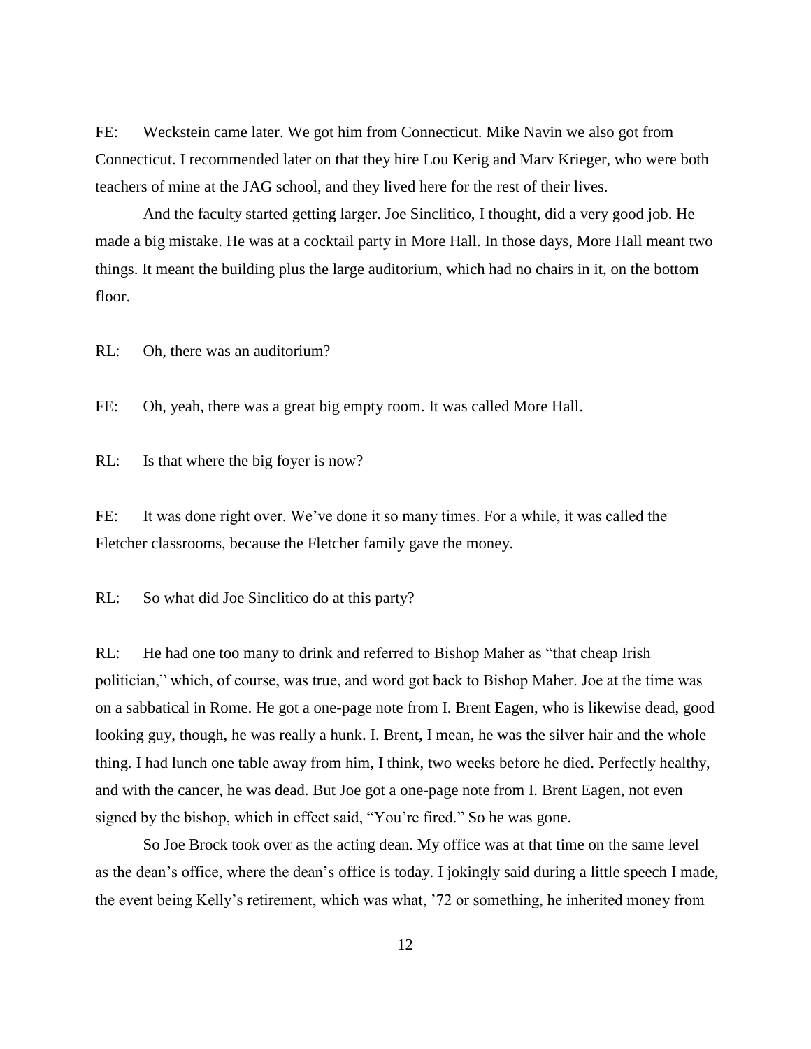FE: Weckstein came later. We got him from Connecticut. Mike Navin we also got from Connecticut. I recommended later on that they hire Lou Kerig and Marv Krieger, who were both teachers of mine at the JAG school, and they lived here for the rest of their lives.

And the faculty started getting larger. Joe Sinclitico, I thought, did a very good job. He made a big mistake. He was at a cocktail party in More Hall. In those days, More Hall meant two things. It meant the building plus the large auditorium, which had no chairs in it, on the bottom floor.

RL: Oh, there was an auditorium?

FE: Oh, yeah, there was a great big empty room. It was called More Hall.

RL: Is that where the big foyer is now?

FE: It was done right over. We've done it so many times. For a while, it was called the Fletcher classrooms, because the Fletcher family gave the money.

RL: So what did Joe Sinclitico do at this party?

RL: He had one too many to drink and referred to Bishop Maher as "that cheap Irish politician," which, of course, was true, and word got back to Bishop Maher. Joe at the time was on a sabbatical in Rome. He got a one-page note from I. Brent Eagen, who is likewise dead, good looking guy, though, he was really a hunk. I. Brent, I mean, he was the silver hair and the whole thing. I had lunch one table away from him, I think, two weeks before he died. Perfectly healthy, and with the cancer, he was dead. But Joe got a one-page note from I. Brent Eagen, not even signed by the bishop, which in effect said, "You're fired." So he was gone.

So Joe Brock took over as the acting dean. My office was at that time on the same level as the dean's office, where the dean's office is today. I jokingly said during a little speech I made, the event being Kelly's retirement, which was what, '72 or something, he inherited money from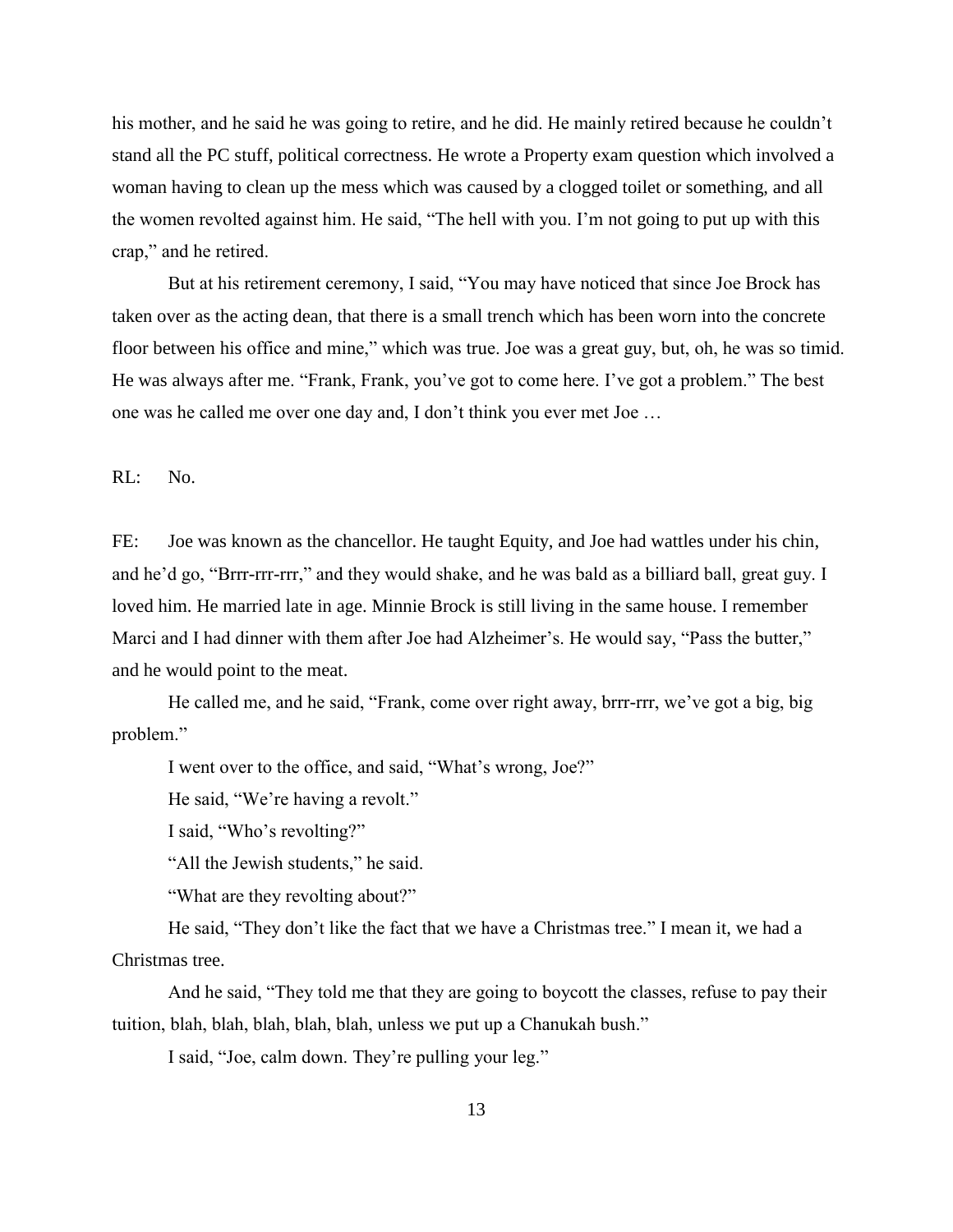his mother, and he said he was going to retire, and he did. He mainly retired because he couldn't stand all the PC stuff, political correctness. He wrote a Property exam question which involved a woman having to clean up the mess which was caused by a clogged toilet or something, and all the women revolted against him. He said, "The hell with you. I'm not going to put up with this crap," and he retired.

But at his retirement ceremony, I said, "You may have noticed that since Joe Brock has taken over as the acting dean, that there is a small trench which has been worn into the concrete floor between his office and mine," which was true. Joe was a great guy, but, oh, he was so timid. He was always after me. "Frank, Frank, you've got to come here. I've got a problem." The best one was he called me over one day and, I don't think you ever met Joe …

RL: No.

FE: Joe was known as the chancellor. He taught Equity, and Joe had wattles under his chin, and he'd go, "Brrr-rrr-rrr," and they would shake, and he was bald as a billiard ball, great guy. I loved him. He married late in age. Minnie Brock is still living in the same house. I remember Marci and I had dinner with them after Joe had Alzheimer's. He would say, "Pass the butter," and he would point to the meat.

He called me, and he said, "Frank, come over right away, brrr-rrr, we've got a big, big problem."

I went over to the office, and said, "What's wrong, Joe?"

He said, "We're having a revolt."

I said, "Who's revolting?"

"All the Jewish students," he said.

"What are they revolting about?"

He said, "They don't like the fact that we have a Christmas tree." I mean it, we had a Christmas tree.

And he said, "They told me that they are going to boycott the classes, refuse to pay their tuition, blah, blah, blah, blah, blah, unless we put up a Chanukah bush."

I said, "Joe, calm down. They're pulling your leg."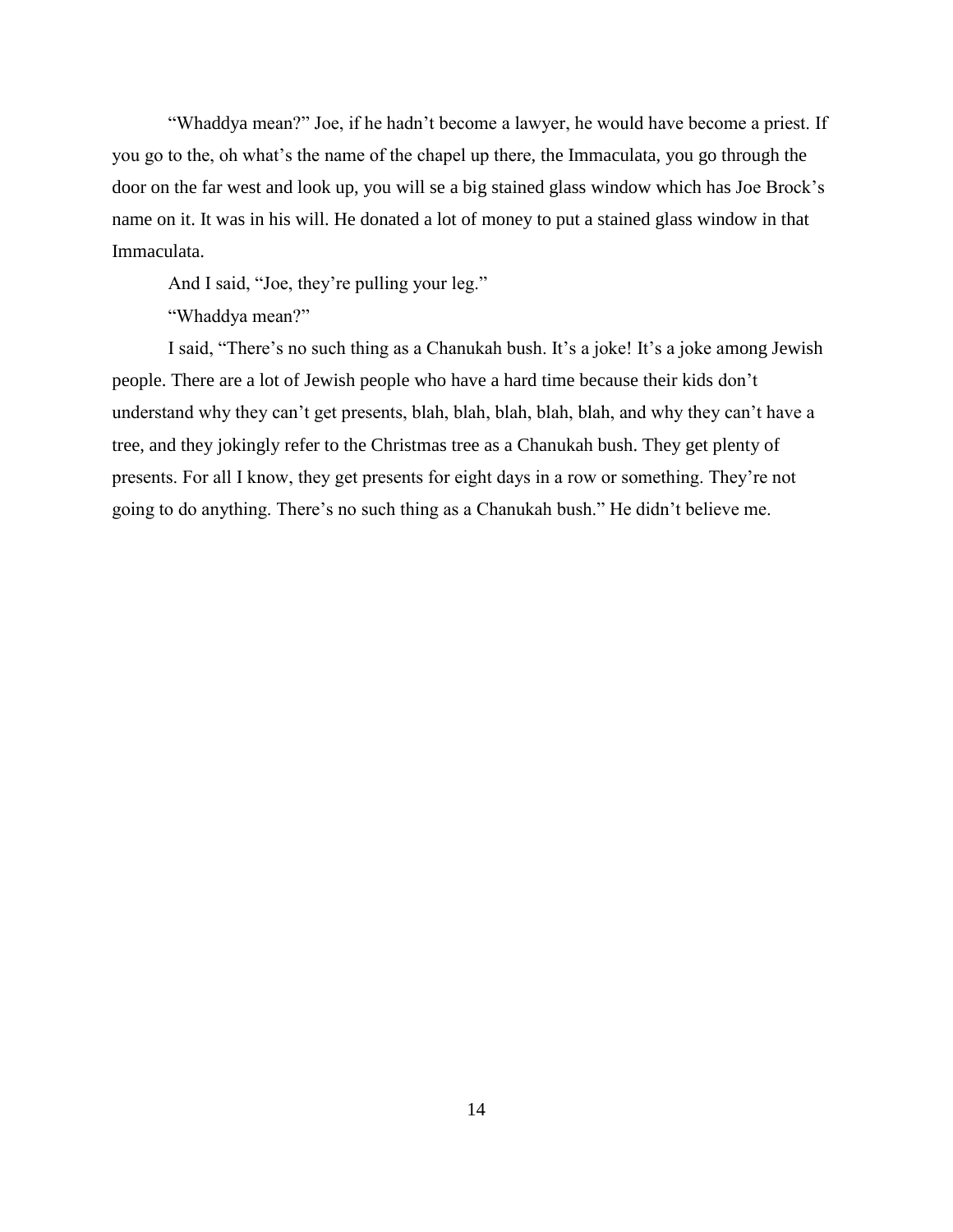"Whaddya mean?" Joe, if he hadn't become a lawyer, he would have become a priest. If you go to the, oh what's the name of the chapel up there, the Immaculata, you go through the door on the far west and look up, you will se a big stained glass window which has Joe Brock's name on it. It was in his will. He donated a lot of money to put a stained glass window in that Immaculata.

And I said, "Joe, they're pulling your leg."

"Whaddya mean?"

I said, "There's no such thing as a Chanukah bush. It's a joke! It's a joke among Jewish people. There are a lot of Jewish people who have a hard time because their kids don't understand why they can't get presents, blah, blah, blah, blah, blah, and why they can't have a tree, and they jokingly refer to the Christmas tree as a Chanukah bush. They get plenty of presents. For all I know, they get presents for eight days in a row or something. They're not going to do anything. There's no such thing as a Chanukah bush." He didn't believe me.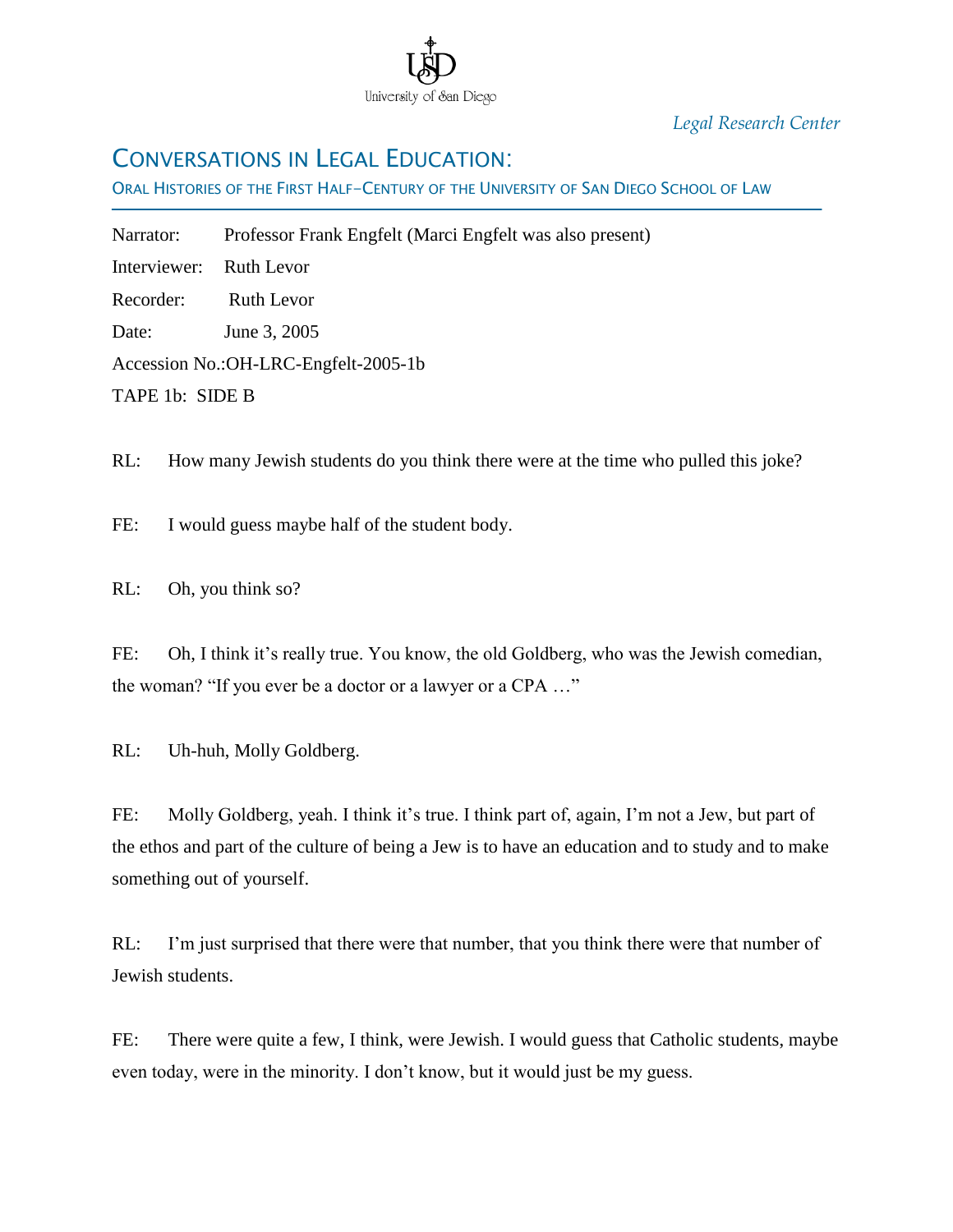*Legal Research Center*

## CONVERSATIONS IN LEGAL EDUCATION:

ORAL HISTORIES OF THE FIRST HALF–CENTURY OF THE UNIVERSITY OF SAN DIEGO SCHOOL OF LAW

Narrator: Professor Frank Engfelt (Marci Engfelt was also present)

Interviewer: Ruth Levor

Recorder: Ruth Levor

Date: June 3, 2005

Accession No.:OH-LRC-Engfelt-2005-1b

TAPE 1b: SIDE B

RL: How many Jewish students do you think there were at the time who pulled this joke?

FE: I would guess maybe half of the student body.

RL: Oh, you think so?

FE: Oh, I think it's really true. You know, the old Goldberg, who was the Jewish comedian, the woman? "If you ever be a doctor or a lawyer or a CPA …"

RL: Uh-huh, Molly Goldberg.

FE: Molly Goldberg, yeah. I think it's true. I think part of, again, I'm not a Jew, but part of the ethos and part of the culture of being a Jew is to have an education and to study and to make something out of yourself.

RL: I'm just surprised that there were that number, that you think there were that number of Jewish students.

FE: There were quite a few, I think, were Jewish. I would guess that Catholic students, maybe even today, were in the minority. I don't know, but it would just be my guess.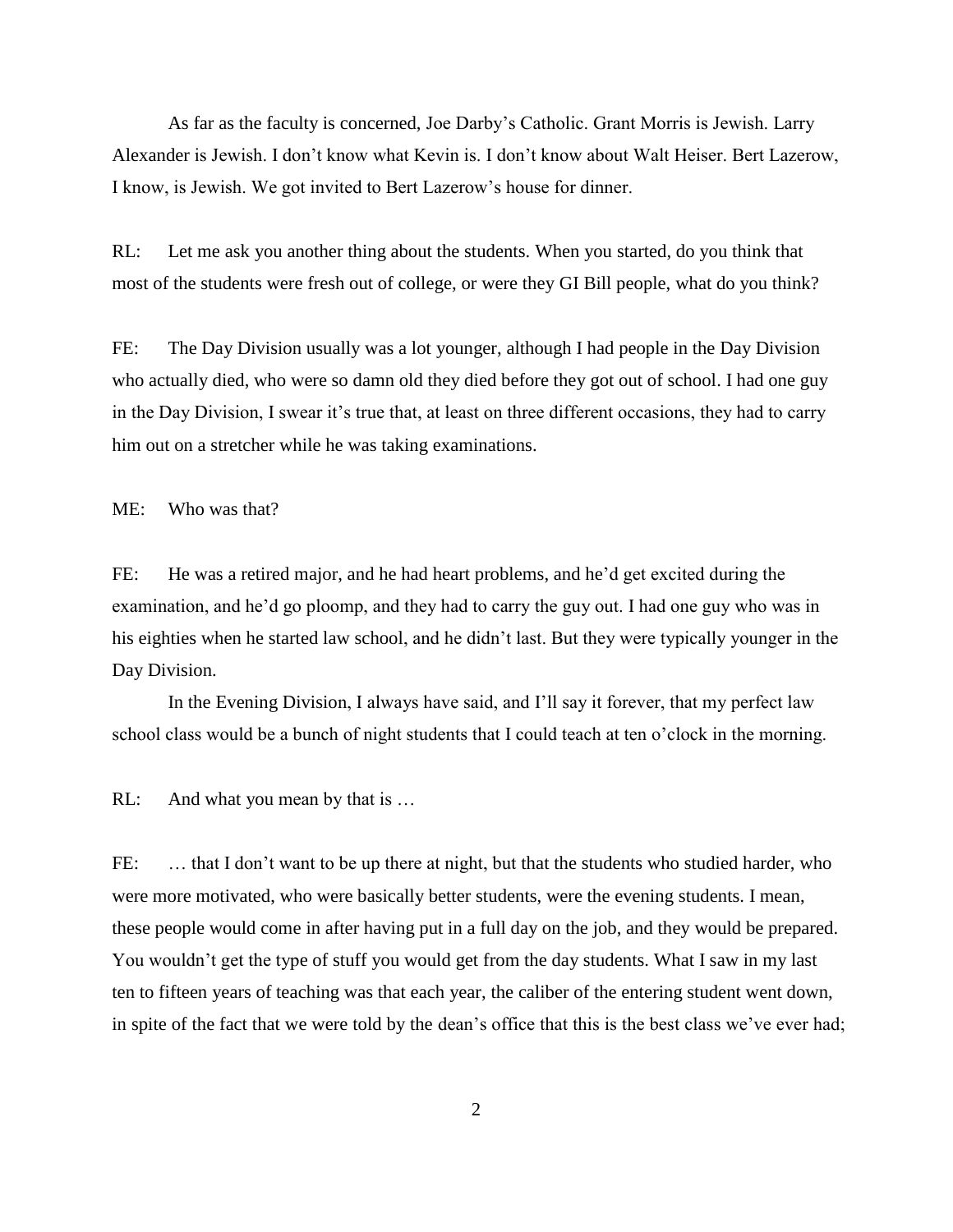As far as the faculty is concerned, Joe Darby's Catholic. Grant Morris is Jewish. Larry Alexander is Jewish. I don't know what Kevin is. I don't know about Walt Heiser. Bert Lazerow, I know, is Jewish. We got invited to Bert Lazerow's house for dinner.

RL: Let me ask you another thing about the students. When you started, do you think that most of the students were fresh out of college, or were they GI Bill people, what do you think?

FE: The Day Division usually was a lot younger, although I had people in the Day Division who actually died, who were so damn old they died before they got out of school. I had one guy in the Day Division, I swear it's true that, at least on three different occasions, they had to carry him out on a stretcher while he was taking examinations.

ME: Who was that?

FE: He was a retired major, and he had heart problems, and he'd get excited during the examination, and he'd go ploomp, and they had to carry the guy out. I had one guy who was in his eighties when he started law school, and he didn't last. But they were typically younger in the Day Division.

In the Evening Division, I always have said, and I'll say it forever, that my perfect law school class would be a bunch of night students that I could teach at ten o'clock in the morning.

RL: And what you mean by that is …

FE: … that I don't want to be up there at night, but that the students who studied harder, who were more motivated, who were basically better students, were the evening students. I mean, these people would come in after having put in a full day on the job, and they would be prepared. You wouldn't get the type of stuff you would get from the day students. What I saw in my last ten to fifteen years of teaching was that each year, the caliber of the entering student went down, in spite of the fact that we were told by the dean's office that this is the best class we've ever had;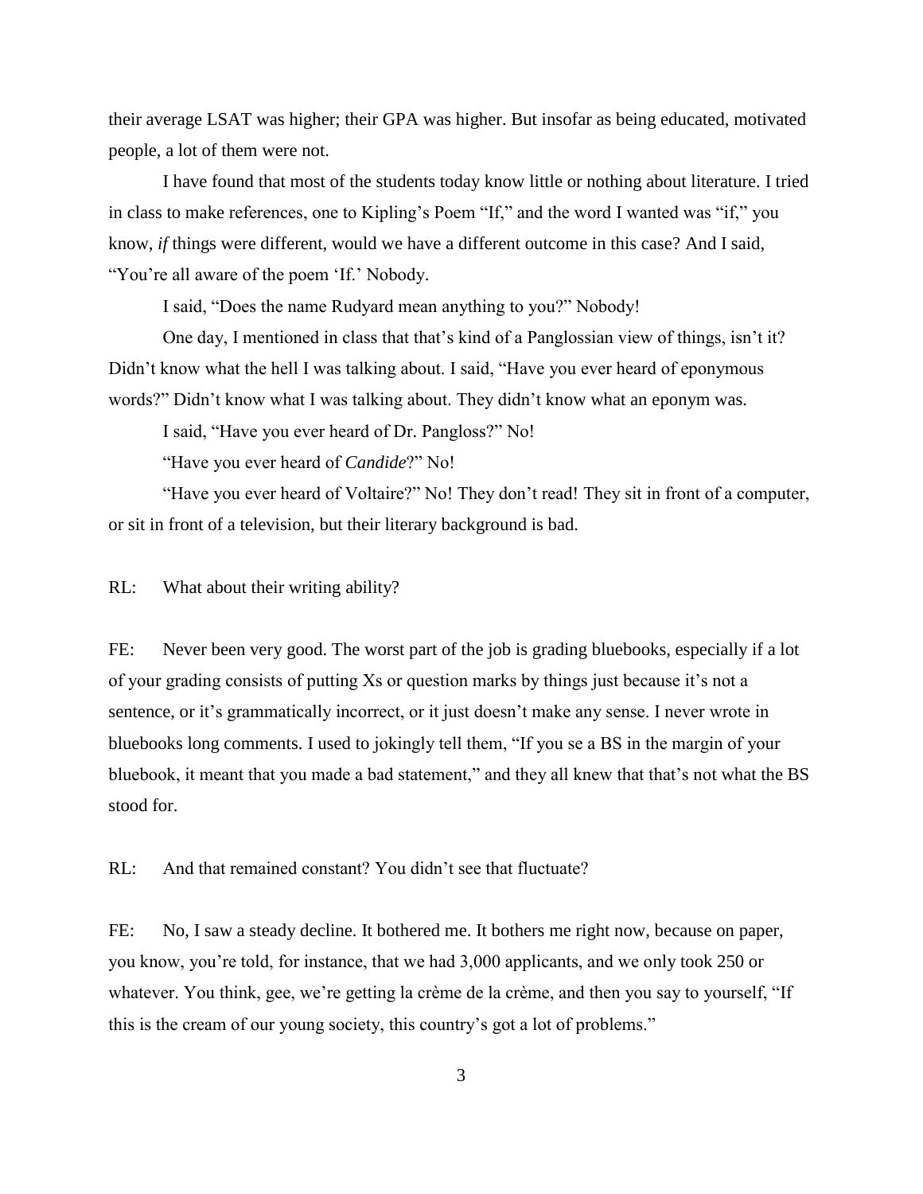their average LSAT was higher; their GPA was higher. But insofar as being educated, motivated people, a lot of them were not.

I have found that most of the students today know little or nothing about literature. I tried in class to make references, one to Kipling's Poem "If," and the word I wanted was "if," you know, *if* things were different, would we have a different outcome in this case? And I said, "You're all aware of the poem 'If.' Nobody.

I said, "Does the name Rudyard mean anything to you?" Nobody!

One day, I mentioned in class that that's kind of a Panglossian view of things, isn't it? Didn't know what the hell I was talking about. I said, "Have you ever heard of eponymous words?" Didn't know what I was talking about. They didn't know what an eponym was.

I said, "Have you ever heard of Dr. Pangloss?" No!

"Have you ever heard of *Candide*?" No!

"Have you ever heard of Voltaire?" No! They don't read! They sit in front of a computer, or sit in front of a television, but their literary background is bad.

RL: What about their writing ability?

FE: Never been very good. The worst part of the job is grading bluebooks, especially if a lot of your grading consists of putting Xs or question marks by things just because it's not a sentence, or it's grammatically incorrect, or it just doesn't make any sense. I never wrote in bluebooks long comments. I used to jokingly tell them, "If you se a BS in the margin of your bluebook, it meant that you made a bad statement," and they all knew that that's not what the BS stood for.

RL: And that remained constant? You didn't see that fluctuate?

FE: No, I saw a steady decline. It bothered me. It bothers me right now, because on paper, you know, you're told, for instance, that we had 3,000 applicants, and we only took 250 or whatever. You think, gee, we're getting la crème de la crème, and then you say to yourself, "If this is the cream of our young society, this country's got a lot of problems."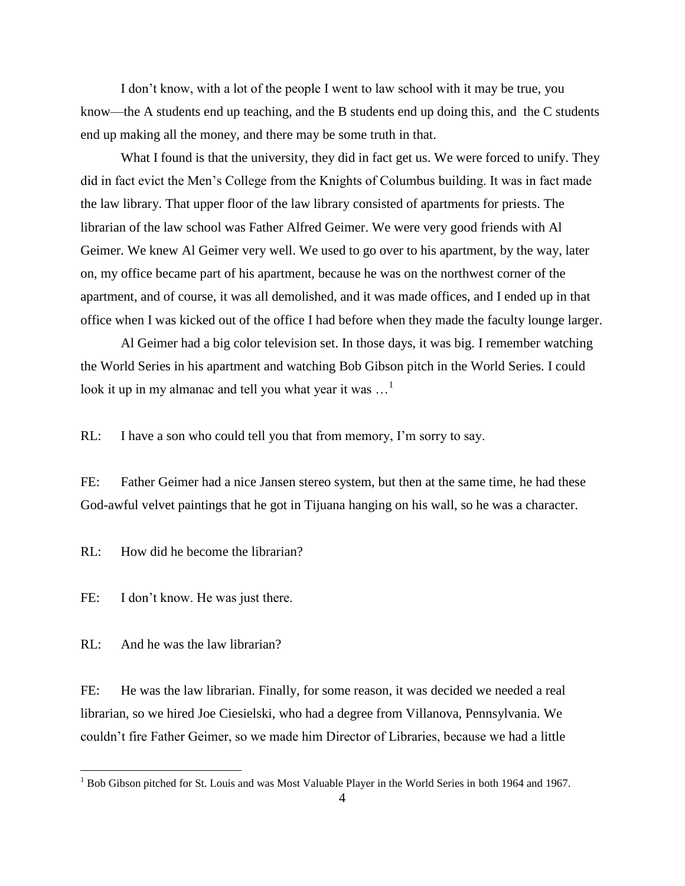I don't know, with a lot of the people I went to law school with it may be true, you know—the A students end up teaching, and the B students end up doing this, and the C students end up making all the money, and there may be some truth in that.

What I found is that the university, they did in fact get us. We were forced to unify. They did in fact evict the Men's College from the Knights of Columbus building. It was in fact made the law library. That upper floor of the law library consisted of apartments for priests. The librarian of the law school was Father Alfred Geimer. We were very good friends with Al Geimer. We knew Al Geimer very well. We used to go over to his apartment, by the way, later on, my office became part of his apartment, because he was on the northwest corner of the apartment, and of course, it was all demolished, and it was made offices, and I ended up in that office when I was kicked out of the office I had before when they made the faculty lounge larger.

Al Geimer had a big color television set. In those days, it was big. I remember watching the World Series in his apartment and watching Bob Gibson pitch in the World Series. I could look it up in my almanac and tell you what year it was …[1]

RL: I have a son who could tell you that from memory, I'm sorry to say.

FE: Father Geimer had a nice Jansen stereo system, but then at the same time, he had these God-awful velvet paintings that he got in Tijuana hanging on his wall, so he was a character.

RL: How did he become the librarian?

FE: I don't know. He was just there.

RL: And he was the law librarian?

FE: He was the law librarian. Finally, for some reason, it was decided we needed a real librarian, so we hired Joe Ciesielski, who had a degree from Villanova, Pennsylvania. We couldn't fire Father Geimer, so we made him Director of Libraries, because we had a little

[1] Bob Gibson pitched for St. Louis and was Most Valuable Player in the World Series in both 1964 and 1967.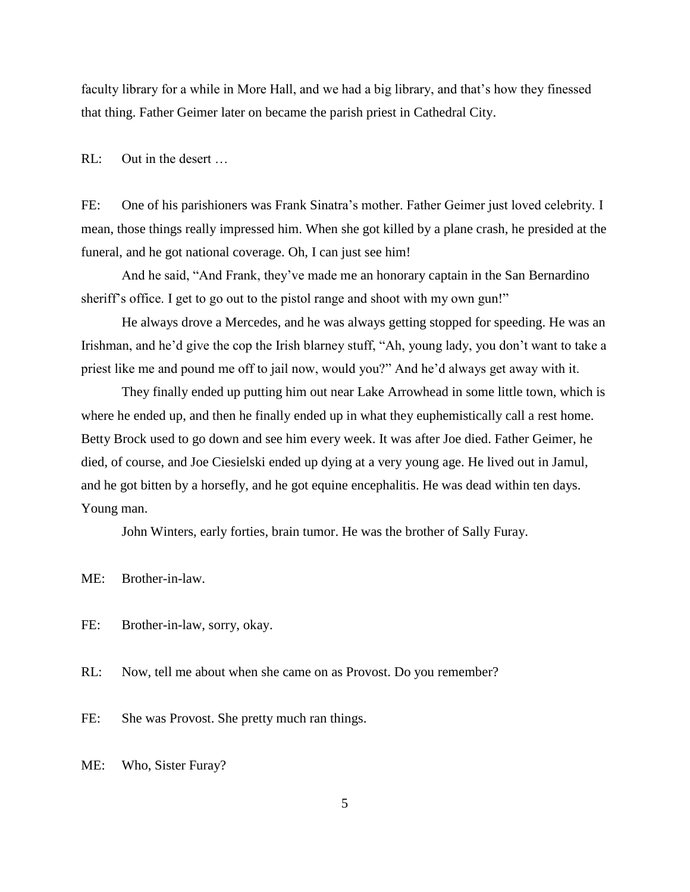faculty library for a while in More Hall, and we had a big library, and that's how they finessed that thing. Father Geimer later on became the parish priest in Cathedral City.

RL: Out in the desert …

FE: One of his parishioners was Frank Sinatra's mother. Father Geimer just loved celebrity. I mean, those things really impressed him. When she got killed by a plane crash, he presided at the funeral, and he got national coverage. Oh, I can just see him!

And he said, "And Frank, they've made me an honorary captain in the San Bernardino sheriff's office. I get to go out to the pistol range and shoot with my own gun!"

He always drove a Mercedes, and he was always getting stopped for speeding. He was an Irishman, and he'd give the cop the Irish blarney stuff, "Ah, young lady, you don't want to take a priest like me and pound me off to jail now, would you?" And he'd always get away with it.

They finally ended up putting him out near Lake Arrowhead in some little town, which is where he ended up, and then he finally ended up in what they euphemistically call a rest home. Betty Brock used to go down and see him every week. It was after Joe died. Father Geimer, he died, of course, and Joe Ciesielski ended up dying at a very young age. He lived out in Jamul, and he got bitten by a horsefly, and he got equine encephalitis. He was dead within ten days. Young man.

John Winters, early forties, brain tumor. He was the brother of Sally Furay.

ME: Brother-in-law.

FE: Brother-in-law, sorry, okay.

RL: Now, tell me about when she came on as Provost. Do you remember?

FE: She was Provost. She pretty much ran things.

ME: Who, Sister Furay?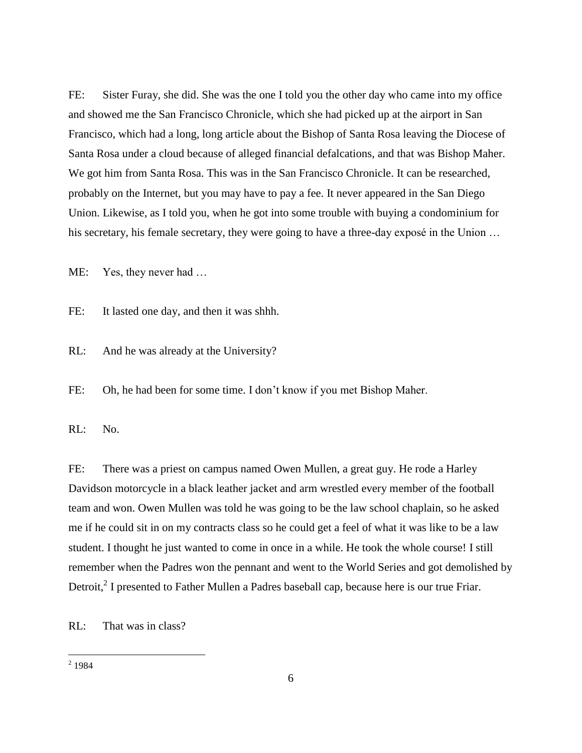FE: Sister Furay, she did. She was the one I told you the other day who came into my office and showed me the San Francisco Chronicle, which she had picked up at the airport in San Francisco, which had a long, long article about the Bishop of Santa Rosa leaving the Diocese of Santa Rosa under a cloud because of alleged financial defalcations, and that was Bishop Maher. We got him from Santa Rosa. This was in the San Francisco Chronicle. It can be researched, probably on the Internet, but you may have to pay a fee. It never appeared in the San Diego Union. Likewise, as I told you, when he got into some trouble with buying a condominium for his secretary, his female secretary, they were going to have a three-day exposé in the Union …

ME: Yes, they never had …

FE: It lasted one day, and then it was shhh.

RL: And he was already at the University?

FE: Oh, he had been for some time. I don't know if you met Bishop Maher.

RL: No.

FE: There was a priest on campus named Owen Mullen, a great guy. He rode a Harley Davidson motorcycle in a black leather jacket and arm wrestled every member of the football team and won. Owen Mullen was told he was going to be the law school chaplain, so he asked me if he could sit in on my contracts class so he could get a feel of what it was like to be a law student. I thought he just wanted to come in once in a while. He took the whole course! I still remember when the Padres won the pennant and went to the World Series and got demolished by Detroit,[2] I presented to Father Mullen a Padres baseball cap, because here is our true Friar.

RL: That was in class?

[2] 1984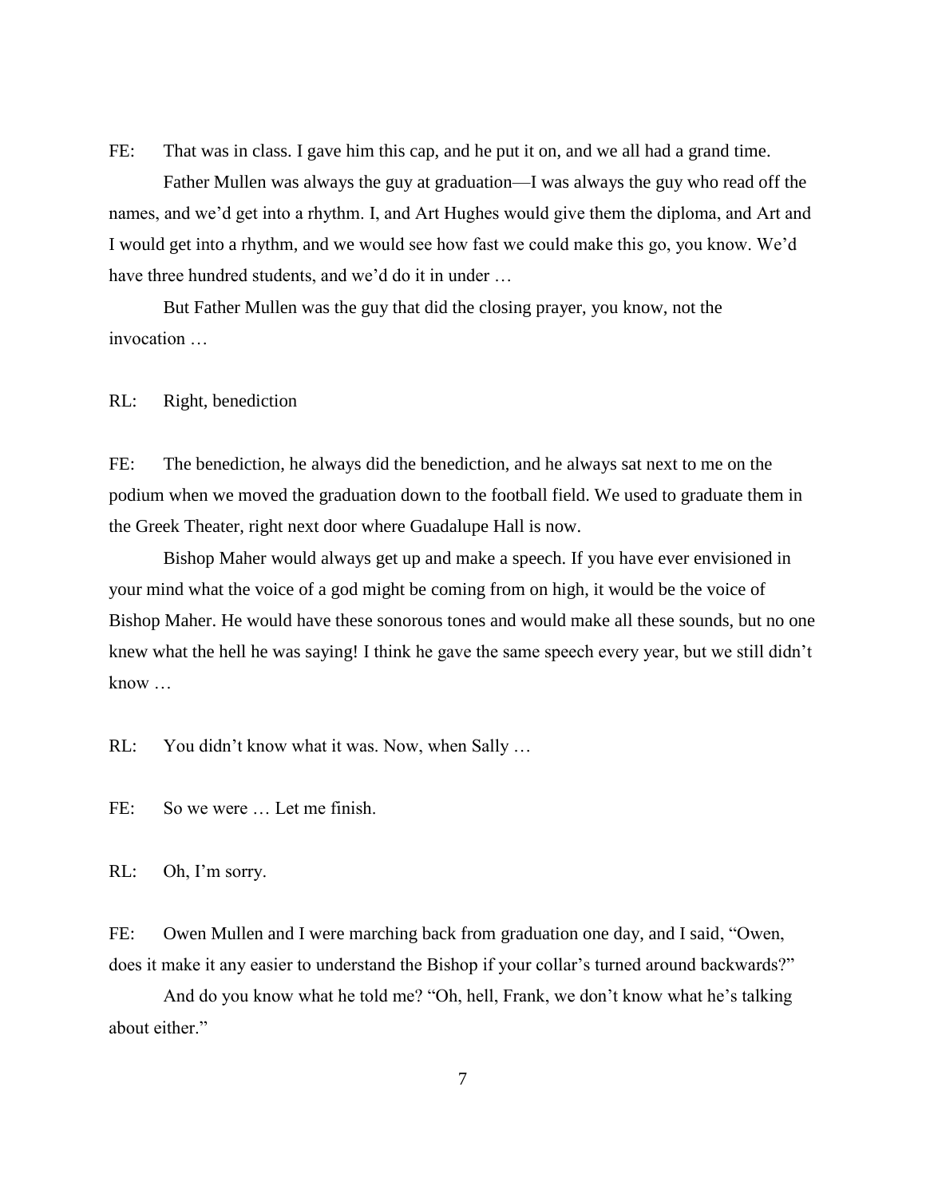FE: That was in class. I gave him this cap, and he put it on, and we all had a grand time.

Father Mullen was always the guy at graduation—I was always the guy who read off the names, and we'd get into a rhythm. I, and Art Hughes would give them the diploma, and Art and I would get into a rhythm, and we would see how fast we could make this go, you know. We'd have three hundred students, and we'd do it in under …

But Father Mullen was the guy that did the closing prayer, you know, not the invocation …

RL: Right, benediction

FE: The benediction, he always did the benediction, and he always sat next to me on the podium when we moved the graduation down to the football field. We used to graduate them in the Greek Theater, right next door where Guadalupe Hall is now.

Bishop Maher would always get up and make a speech. If you have ever envisioned in your mind what the voice of a god might be coming from on high, it would be the voice of Bishop Maher. He would have these sonorous tones and would make all these sounds, but no one knew what the hell he was saying! I think he gave the same speech every year, but we still didn't know …

RL: You didn't know what it was. Now, when Sally …

FE: So we were … Let me finish.

RL: Oh, I'm sorry.

FE: Owen Mullen and I were marching back from graduation one day, and I said, "Owen, does it make it any easier to understand the Bishop if your collar's turned around backwards?"

And do you know what he told me? "Oh, hell, Frank, we don't know what he's talking about either."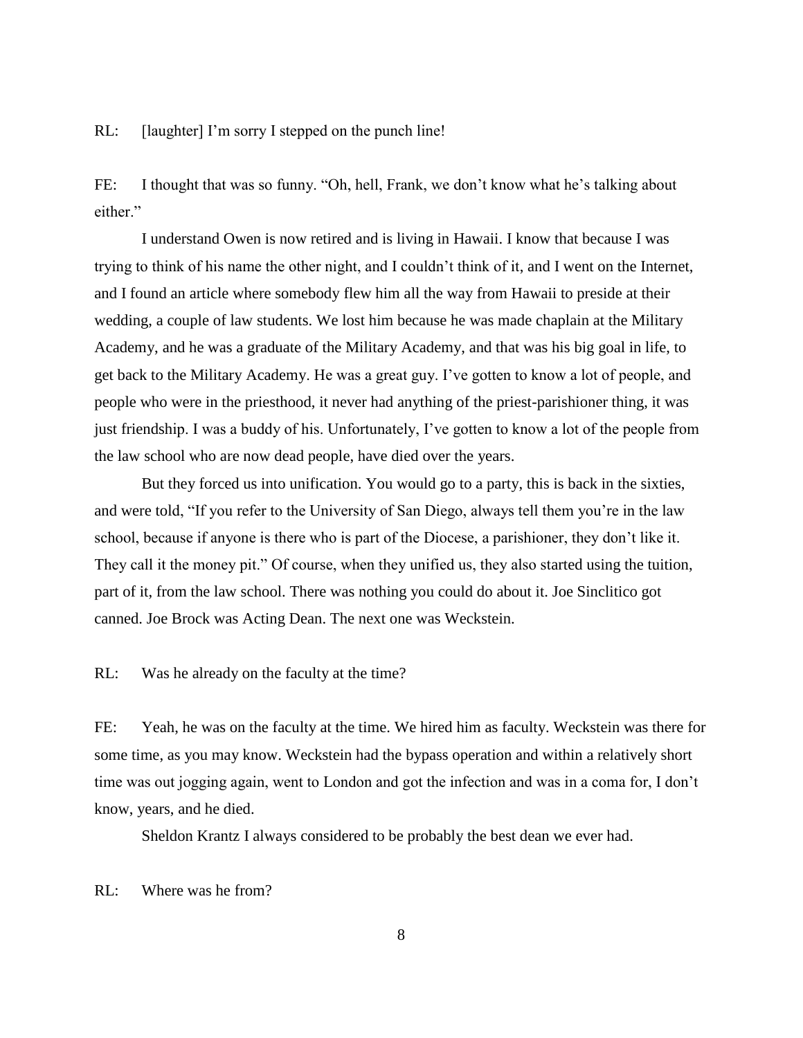RL: [laughter] I'm sorry I stepped on the punch line!

FE: I thought that was so funny. "Oh, hell, Frank, we don't know what he's talking about either."

I understand Owen is now retired and is living in Hawaii. I know that because I was trying to think of his name the other night, and I couldn't think of it, and I went on the Internet, and I found an article where somebody flew him all the way from Hawaii to preside at their wedding, a couple of law students. We lost him because he was made chaplain at the Military Academy, and he was a graduate of the Military Academy, and that was his big goal in life, to get back to the Military Academy. He was a great guy. I've gotten to know a lot of people, and people who were in the priesthood, it never had anything of the priest-parishioner thing, it was just friendship. I was a buddy of his. Unfortunately, I've gotten to know a lot of the people from the law school who are now dead people, have died over the years.

But they forced us into unification. You would go to a party, this is back in the sixties, and were told, "If you refer to the University of San Diego, always tell them you're in the law school, because if anyone is there who is part of the Diocese, a parishioner, they don't like it. They call it the money pit." Of course, when they unified us, they also started using the tuition, part of it, from the law school. There was nothing you could do about it. Joe Sinclitico got canned. Joe Brock was Acting Dean. The next one was Weckstein.

RL: Was he already on the faculty at the time?

FE: Yeah, he was on the faculty at the time. We hired him as faculty. Weckstein was there for some time, as you may know. Weckstein had the bypass operation and within a relatively short time was out jogging again, went to London and got the infection and was in a coma for, I don't know, years, and he died.

Sheldon Krantz I always considered to be probably the best dean we ever had.

RL: Where was he from?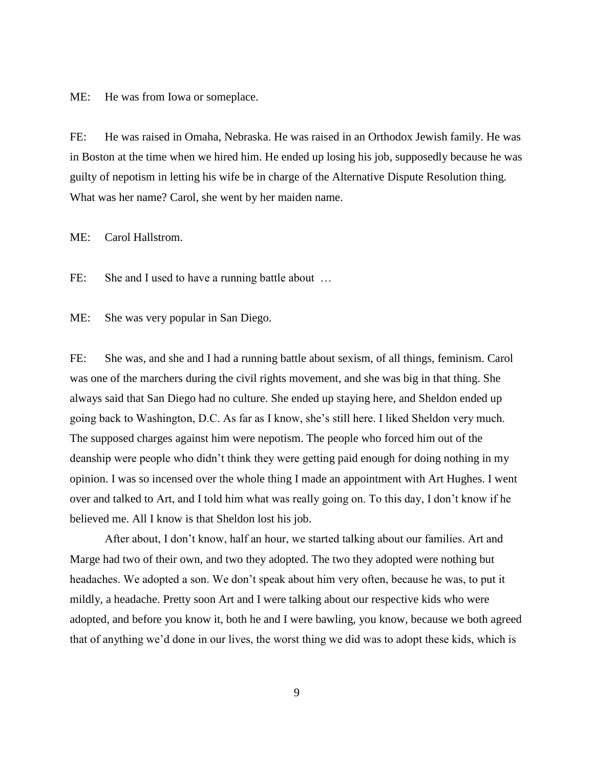ME: He was from Iowa or someplace.

FE: He was raised in Omaha, Nebraska. He was raised in an Orthodox Jewish family. He was in Boston at the time when we hired him. He ended up losing his job, supposedly because he was guilty of nepotism in letting his wife be in charge of the Alternative Dispute Resolution thing. What was her name? Carol, she went by her maiden name.

ME: Carol Hallstrom.

FE: She and I used to have a running battle about …

ME: She was very popular in San Diego.

FE: She was, and she and I had a running battle about sexism, of all things, feminism. Carol was one of the marchers during the civil rights movement, and she was big in that thing. She always said that San Diego had no culture. She ended up staying here, and Sheldon ended up going back to Washington, D.C. As far as I know, she's still here. I liked Sheldon very much. The supposed charges against him were nepotism. The people who forced him out of the deanship were people who didn't think they were getting paid enough for doing nothing in my opinion. I was so incensed over the whole thing I made an appointment with Art Hughes. I went over and talked to Art, and I told him what was really going on. To this day, I don't know if he believed me. All I know is that Sheldon lost his job.

After about, I don't know, half an hour, we started talking about our families. Art and Marge had two of their own, and two they adopted. The two they adopted were nothing but headaches. We adopted a son. We don't speak about him very often, because he was, to put it mildly, a headache. Pretty soon Art and I were talking about our respective kids who were adopted, and before you know it, both he and I were bawling, you know, because we both agreed that of anything we'd done in our lives, the worst thing we did was to adopt these kids, which is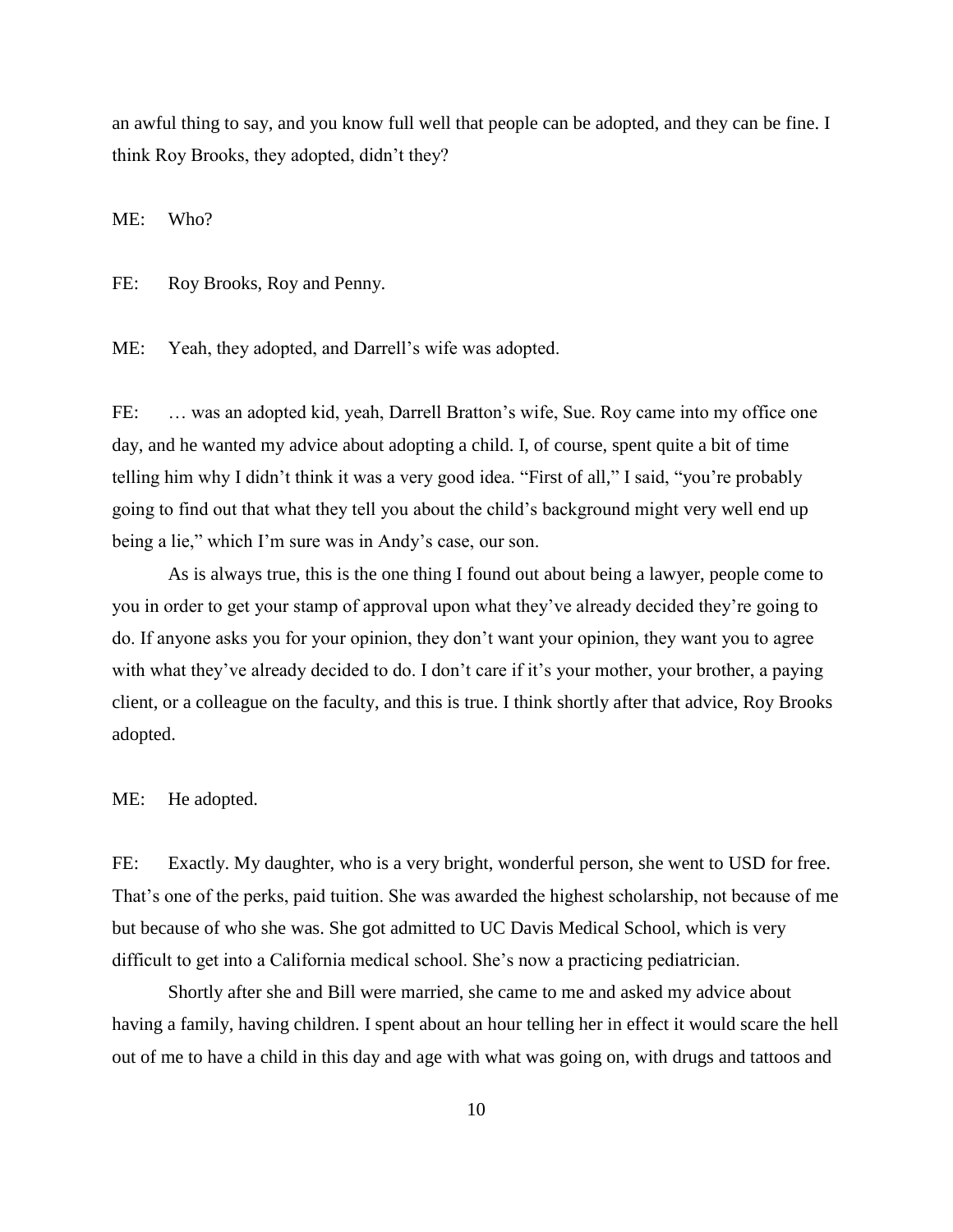an awful thing to say, and you know full well that people can be adopted, and they can be fine. I think Roy Brooks, they adopted, didn't they?

ME: Who?

FE: Roy Brooks, Roy and Penny.

ME: Yeah, they adopted, and Darrell's wife was adopted.

FE: … was an adopted kid, yeah, Darrell Bratton's wife, Sue. Roy came into my office one day, and he wanted my advice about adopting a child. I, of course, spent quite a bit of time telling him why I didn't think it was a very good idea. "First of all," I said, "you're probably going to find out that what they tell you about the child's background might very well end up being a lie," which I'm sure was in Andy's case, our son.

As is always true, this is the one thing I found out about being a lawyer, people come to you in order to get your stamp of approval upon what they've already decided they're going to do. If anyone asks you for your opinion, they don't want your opinion, they want you to agree with what they've already decided to do. I don't care if it's your mother, your brother, a paying client, or a colleague on the faculty, and this is true. I think shortly after that advice, Roy Brooks adopted.

ME: He adopted.

FE: Exactly. My daughter, who is a very bright, wonderful person, she went to USD for free. That's one of the perks, paid tuition. She was awarded the highest scholarship, not because of me but because of who she was. She got admitted to UC Davis Medical School, which is very difficult to get into a California medical school. She's now a practicing pediatrician.

Shortly after she and Bill were married, she came to me and asked my advice about having a family, having children. I spent about an hour telling her in effect it would scare the hell out of me to have a child in this day and age with what was going on, with drugs and tattoos and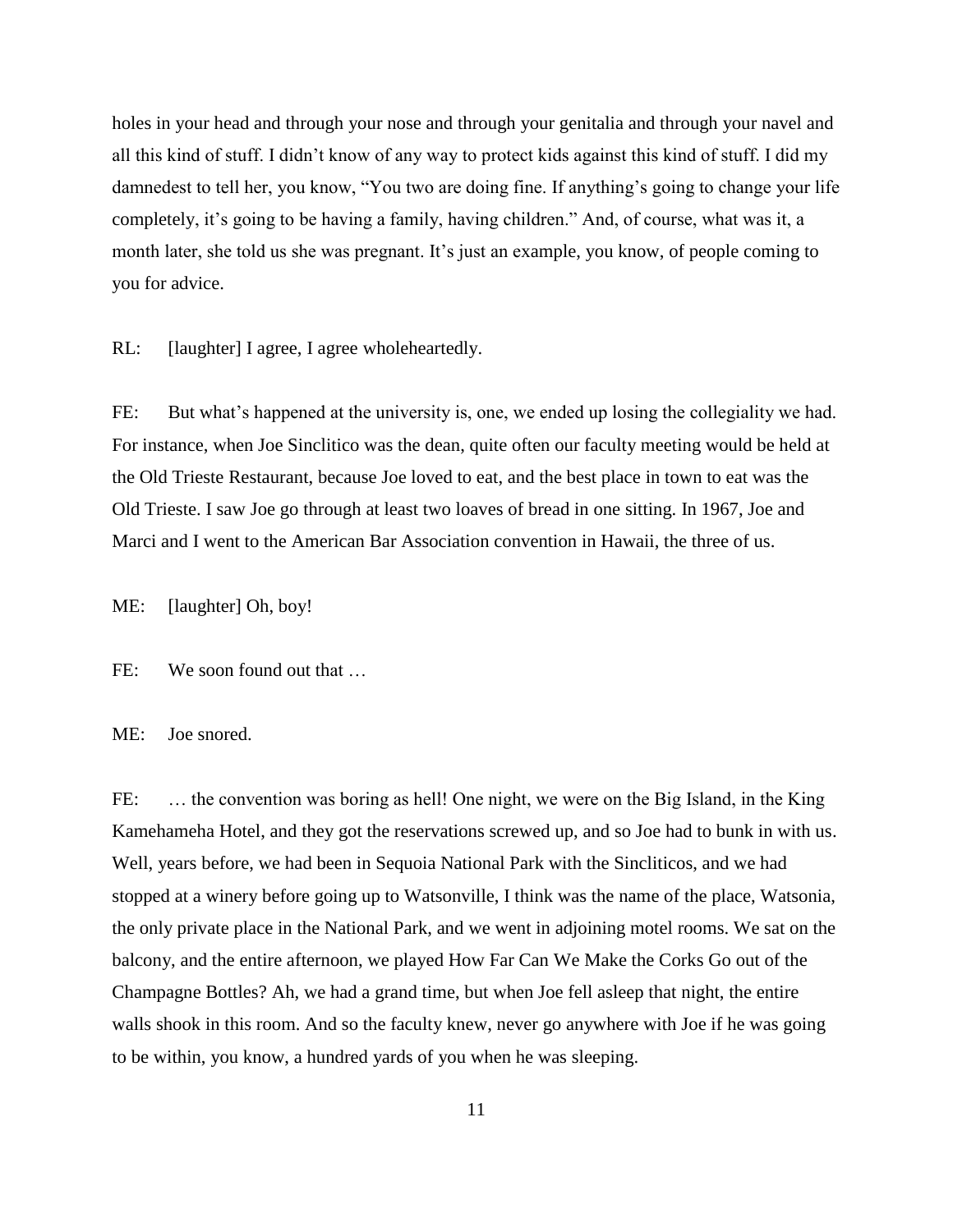holes in your head and through your nose and through your genitalia and through your navel and all this kind of stuff. I didn't know of any way to protect kids against this kind of stuff. I did my damnedest to tell her, you know, "You two are doing fine. If anything's going to change your life completely, it's going to be having a family, having children." And, of course, what was it, a month later, she told us she was pregnant. It's just an example, you know, of people coming to you for advice.

RL: [laughter] I agree, I agree wholeheartedly.

FE: But what's happened at the university is, one, we ended up losing the collegiality we had. For instance, when Joe Sinclitico was the dean, quite often our faculty meeting would be held at the Old Trieste Restaurant, because Joe loved to eat, and the best place in town to eat was the Old Trieste. I saw Joe go through at least two loaves of bread in one sitting. In 1967, Joe and Marci and I went to the American Bar Association convention in Hawaii, the three of us.

ME: [laughter] Oh, boy!

FE: We soon found out that …

ME: Joe snored.

FE: … the convention was boring as hell! One night, we were on the Big Island, in the King Kamehameha Hotel, and they got the reservations screwed up, and so Joe had to bunk in with us. Well, years before, we had been in Sequoia National Park with the Sincliticos, and we had stopped at a winery before going up to Watsonville, I think was the name of the place, Watsonia, the only private place in the National Park, and we went in adjoining motel rooms. We sat on the balcony, and the entire afternoon, we played How Far Can We Make the Corks Go out of the Champagne Bottles? Ah, we had a grand time, but when Joe fell asleep that night, the entire walls shook in this room. And so the faculty knew, never go anywhere with Joe if he was going to be within, you know, a hundred yards of you when he was sleeping.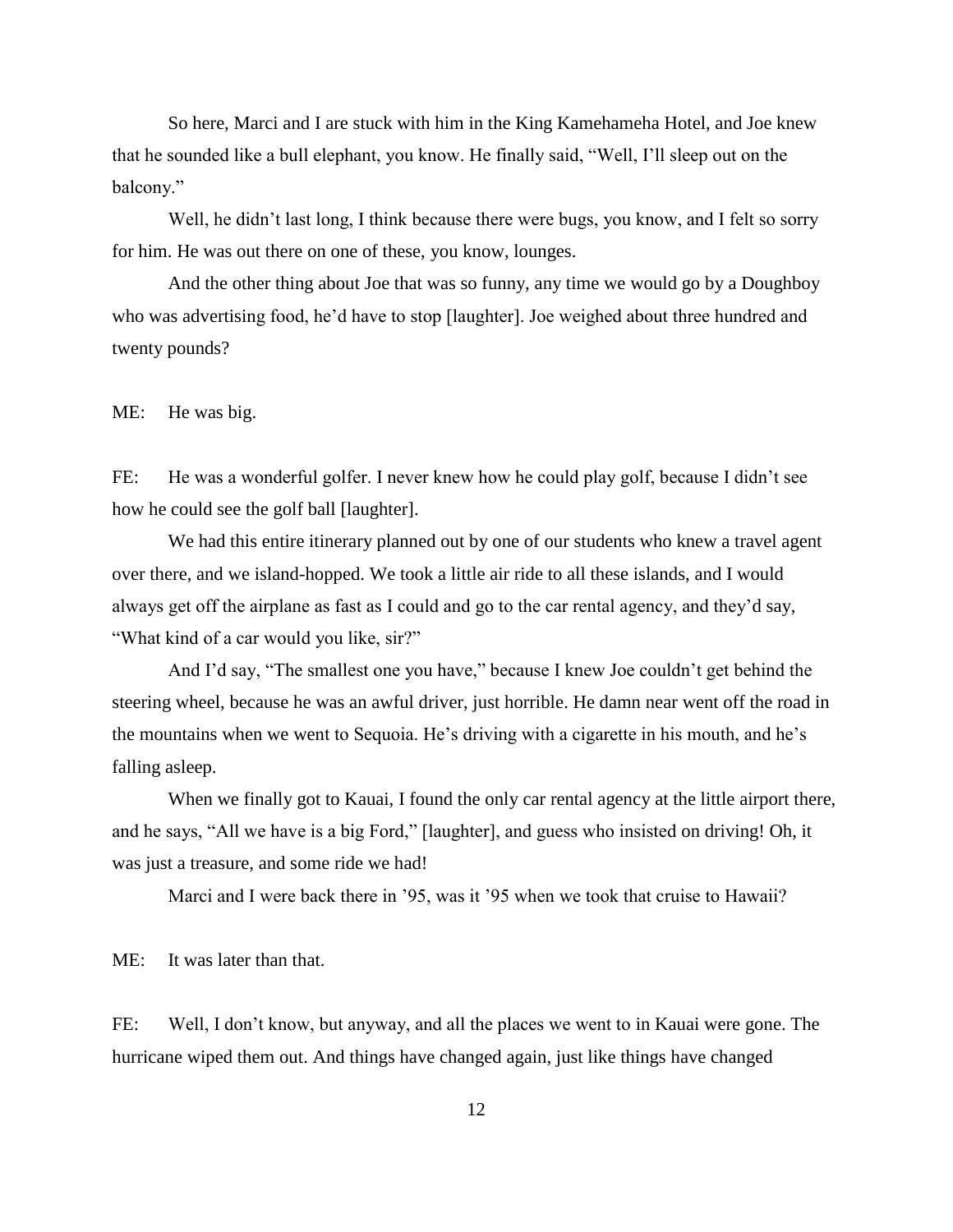So here, Marci and I are stuck with him in the King Kamehameha Hotel, and Joe knew that he sounded like a bull elephant, you know. He finally said, "Well, I'll sleep out on the balcony."

Well, he didn't last long, I think because there were bugs, you know, and I felt so sorry for him. He was out there on one of these, you know, lounges.

And the other thing about Joe that was so funny, any time we would go by a Doughboy who was advertising food, he'd have to stop [laughter]. Joe weighed about three hundred and twenty pounds?

ME: He was big.

FE: He was a wonderful golfer. I never knew how he could play golf, because I didn't see how he could see the golf ball [laughter].

We had this entire itinerary planned out by one of our students who knew a travel agent over there, and we island-hopped. We took a little air ride to all these islands, and I would always get off the airplane as fast as I could and go to the car rental agency, and they'd say, "What kind of a car would you like, sir?"

And I'd say, "The smallest one you have," because I knew Joe couldn't get behind the steering wheel, because he was an awful driver, just horrible. He damn near went off the road in the mountains when we went to Sequoia. He's driving with a cigarette in his mouth, and he's falling asleep.

When we finally got to Kauai, I found the only car rental agency at the little airport there, and he says, "All we have is a big Ford," [laughter], and guess who insisted on driving! Oh, it was just a treasure, and some ride we had!

Marci and I were back there in '95, was it '95 when we took that cruise to Hawaii?

ME: It was later than that.

FE: Well, I don't know, but anyway, and all the places we went to in Kauai were gone. The hurricane wiped them out. And things have changed again, just like things have changed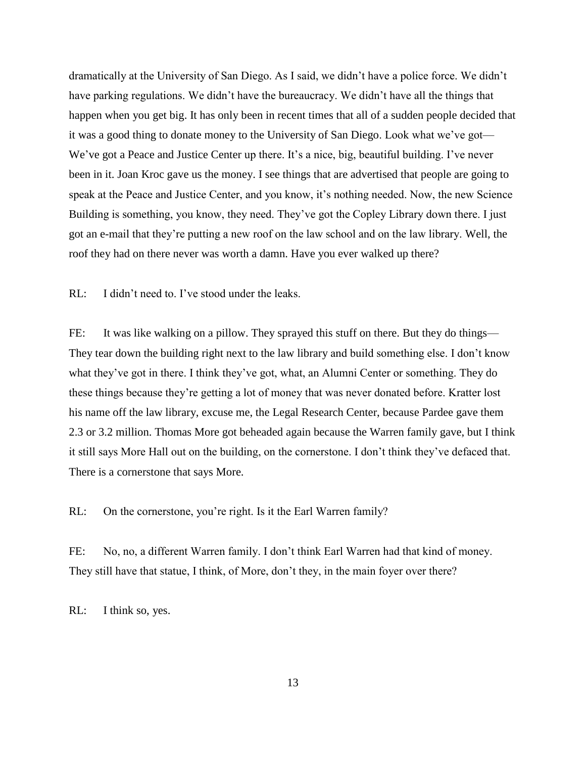dramatically at the University of San Diego. As I said, we didn't have a police force. We didn't have parking regulations. We didn't have the bureaucracy. We didn't have all the things that happen when you get big. It has only been in recent times that all of a sudden people decided that it was a good thing to donate money to the University of San Diego. Look what we've got— We've got a Peace and Justice Center up there. It's a nice, big, beautiful building. I've never been in it. Joan Kroc gave us the money. I see things that are advertised that people are going to speak at the Peace and Justice Center, and you know, it's nothing needed. Now, the new Science Building is something, you know, they need. They've got the Copley Library down there. I just got an e-mail that they're putting a new roof on the law school and on the law library. Well, the roof they had on there never was worth a damn. Have you ever walked up there?

RL: I didn't need to. I've stood under the leaks.

FE: It was like walking on a pillow. They sprayed this stuff on there. But they do things— They tear down the building right next to the law library and build something else. I don't know what they've got in there. I think they've got, what, an Alumni Center or something. They do these things because they're getting a lot of money that was never donated before. Kratter lost his name off the law library, excuse me, the Legal Research Center, because Pardee gave them 2.3 or 3.2 million. Thomas More got beheaded again because the Warren family gave, but I think it still says More Hall out on the building, on the cornerstone. I don't think they've defaced that. There is a cornerstone that says More.

RL: On the cornerstone, you're right. Is it the Earl Warren family?

FE: No, no, a different Warren family. I don't think Earl Warren had that kind of money. They still have that statue, I think, of More, don't they, in the main foyer over there?

RL: I think so, yes.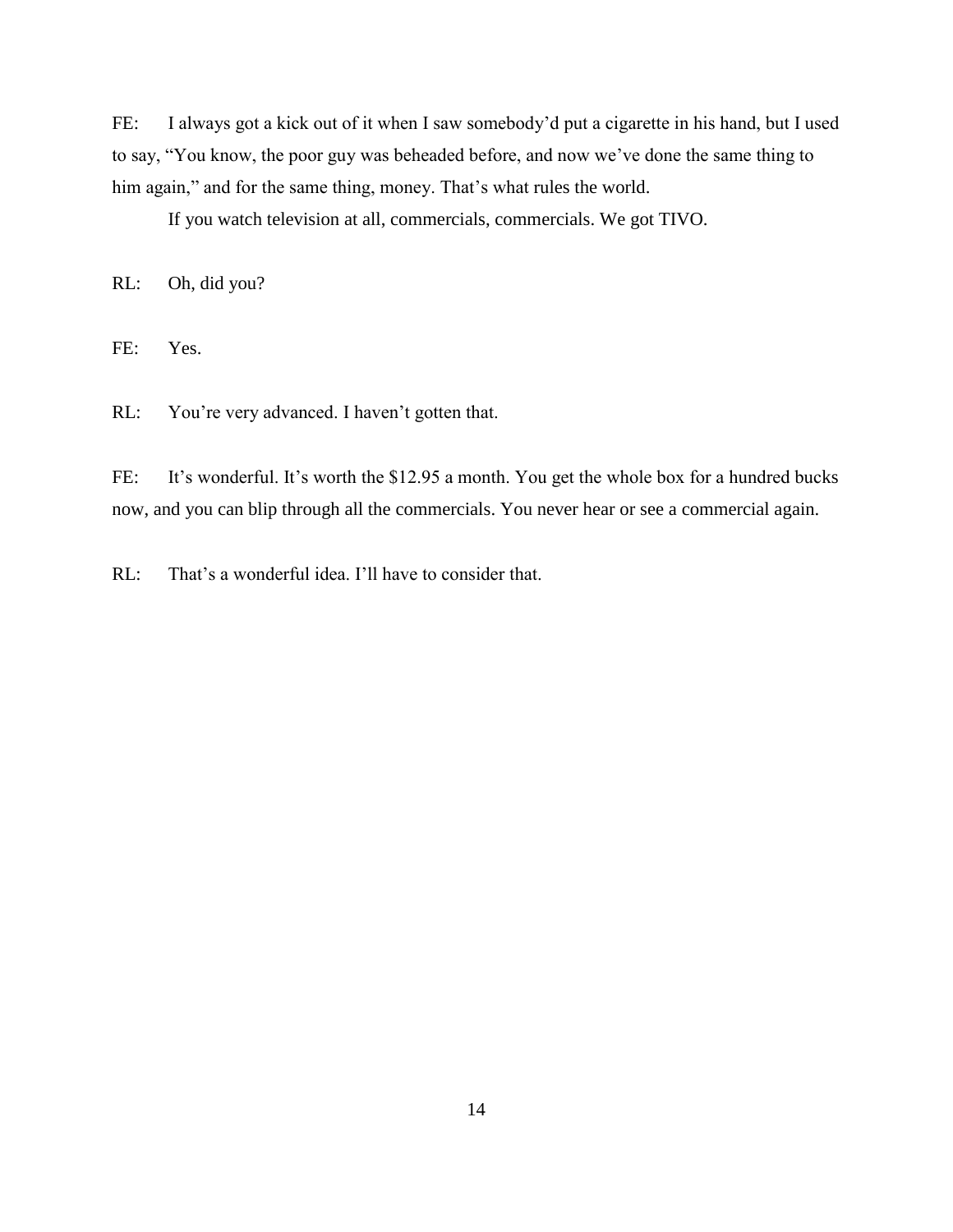FE: I always got a kick out of it when I saw somebody'd put a cigarette in his hand, but I used to say, "You know, the poor guy was beheaded before, and now we've done the same thing to him again," and for the same thing, money. That's what rules the world.

If you watch television at all, commercials, commercials. We got TIVO.

RL: Oh, did you?

FE: Yes.

RL: You're very advanced. I haven't gotten that.

FE: It's wonderful. It's worth the $12.95 a month. You get the whole box for a hundred bucks now, and you can blip through all the commercials. You never hear or see a commercial again.

RL: That's a wonderful idea. I'll have to consider that.